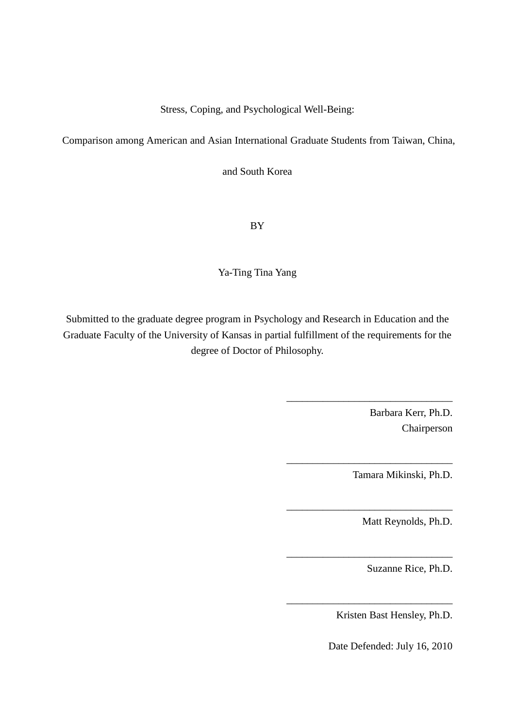Stress, Coping, and Psychological Well-Being:

Comparison among American and Asian International Graduate Students from Taiwan, China, and South Korea

BY

Ya-Ting Tina Yang

Submitted to the graduate degree program in Psychology and Research in Education and the Graduate Faculty of the University of Kansas in partial fulfillment of the requirements for the degree of Doctor of Philosophy.

\_\_\_\_\_\_\_\_\_\_\_\_\_\_\_\_\_\_\_\_\_\_\_\_\_\_\_\_\_\_\_\_

Barbara Kerr, Ph.D.
Chairperson

\_\_\_\_\_\_\_\_\_\_\_\_\_\_\_\_\_\_\_\_\_\_\_\_\_\_\_\_\_\_\_\_

Tamara Mikinski, Ph.D.

\_\_\_\_\_\_\_\_\_\_\_\_\_\_\_\_\_\_\_\_\_\_\_\_\_\_\_\_\_\_\_\_

Matt Reynolds, Ph.D.

\_\_\_\_\_\_\_\_\_\_\_\_\_\_\_\_\_\_\_\_\_\_\_\_\_\_\_\_\_\_\_\_

Suzanne Rice, Ph.D.

\_\_\_\_\_\_\_\_\_\_\_\_\_\_\_\_\_\_\_\_\_\_\_\_\_\_\_\_\_\_\_\_

Kristen Bast Hensley, Ph.D.

Date Defended: July 16, 2010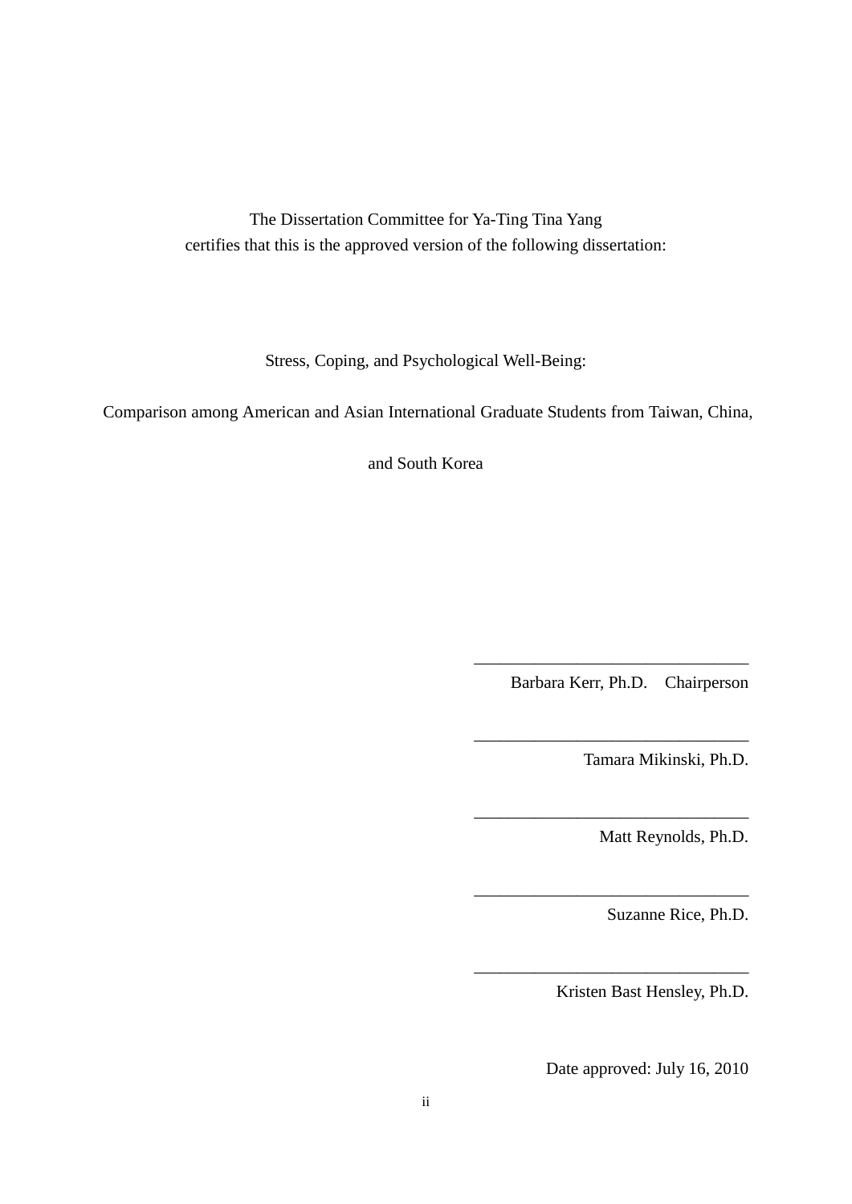The Dissertation Committee for Ya-Ting Tina Yang
certifies that this is the approved version of the following dissertation:

Stress, Coping, and Psychological Well-Being:

Comparison among American and Asian International Graduate Students from Taiwan, China, and South Korea

\_\_\_\_\_\_\_\_\_\_\_\_\_\_\_\_\_\_\_\_\_\_\_\_\_\_\_\_\_\_\_\_
Barbara Kerr, Ph.D. Chairperson

\_\_\_\_\_\_\_\_\_\_\_\_\_\_\_\_\_\_\_\_\_\_\_\_\_\_\_\_\_\_\_\_
Tamara Mikinski, Ph.D.

\_\_\_\_\_\_\_\_\_\_\_\_\_\_\_\_\_\_\_\_\_\_\_\_\_\_\_\_\_\_\_\_
Matt Reynolds, Ph.D.

\_\_\_\_\_\_\_\_\_\_\_\_\_\_\_\_\_\_\_\_\_\_\_\_\_\_\_\_\_\_\_\_
Suzanne Rice, Ph.D.

\_\_\_\_\_\_\_\_\_\_\_\_\_\_\_\_\_\_\_\_\_\_\_\_\_\_\_\_\_\_\_\_
Kristen Bast Hensley, Ph.D.

Date approved: July 16, 2010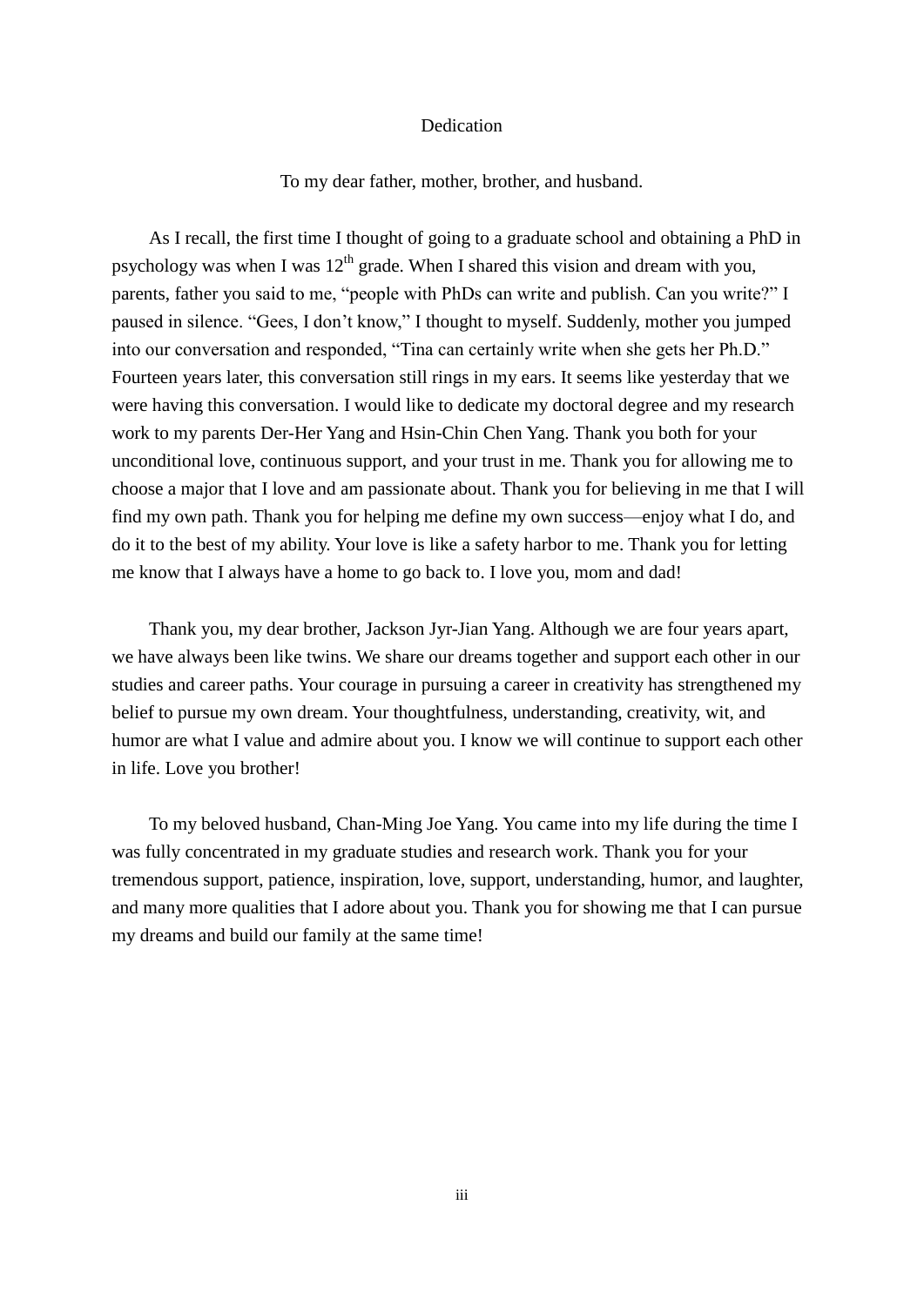# Dedication

To my dear father, mother, brother, and husband.

As I recall, the first time I thought of going to a graduate school and obtaining a PhD in psychology was when I was 12th grade. When I shared this vision and dream with you, parents, father you said to me, "people with PhDs can write and publish. Can you write?" I paused in silence. "Gees, I don't know," I thought to myself. Suddenly, mother you jumped into our conversation and responded, "Tina can certainly write when she gets her Ph.D." Fourteen years later, this conversation still rings in my ears. It seems like yesterday that we were having this conversation. I would like to dedicate my doctoral degree and my research work to my parents Der-Her Yang and Hsin-Chin Chen Yang. Thank you both for your unconditional love, continuous support, and your trust in me. Thank you for allowing me to choose a major that I love and am passionate about. Thank you for believing in me that I will find my own path. Thank you for helping me define my own success—enjoy what I do, and do it to the best of my ability. Your love is like a safety harbor to me. Thank you for letting me know that I always have a home to go back to. I love you, mom and dad!

Thank you, my dear brother, Jackson Jyr-Jian Yang. Although we are four years apart, we have always been like twins. We share our dreams together and support each other in our studies and career paths. Your courage in pursuing a career in creativity has strengthened my belief to pursue my own dream. Your thoughtfulness, understanding, creativity, wit, and humor are what I value and admire about you. I know we will continue to support each other in life. Love you brother!

To my beloved husband, Chan-Ming Joe Yang. You came into my life during the time I was fully concentrated in my graduate studies and research work. Thank you for your tremendous support, patience, inspiration, love, support, understanding, humor, and laughter, and many more qualities that I adore about you. Thank you for showing me that I can pursue my dreams and build our family at the same time!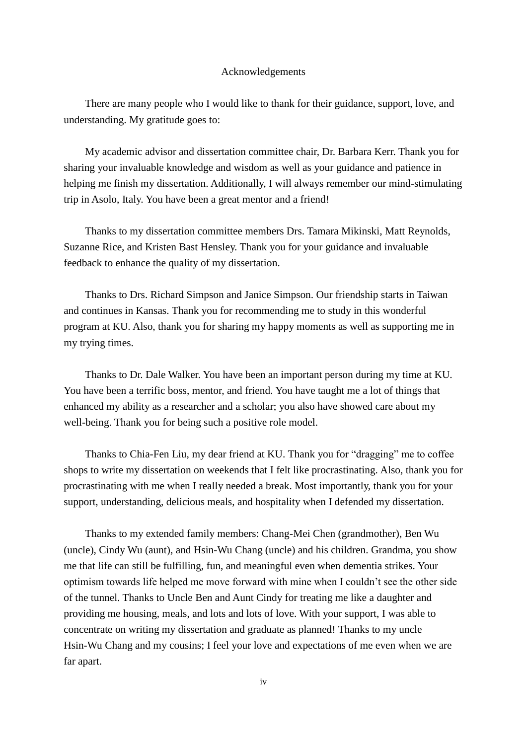# Acknowledgements

There are many people who I would like to thank for their guidance, support, love, and understanding. My gratitude goes to:

My academic advisor and dissertation committee chair, Dr. Barbara Kerr. Thank you for sharing your invaluable knowledge and wisdom as well as your guidance and patience in helping me finish my dissertation. Additionally, I will always remember our mind-stimulating trip in Asolo, Italy. You have been a great mentor and a friend!

Thanks to my dissertation committee members Drs. Tamara Mikinski, Matt Reynolds, Suzanne Rice, and Kristen Bast Hensley. Thank you for your guidance and invaluable feedback to enhance the quality of my dissertation.

Thanks to Drs. Richard Simpson and Janice Simpson. Our friendship starts in Taiwan and continues in Kansas. Thank you for recommending me to study in this wonderful program at KU. Also, thank you for sharing my happy moments as well as supporting me in my trying times.

Thanks to Dr. Dale Walker. You have been an important person during my time at KU. You have been a terrific boss, mentor, and friend. You have taught me a lot of things that enhanced my ability as a researcher and a scholar; you also have showed care about my well-being. Thank you for being such a positive role model.

Thanks to Chia-Fen Liu, my dear friend at KU. Thank you for "dragging" me to coffee shops to write my dissertation on weekends that I felt like procrastinating. Also, thank you for procrastinating with me when I really needed a break. Most importantly, thank you for your support, understanding, delicious meals, and hospitality when I defended my dissertation.

Thanks to my extended family members: Chang-Mei Chen (grandmother), Ben Wu (uncle), Cindy Wu (aunt), and Hsin-Wu Chang (uncle) and his children. Grandma, you show me that life can still be fulfilling, fun, and meaningful even when dementia strikes. Your optimism towards life helped me move forward with mine when I couldn't see the other side of the tunnel. Thanks to Uncle Ben and Aunt Cindy for treating me like a daughter and providing me housing, meals, and lots and lots of love. With your support, I was able to concentrate on writing my dissertation and graduate as planned! Thanks to my uncle Hsin-Wu Chang and my cousins; I feel your love and expectations of me even when we are far apart.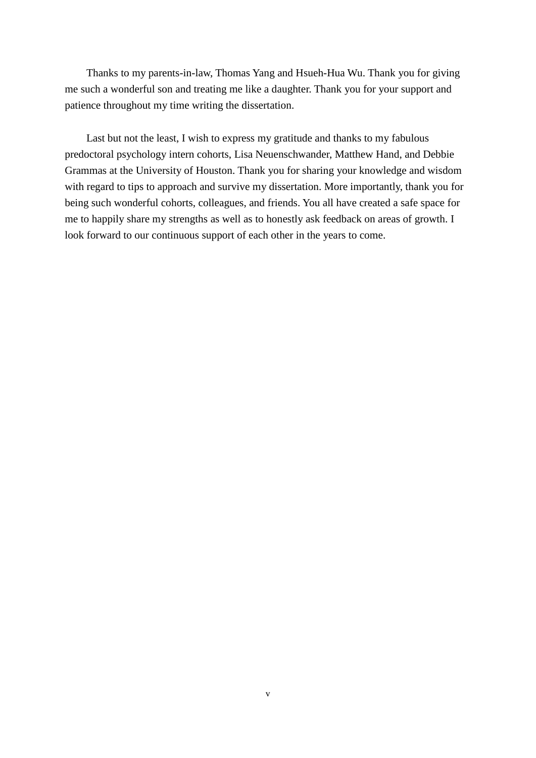Thanks to my parents-in-law, Thomas Yang and Hsueh-Hua Wu. Thank you for giving me such a wonderful son and treating me like a daughter. Thank you for your support and patience throughout my time writing the dissertation.

Last but not the least, I wish to express my gratitude and thanks to my fabulous predoctoral psychology intern cohorts, Lisa Neuenschwander, Matthew Hand, and Debbie Grammas at the University of Houston. Thank you for sharing your knowledge and wisdom with regard to tips to approach and survive my dissertation. More importantly, thank you for being such wonderful cohorts, colleagues, and friends. You all have created a safe space for me to happily share my strengths as well as to honestly ask feedback on areas of growth. I look forward to our continuous support of each other in the years to come.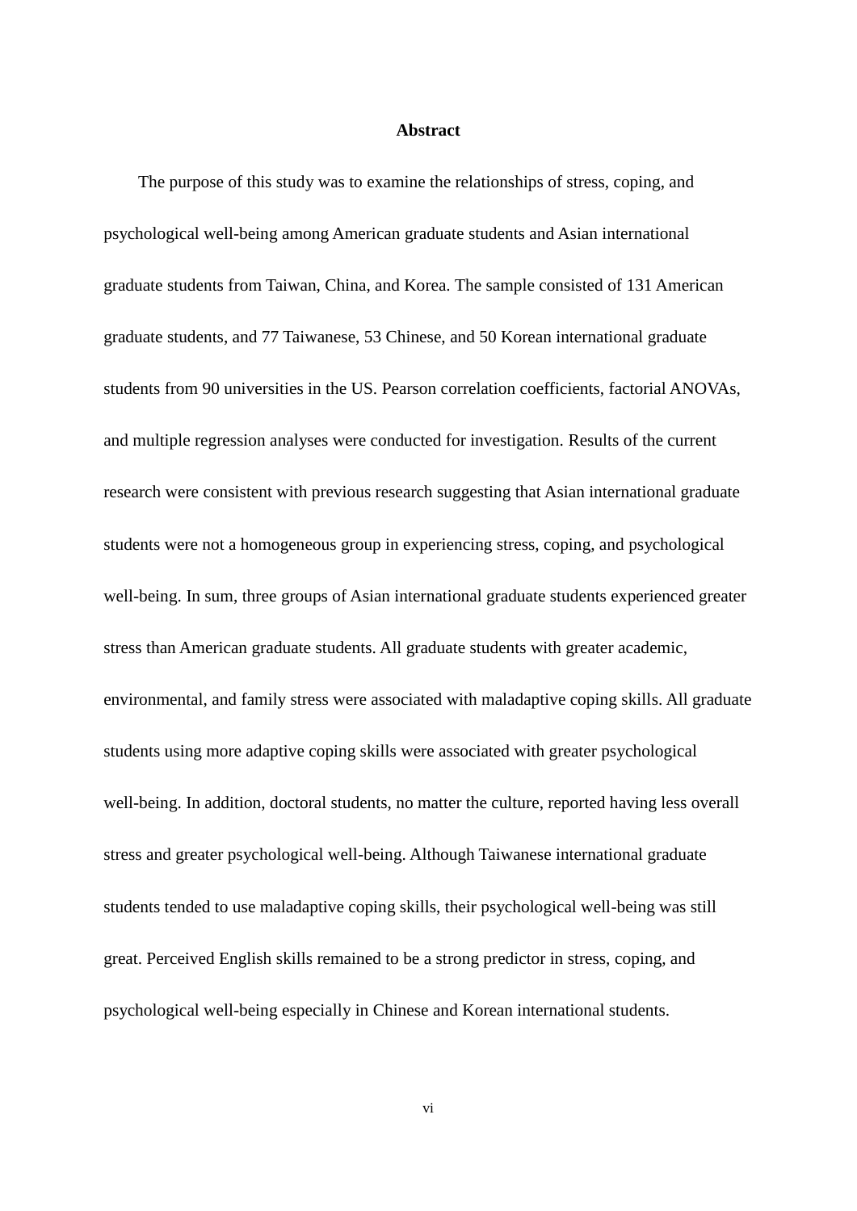# Abstract

The purpose of this study was to examine the relationships of stress, coping, and psychological well-being among American graduate students and Asian international graduate students from Taiwan, China, and Korea. The sample consisted of 131 American graduate students, and 77 Taiwanese, 53 Chinese, and 50 Korean international graduate students from 90 universities in the US. Pearson correlation coefficients, factorial ANOVAs, and multiple regression analyses were conducted for investigation. Results of the current research were consistent with previous research suggesting that Asian international graduate students were not a homogeneous group in experiencing stress, coping, and psychological well-being. In sum, three groups of Asian international graduate students experienced greater stress than American graduate students. All graduate students with greater academic, environmental, and family stress were associated with maladaptive coping skills. All graduate students using more adaptive coping skills were associated with greater psychological well-being. In addition, doctoral students, no matter the culture, reported having less overall stress and greater psychological well-being. Although Taiwanese international graduate students tended to use maladaptive coping skills, their psychological well-being was still great. Perceived English skills remained to be a strong predictor in stress, coping, and psychological well-being especially in Chinese and Korean international students.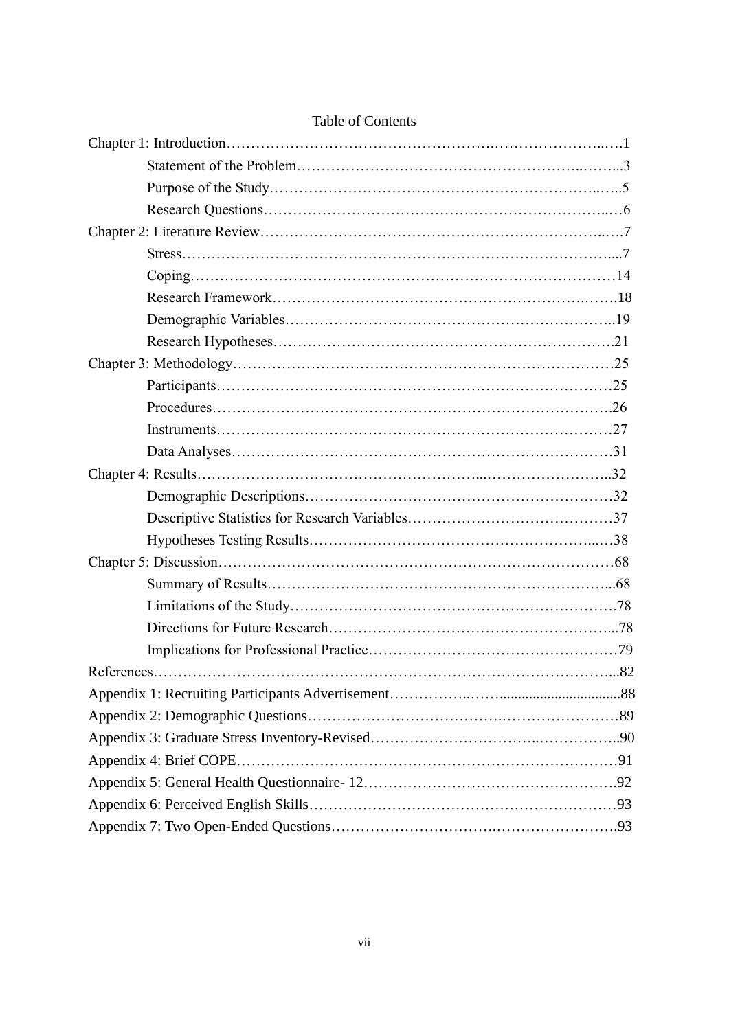# Table of Contents

Chapter 1: Introduction……………………………………………….…………………..….1

- Statement of the Problem………………………………………….…………..……...3
- Purpose of the Study………………………………………………………….…..….5
- Research Questions………………………………………………………………..…6

Chapter 2: Literature Review…………………………………………………………..….7

- Stress…………………………………………………………………………….....7
- Coping………………………………….………………………………………14
- Research Framework……………………………………………………….……..18
- Demographic Variables…………….……………………………………………...19
- Research Hypotheses…………………………………………………………….21

Chapter 3: Methodology…………………………………………………………………25

- Participants…………………………………………………………………25
- Procedures………………………………………………………………….26
- Instruments……………………….……………………………………….…27
- Data Analyses……………………………………………………………31

Chapter 4: Results………………………………………………....……………………..32

- Demographic Descriptions………………………………………………………32
- Descriptive Statistics for Research Variables……………………………………37
- Hypotheses Testing Results……………………………………………….....…38

Chapter 5: Discussion……………………………………………………………………68

- Summary of Results……………………………………………………………...68
- Limitations of the Study………………………………………………………….78
- Directions for Future Research…………………………………………………...78
- Implications for Professional Practice……………………………………………79

References…………………………………………………………………………………...82

Appendix 1: Recruiting Participants Advertisement…………….……...............................88

Appendix 2: Demographic Questions……………………………….……………………89

Appendix 3: Graduate Stress Inventory-Revised…………………………..……………..90

Appendix 4: Brief COPE…………………………………………………………………91

Appendix 5: General Health Questionnaire- 12…………………………………………….92

Appendix 6: Perceived English Skills……………………………………………………93

Appendix 7: Two Open-Ended Questions…………………………….…………………….93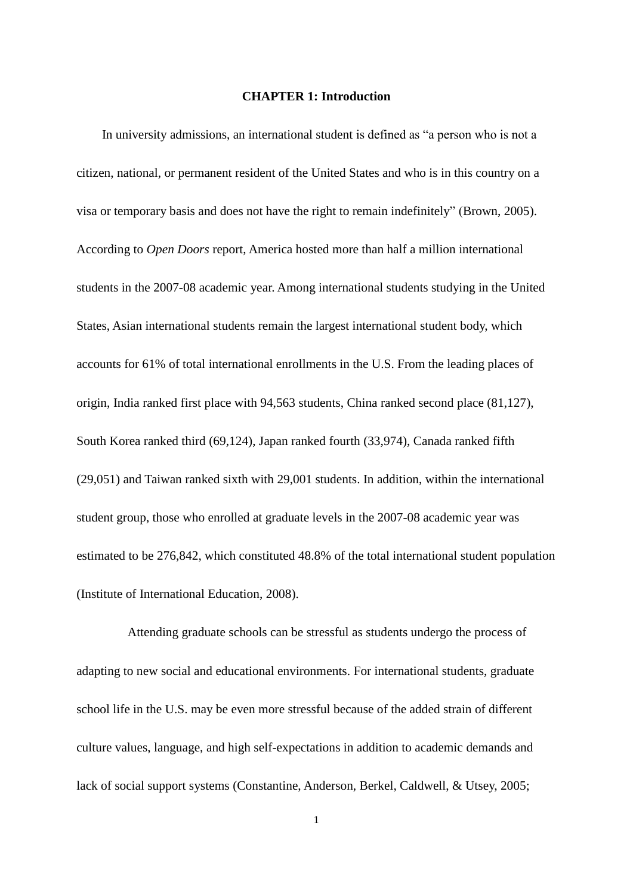# CHAPTER 1: Introduction

In university admissions, an international student is defined as "a person who is not a citizen, national, or permanent resident of the United States and who is in this country on a visa or temporary basis and does not have the right to remain indefinitely" (Brown, 2005). According to *Open Doors* report, America hosted more than half a million international students in the 2007-08 academic year. Among international students studying in the United States, Asian international students remain the largest international student body, which accounts for 61% of total international enrollments in the U.S. From the leading places of origin, India ranked first place with 94,563 students, China ranked second place (81,127), South Korea ranked third (69,124), Japan ranked fourth (33,974), Canada ranked fifth (29,051) and Taiwan ranked sixth with 29,001 students. In addition, within the international student group, those who enrolled at graduate levels in the 2007-08 academic year was estimated to be 276,842, which constituted 48.8% of the total international student population (Institute of International Education, 2008).

Attending graduate schools can be stressful as students undergo the process of adapting to new social and educational environments. For international students, graduate school life in the U.S. may be even more stressful because of the added strain of different culture values, language, and high self-expectations in addition to academic demands and lack of social support systems (Constantine, Anderson, Berkel, Caldwell, & Utsey, 2005;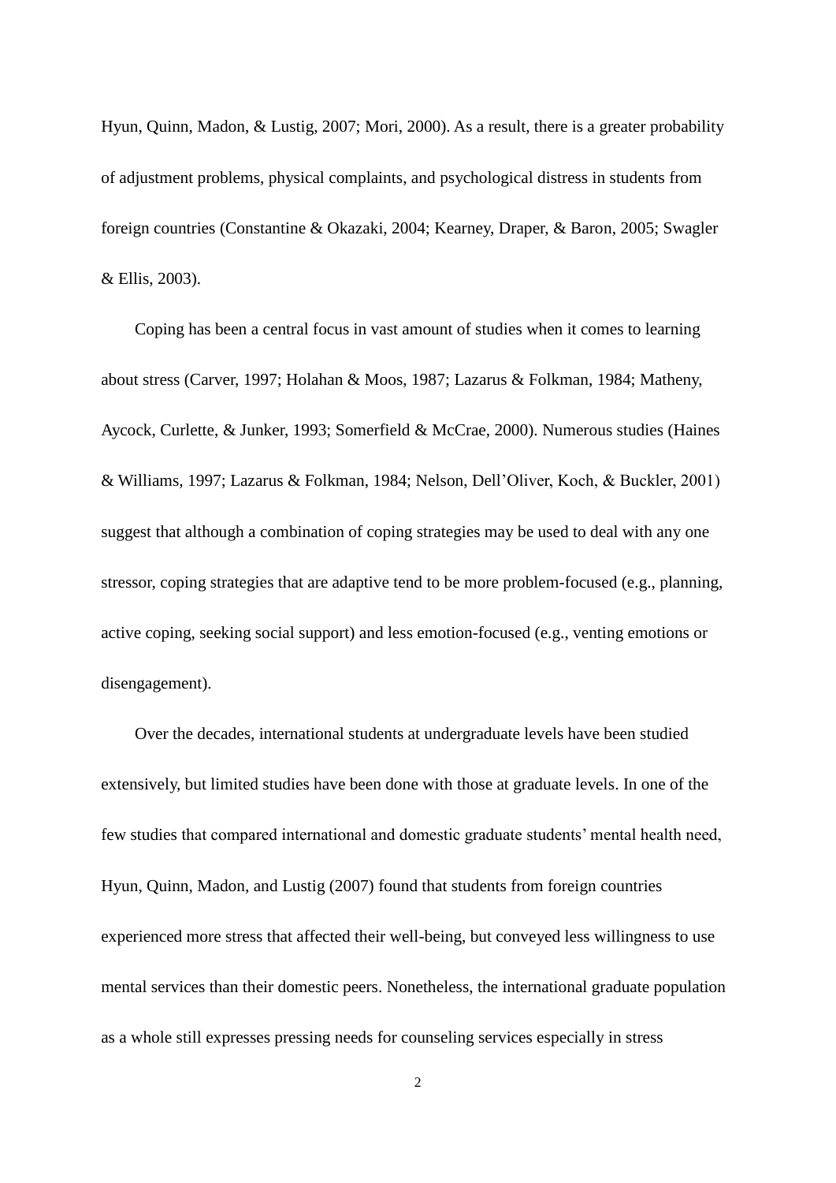Hyun, Quinn, Madon, & Lustig, 2007; Mori, 2000). As a result, there is a greater probability of adjustment problems, physical complaints, and psychological distress in students from foreign countries (Constantine & Okazaki, 2004; Kearney, Draper, & Baron, 2005; Swagler & Ellis, 2003).

Coping has been a central focus in vast amount of studies when it comes to learning about stress (Carver, 1997; Holahan & Moos, 1987; Lazarus & Folkman, 1984; Matheny, Aycock, Curlette, & Junker, 1993; Somerfield & McCrae, 2000). Numerous studies (Haines & Williams, 1997; Lazarus & Folkman, 1984; Nelson, Dell'Oliver, Koch, & Buckler, 2001) suggest that although a combination of coping strategies may be used to deal with any one stressor, coping strategies that are adaptive tend to be more problem-focused (e.g., planning, active coping, seeking social support) and less emotion-focused (e.g., venting emotions or disengagement).

Over the decades, international students at undergraduate levels have been studied extensively, but limited studies have been done with those at graduate levels. In one of the few studies that compared international and domestic graduate students' mental health need, Hyun, Quinn, Madon, and Lustig (2007) found that students from foreign countries experienced more stress that affected their well-being, but conveyed less willingness to use mental services than their domestic peers. Nonetheless, the international graduate population as a whole still expresses pressing needs for counseling services especially in stress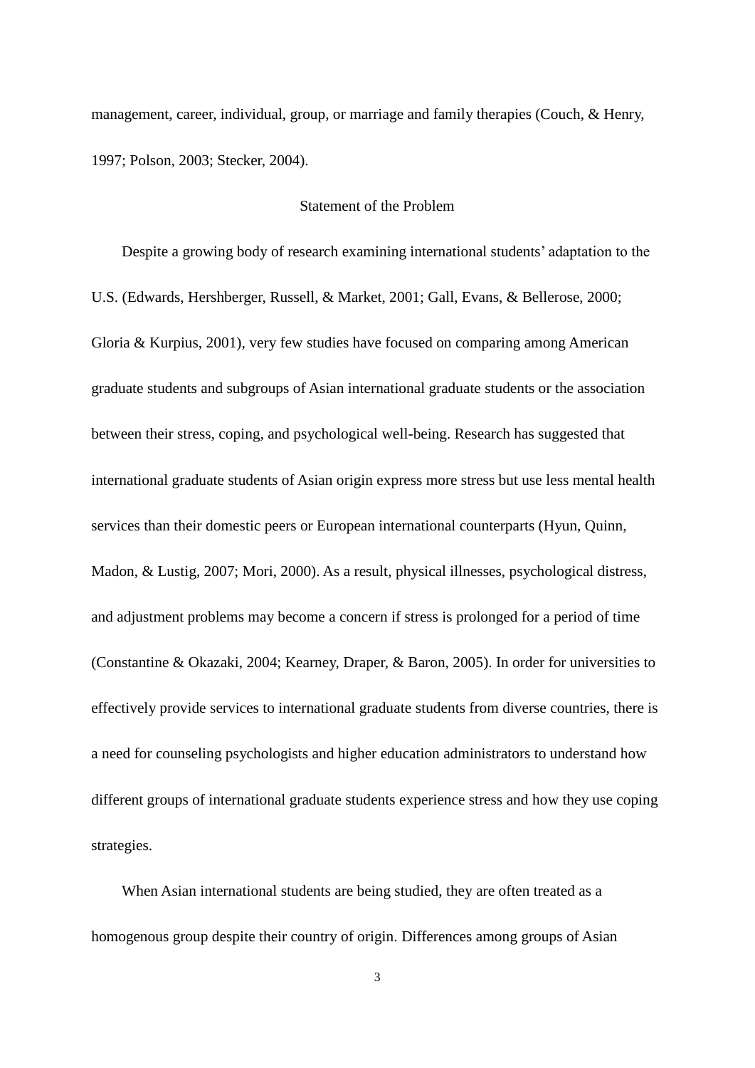management, career, individual, group, or marriage and family therapies (Couch, & Henry, 1997; Polson, 2003; Stecker, 2004).

## Statement of the Problem

Despite a growing body of research examining international students' adaptation to the U.S. (Edwards, Hershberger, Russell, & Market, 2001; Gall, Evans, & Bellerose, 2000; Gloria & Kurpius, 2001), very few studies have focused on comparing among American graduate students and subgroups of Asian international graduate students or the association between their stress, coping, and psychological well-being. Research has suggested that international graduate students of Asian origin express more stress but use less mental health services than their domestic peers or European international counterparts (Hyun, Quinn, Madon, & Lustig, 2007; Mori, 2000). As a result, physical illnesses, psychological distress, and adjustment problems may become a concern if stress is prolonged for a period of time (Constantine & Okazaki, 2004; Kearney, Draper, & Baron, 2005). In order for universities to effectively provide services to international graduate students from diverse countries, there is a need for counseling psychologists and higher education administrators to understand how different groups of international graduate students experience stress and how they use coping strategies.

When Asian international students are being studied, they are often treated as a homogenous group despite their country of origin. Differences among groups of Asian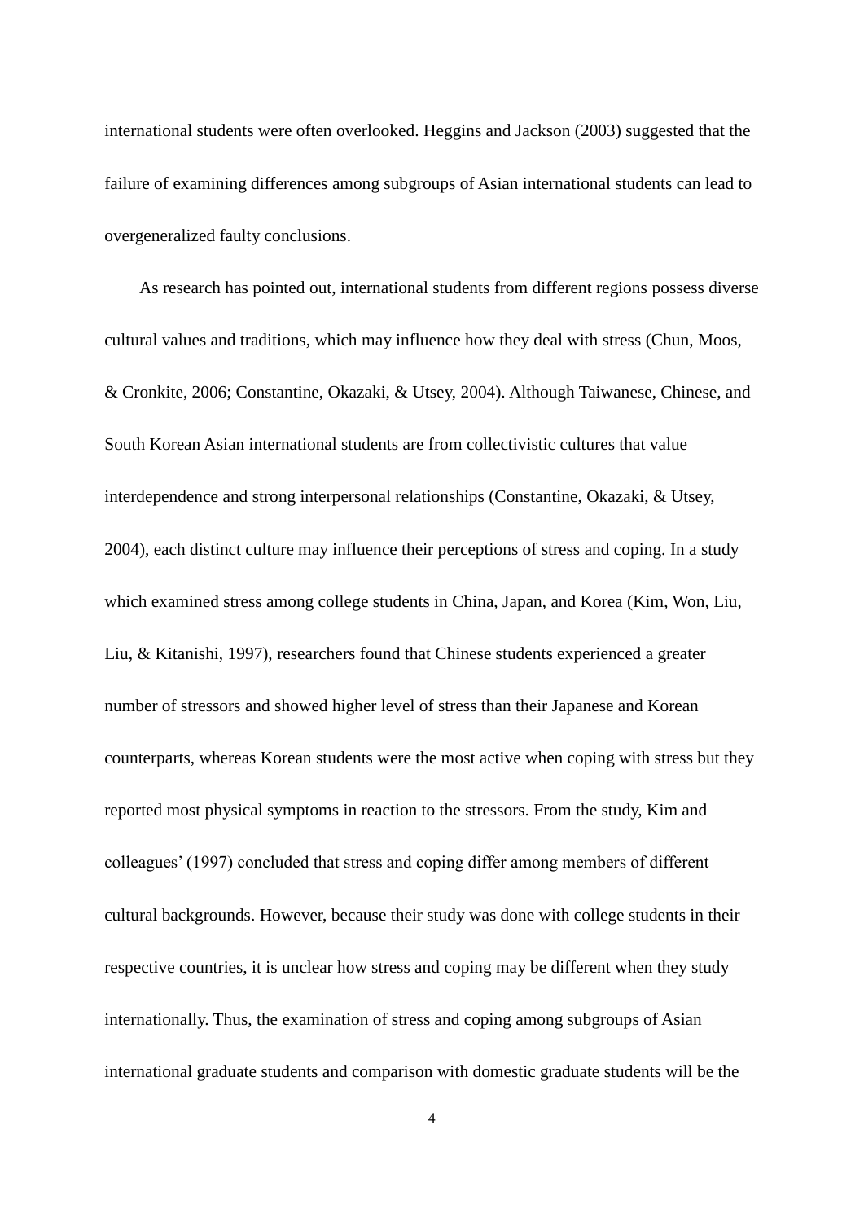international students were often overlooked. Heggins and Jackson (2003) suggested that the failure of examining differences among subgroups of Asian international students can lead to overgeneralized faulty conclusions.

As research has pointed out, international students from different regions possess diverse cultural values and traditions, which may influence how they deal with stress (Chun, Moos, & Cronkite, 2006; Constantine, Okazaki, & Utsey, 2004). Although Taiwanese, Chinese, and South Korean Asian international students are from collectivistic cultures that value interdependence and strong interpersonal relationships (Constantine, Okazaki, & Utsey, 2004), each distinct culture may influence their perceptions of stress and coping. In a study which examined stress among college students in China, Japan, and Korea (Kim, Won, Liu, Liu, & Kitanishi, 1997), researchers found that Chinese students experienced a greater number of stressors and showed higher level of stress than their Japanese and Korean counterparts, whereas Korean students were the most active when coping with stress but they reported most physical symptoms in reaction to the stressors. From the study, Kim and colleagues' (1997) concluded that stress and coping differ among members of different cultural backgrounds. However, because their study was done with college students in their respective countries, it is unclear how stress and coping may be different when they study internationally. Thus, the examination of stress and coping among subgroups of Asian international graduate students and comparison with domestic graduate students will be the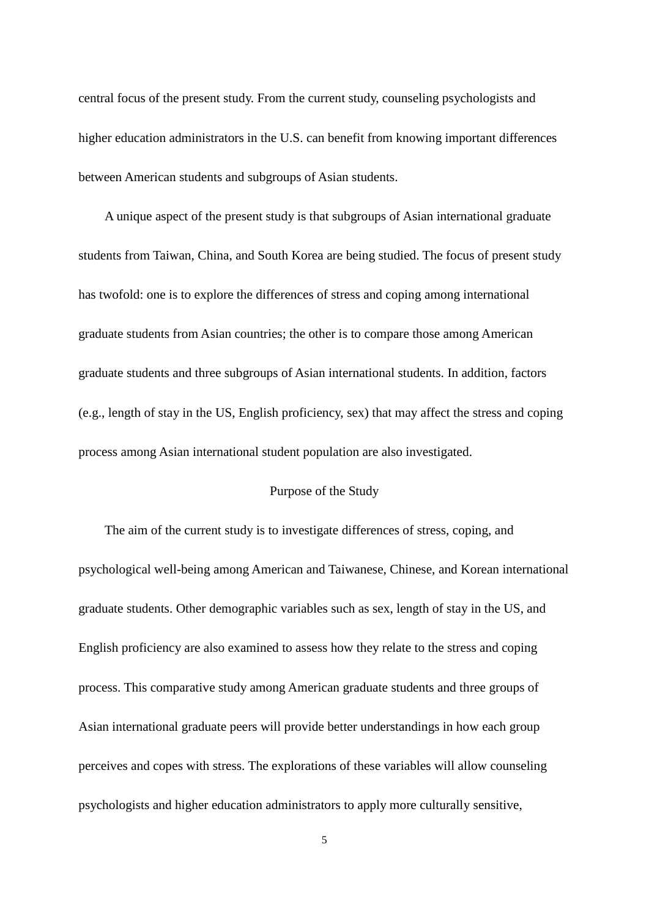central focus of the present study. From the current study, counseling psychologists and higher education administrators in the U.S. can benefit from knowing important differences between American students and subgroups of Asian students.

A unique aspect of the present study is that subgroups of Asian international graduate students from Taiwan, China, and South Korea are being studied. The focus of present study has twofold: one is to explore the differences of stress and coping among international graduate students from Asian countries; the other is to compare those among American graduate students and three subgroups of Asian international students. In addition, factors (e.g., length of stay in the US, English proficiency, sex) that may affect the stress and coping process among Asian international student population are also investigated.

## Purpose of the Study

The aim of the current study is to investigate differences of stress, coping, and psychological well-being among American and Taiwanese, Chinese, and Korean international graduate students. Other demographic variables such as sex, length of stay in the US, and English proficiency are also examined to assess how they relate to the stress and coping process. This comparative study among American graduate students and three groups of Asian international graduate peers will provide better understandings in how each group perceives and copes with stress. The explorations of these variables will allow counseling psychologists and higher education administrators to apply more culturally sensitive,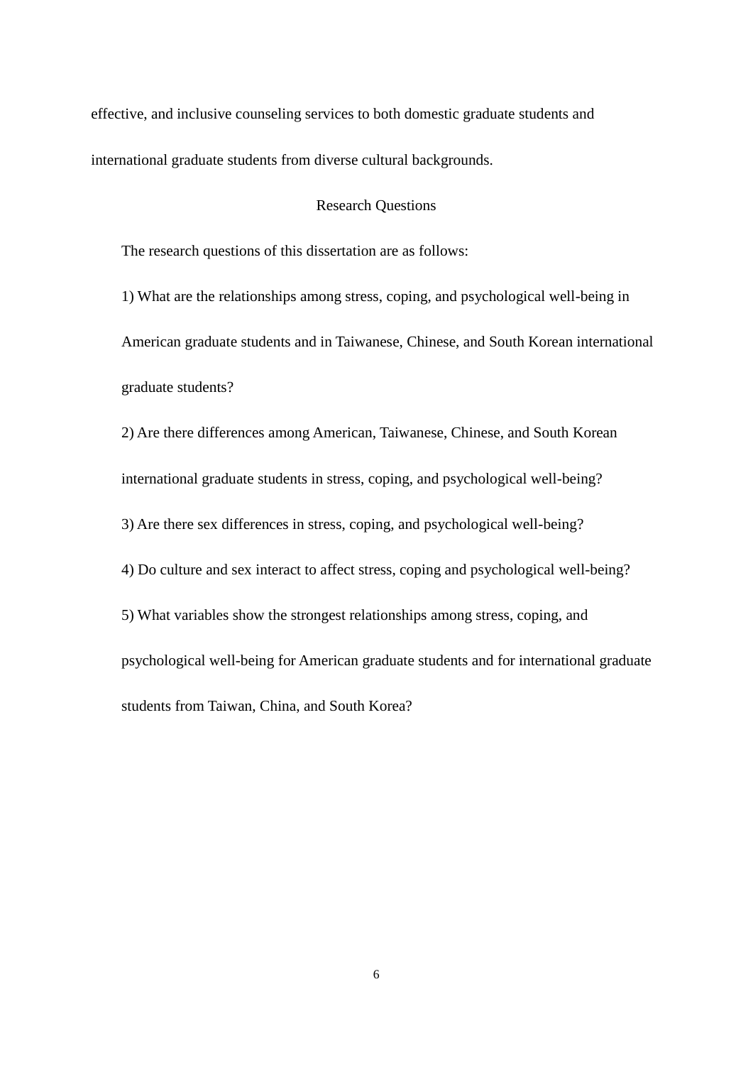effective, and inclusive counseling services to both domestic graduate students and international graduate students from diverse cultural backgrounds.

## Research Questions

The research questions of this dissertation are as follows:

1) What are the relationships among stress, coping, and psychological well-being in American graduate students and in Taiwanese, Chinese, and South Korean international graduate students?

2) Are there differences among American, Taiwanese, Chinese, and South Korean international graduate students in stress, coping, and psychological well-being?

3) Are there sex differences in stress, coping, and psychological well-being?

4) Do culture and sex interact to affect stress, coping and psychological well-being?

5) What variables show the strongest relationships among stress, coping, and psychological well-being for American graduate students and for international graduate students from Taiwan, China, and South Korea?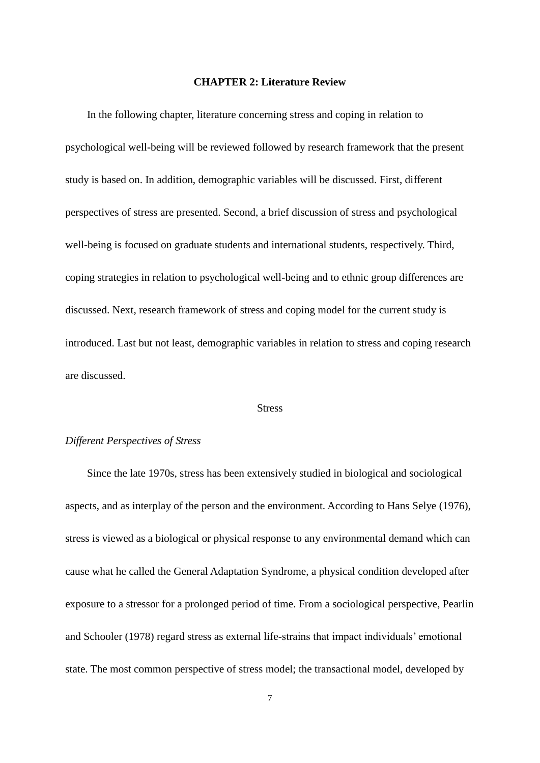# CHAPTER 2: Literature Review

In the following chapter, literature concerning stress and coping in relation to psychological well-being will be reviewed followed by research framework that the present study is based on. In addition, demographic variables will be discussed. First, different perspectives of stress are presented. Second, a brief discussion of stress and psychological well-being is focused on graduate students and international students, respectively. Third, coping strategies in relation to psychological well-being and to ethnic group differences are discussed. Next, research framework of stress and coping model for the current study is introduced. Last but not least, demographic variables in relation to stress and coping research are discussed.

## Stress

### *Different Perspectives of Stress*

Since the late 1970s, stress has been extensively studied in biological and sociological aspects, and as interplay of the person and the environment. According to Hans Selye (1976), stress is viewed as a biological or physical response to any environmental demand which can cause what he called the General Adaptation Syndrome, a physical condition developed after exposure to a stressor for a prolonged period of time. From a sociological perspective, Pearlin and Schooler (1978) regard stress as external life-strains that impact individuals' emotional state. The most common perspective of stress model; the transactional model, developed by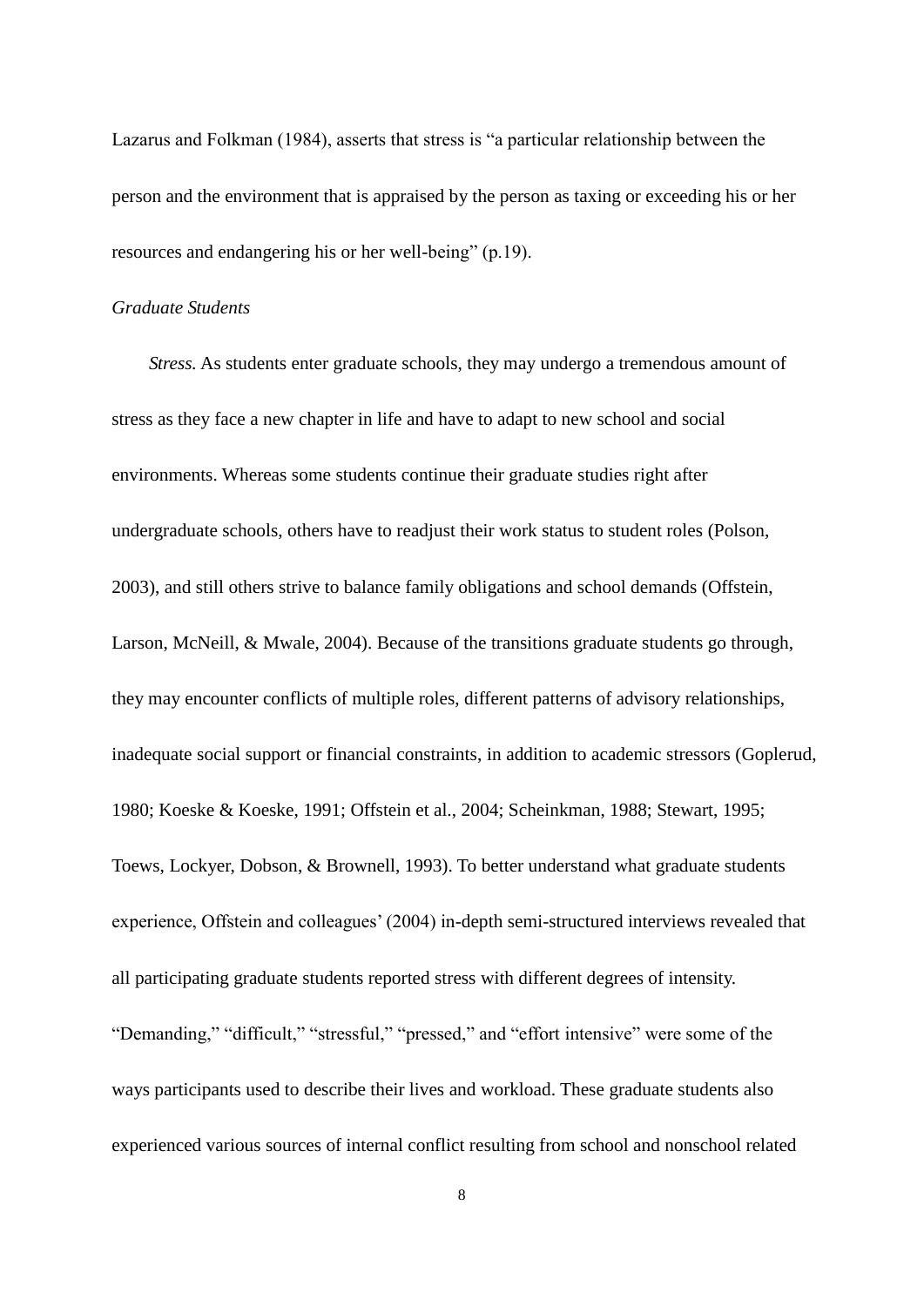Lazarus and Folkman (1984), asserts that stress is "a particular relationship between the person and the environment that is appraised by the person as taxing or exceeding his or her resources and endangering his or her well-being" (p.19).

*Graduate Students*

*Stress.* As students enter graduate schools, they may undergo a tremendous amount of stress as they face a new chapter in life and have to adapt to new school and social environments. Whereas some students continue their graduate studies right after undergraduate schools, others have to readjust their work status to student roles (Polson, 2003), and still others strive to balance family obligations and school demands (Offstein, Larson, McNeill, & Mwale, 2004). Because of the transitions graduate students go through, they may encounter conflicts of multiple roles, different patterns of advisory relationships, inadequate social support or financial constraints, in addition to academic stressors (Goplerud, 1980; Koeske & Koeske, 1991; Offstein et al., 2004; Scheinkman, 1988; Stewart, 1995; Toews, Lockyer, Dobson, & Brownell, 1993). To better understand what graduate students experience, Offstein and colleagues' (2004) in-depth semi-structured interviews revealed that all participating graduate students reported stress with different degrees of intensity. "Demanding," "difficult," "stressful," "pressed," and "effort intensive" were some of the ways participants used to describe their lives and workload. These graduate students also experienced various sources of internal conflict resulting from school and nonschool related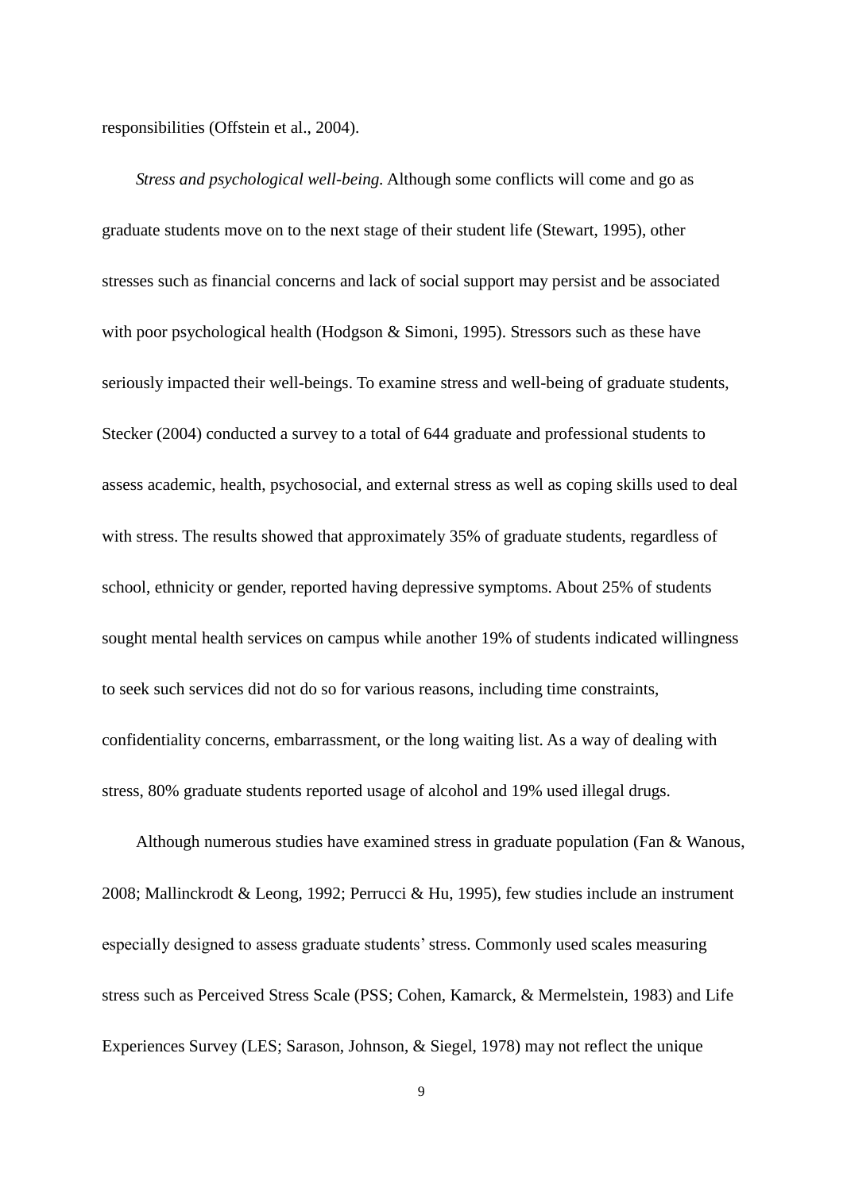responsibilities (Offstein et al., 2004).

*Stress and psychological well-being.* Although some conflicts will come and go as graduate students move on to the next stage of their student life (Stewart, 1995), other stresses such as financial concerns and lack of social support may persist and be associated with poor psychological health (Hodgson & Simoni, 1995). Stressors such as these have seriously impacted their well-beings. To examine stress and well-being of graduate students, Stecker (2004) conducted a survey to a total of 644 graduate and professional students to assess academic, health, psychosocial, and external stress as well as coping skills used to deal with stress. The results showed that approximately 35% of graduate students, regardless of school, ethnicity or gender, reported having depressive symptoms. About 25% of students sought mental health services on campus while another 19% of students indicated willingness to seek such services did not do so for various reasons, including time constraints, confidentiality concerns, embarrassment, or the long waiting list. As a way of dealing with stress, 80% graduate students reported usage of alcohol and 19% used illegal drugs.

Although numerous studies have examined stress in graduate population (Fan & Wanous, 2008; Mallinckrodt & Leong, 1992; Perrucci & Hu, 1995), few studies include an instrument especially designed to assess graduate students' stress. Commonly used scales measuring stress such as Perceived Stress Scale (PSS; Cohen, Kamarck, & Mermelstein, 1983) and Life Experiences Survey (LES; Sarason, Johnson, & Siegel, 1978) may not reflect the unique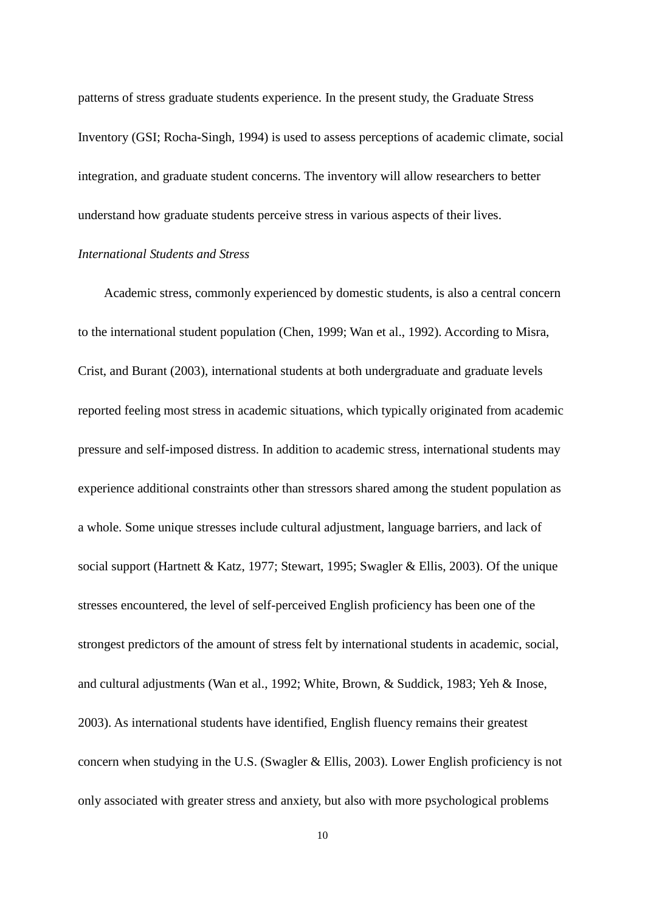patterns of stress graduate students experience. In the present study, the Graduate Stress Inventory (GSI; Rocha-Singh, 1994) is used to assess perceptions of academic climate, social integration, and graduate student concerns. The inventory will allow researchers to better understand how graduate students perceive stress in various aspects of their lives.

### *International Students and Stress*

Academic stress, commonly experienced by domestic students, is also a central concern to the international student population (Chen, 1999; Wan et al., 1992). According to Misra, Crist, and Burant (2003), international students at both undergraduate and graduate levels reported feeling most stress in academic situations, which typically originated from academic pressure and self-imposed distress. In addition to academic stress, international students may experience additional constraints other than stressors shared among the student population as a whole. Some unique stresses include cultural adjustment, language barriers, and lack of social support (Hartnett & Katz, 1977; Stewart, 1995; Swagler & Ellis, 2003). Of the unique stresses encountered, the level of self-perceived English proficiency has been one of the strongest predictors of the amount of stress felt by international students in academic, social, and cultural adjustments (Wan et al., 1992; White, Brown, & Suddick, 1983; Yeh & Inose, 2003). As international students have identified, English fluency remains their greatest concern when studying in the U.S. (Swagler & Ellis, 2003). Lower English proficiency is not only associated with greater stress and anxiety, but also with more psychological problems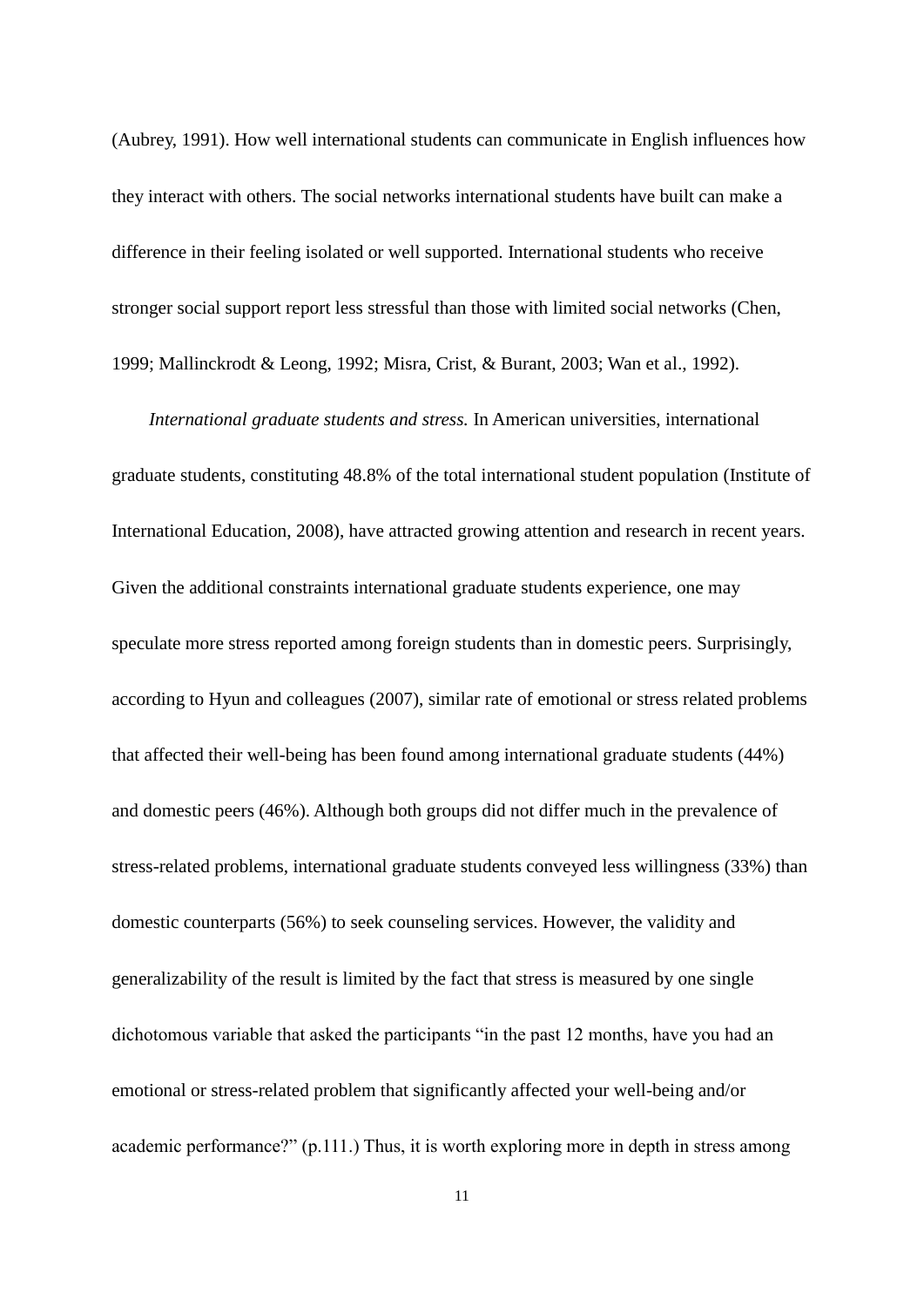(Aubrey, 1991). How well international students can communicate in English influences how they interact with others. The social networks international students have built can make a difference in their feeling isolated or well supported. International students who receive stronger social support report less stressful than those with limited social networks (Chen, 1999; Mallinckrodt & Leong, 1992; Misra, Crist, & Burant, 2003; Wan et al., 1992).

*International graduate students and stress.* In American universities, international graduate students, constituting 48.8% of the total international student population (Institute of International Education, 2008), have attracted growing attention and research in recent years. Given the additional constraints international graduate students experience, one may speculate more stress reported among foreign students than in domestic peers. Surprisingly, according to Hyun and colleagues (2007), similar rate of emotional or stress related problems that affected their well-being has been found among international graduate students (44%) and domestic peers (46%). Although both groups did not differ much in the prevalence of stress-related problems, international graduate students conveyed less willingness (33%) than domestic counterparts (56%) to seek counseling services. However, the validity and generalizability of the result is limited by the fact that stress is measured by one single dichotomous variable that asked the participants "in the past 12 months, have you had an emotional or stress-related problem that significantly affected your well-being and/or academic performance?" (p.111.) Thus, it is worth exploring more in depth in stress among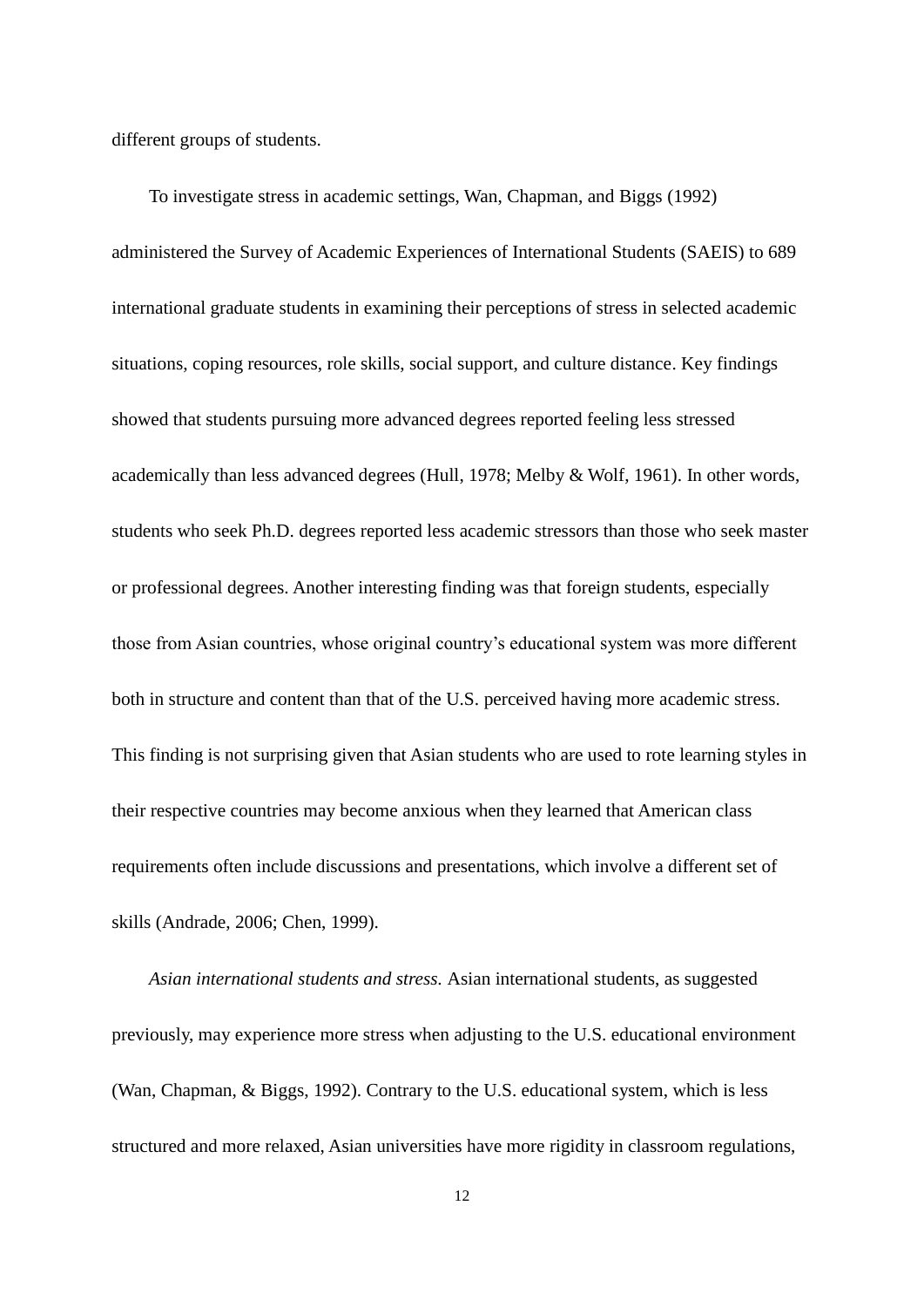different groups of students.

To investigate stress in academic settings, Wan, Chapman, and Biggs (1992) administered the Survey of Academic Experiences of International Students (SAEIS) to 689 international graduate students in examining their perceptions of stress in selected academic situations, coping resources, role skills, social support, and culture distance. Key findings showed that students pursuing more advanced degrees reported feeling less stressed academically than less advanced degrees (Hull, 1978; Melby & Wolf, 1961). In other words, students who seek Ph.D. degrees reported less academic stressors than those who seek master or professional degrees. Another interesting finding was that foreign students, especially those from Asian countries, whose original country's educational system was more different both in structure and content than that of the U.S. perceived having more academic stress. This finding is not surprising given that Asian students who are used to rote learning styles in their respective countries may become anxious when they learned that American class requirements often include discussions and presentations, which involve a different set of skills (Andrade, 2006; Chen, 1999).

*Asian international students and stress.* Asian international students, as suggested previously, may experience more stress when adjusting to the U.S. educational environment (Wan, Chapman, & Biggs, 1992). Contrary to the U.S. educational system, which is less structured and more relaxed, Asian universities have more rigidity in classroom regulations,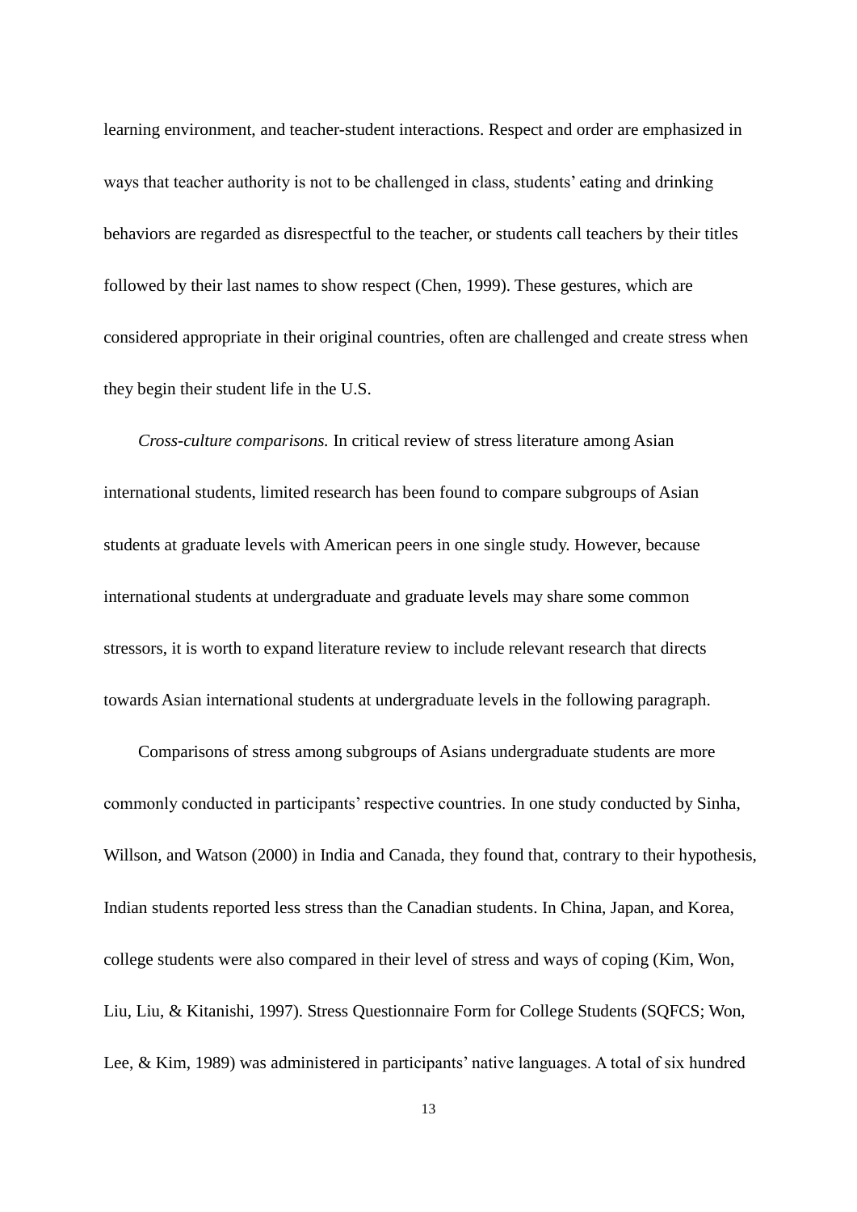learning environment, and teacher-student interactions. Respect and order are emphasized in ways that teacher authority is not to be challenged in class, students' eating and drinking behaviors are regarded as disrespectful to the teacher, or students call teachers by their titles followed by their last names to show respect (Chen, 1999). These gestures, which are considered appropriate in their original countries, often are challenged and create stress when they begin their student life in the U.S.

*Cross-culture comparisons.* In critical review of stress literature among Asian international students, limited research has been found to compare subgroups of Asian students at graduate levels with American peers in one single study. However, because international students at undergraduate and graduate levels may share some common stressors, it is worth to expand literature review to include relevant research that directs towards Asian international students at undergraduate levels in the following paragraph.

Comparisons of stress among subgroups of Asians undergraduate students are more commonly conducted in participants' respective countries. In one study conducted by Sinha, Willson, and Watson (2000) in India and Canada, they found that, contrary to their hypothesis, Indian students reported less stress than the Canadian students. In China, Japan, and Korea, college students were also compared in their level of stress and ways of coping (Kim, Won, Liu, Liu, & Kitanishi, 1997). Stress Questionnaire Form for College Students (SQFCS; Won, Lee, & Kim, 1989) was administered in participants' native languages. A total of six hundred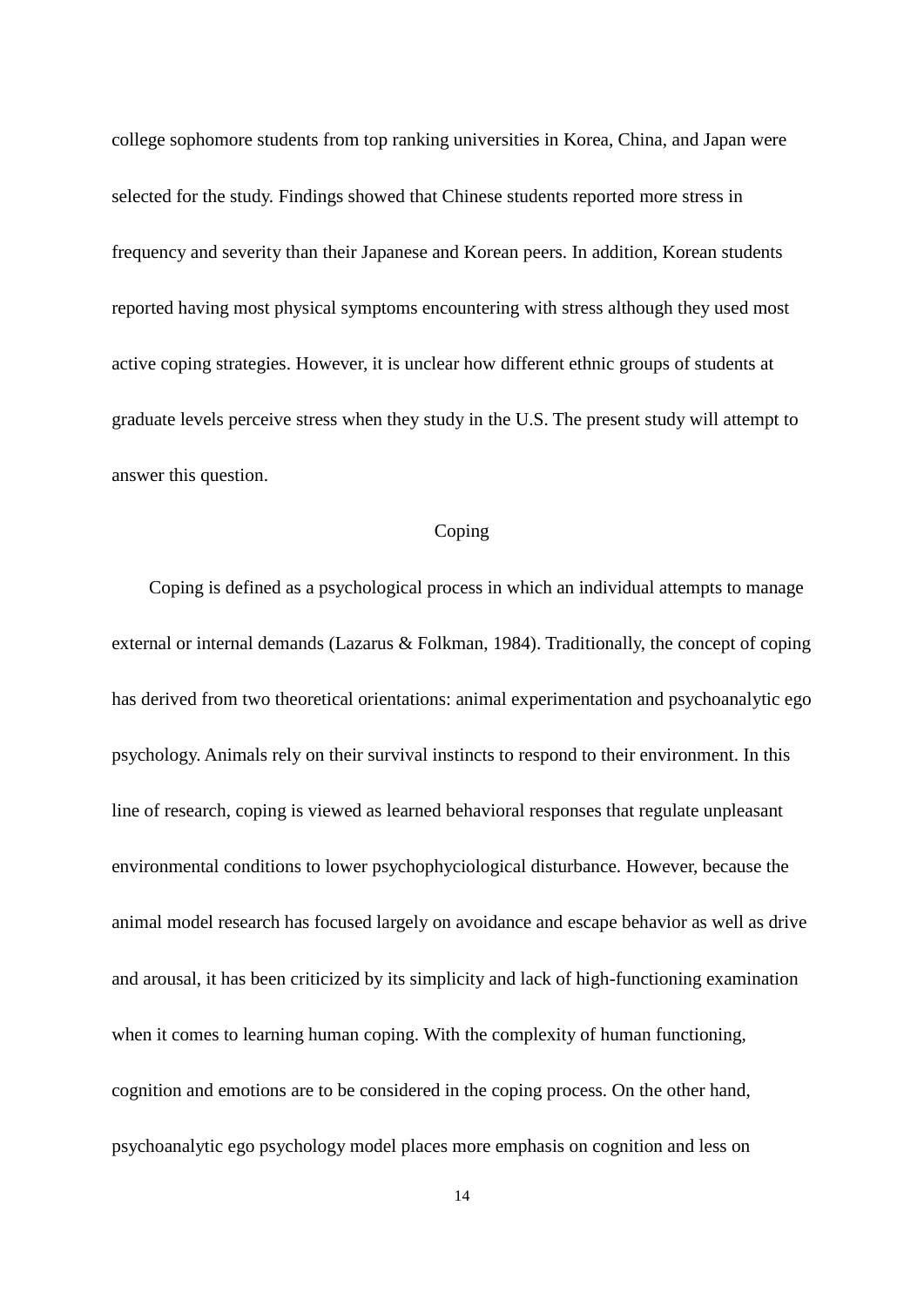college sophomore students from top ranking universities in Korea, China, and Japan were selected for the study. Findings showed that Chinese students reported more stress in frequency and severity than their Japanese and Korean peers. In addition, Korean students reported having most physical symptoms encountering with stress although they used most active coping strategies. However, it is unclear how different ethnic groups of students at graduate levels perceive stress when they study in the U.S. The present study will attempt to answer this question.

## Coping

Coping is defined as a psychological process in which an individual attempts to manage external or internal demands (Lazarus & Folkman, 1984). Traditionally, the concept of coping has derived from two theoretical orientations: animal experimentation and psychoanalytic ego psychology. Animals rely on their survival instincts to respond to their environment. In this line of research, coping is viewed as learned behavioral responses that regulate unpleasant environmental conditions to lower psychophyciological disturbance. However, because the animal model research has focused largely on avoidance and escape behavior as well as drive and arousal, it has been criticized by its simplicity and lack of high-functioning examination when it comes to learning human coping. With the complexity of human functioning, cognition and emotions are to be considered in the coping process. On the other hand, psychoanalytic ego psychology model places more emphasis on cognition and less on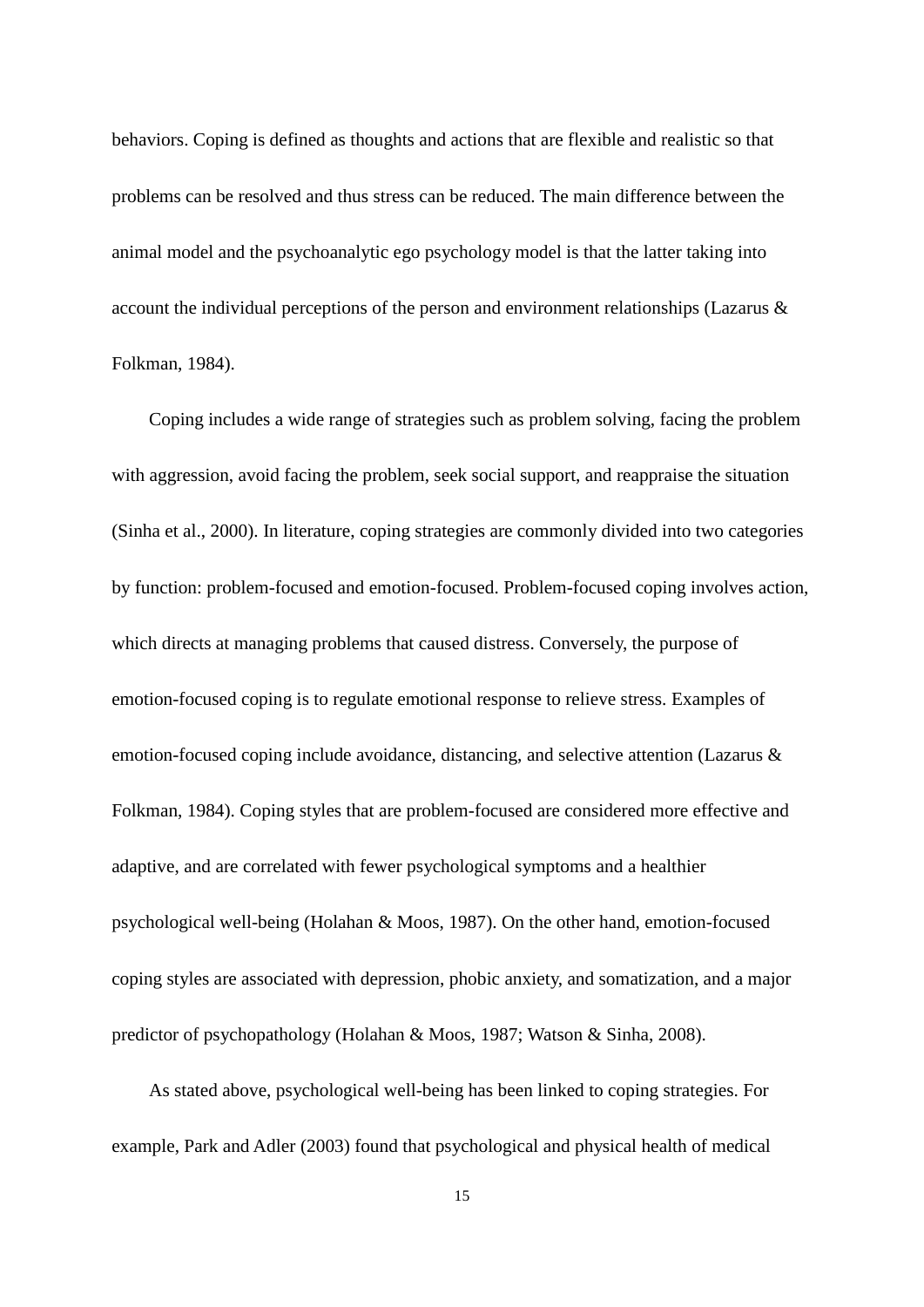behaviors. Coping is defined as thoughts and actions that are flexible and realistic so that problems can be resolved and thus stress can be reduced. The main difference between the animal model and the psychoanalytic ego psychology model is that the latter taking into account the individual perceptions of the person and environment relationships (Lazarus & Folkman, 1984).

Coping includes a wide range of strategies such as problem solving, facing the problem with aggression, avoid facing the problem, seek social support, and reappraise the situation (Sinha et al., 2000). In literature, coping strategies are commonly divided into two categories by function: problem-focused and emotion-focused. Problem-focused coping involves action, which directs at managing problems that caused distress. Conversely, the purpose of emotion-focused coping is to regulate emotional response to relieve stress. Examples of emotion-focused coping include avoidance, distancing, and selective attention (Lazarus & Folkman, 1984). Coping styles that are problem-focused are considered more effective and adaptive, and are correlated with fewer psychological symptoms and a healthier psychological well-being (Holahan & Moos, 1987). On the other hand, emotion-focused coping styles are associated with depression, phobic anxiety, and somatization, and a major predictor of psychopathology (Holahan & Moos, 1987; Watson & Sinha, 2008).

As stated above, psychological well-being has been linked to coping strategies. For example, Park and Adler (2003) found that psychological and physical health of medical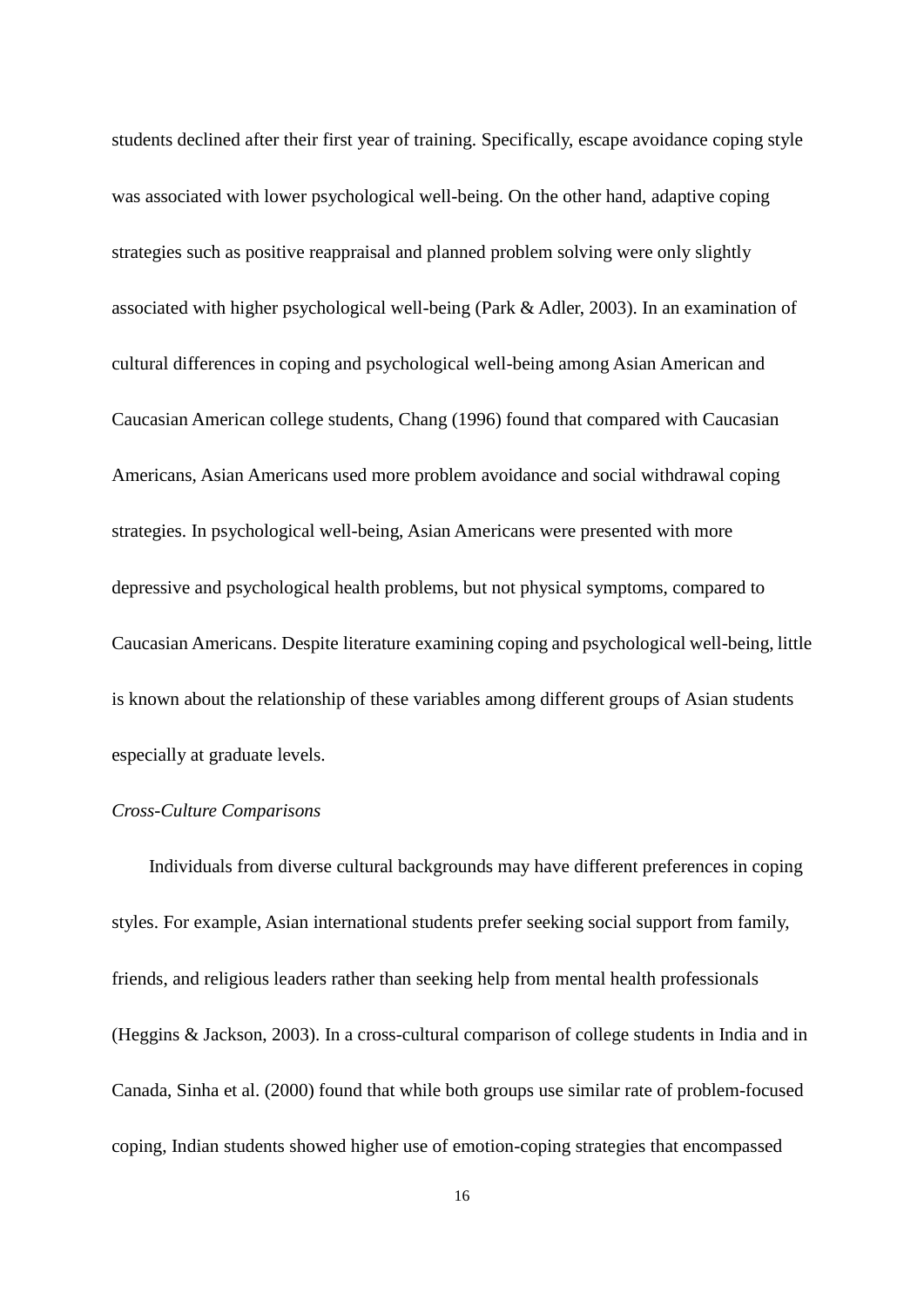students declined after their first year of training. Specifically, escape avoidance coping style was associated with lower psychological well-being. On the other hand, adaptive coping strategies such as positive reappraisal and planned problem solving were only slightly associated with higher psychological well-being (Park & Adler, 2003). In an examination of cultural differences in coping and psychological well-being among Asian American and Caucasian American college students, Chang (1996) found that compared with Caucasian Americans, Asian Americans used more problem avoidance and social withdrawal coping strategies. In psychological well-being, Asian Americans were presented with more depressive and psychological health problems, but not physical symptoms, compared to Caucasian Americans. Despite literature examining coping and psychological well-being, little is known about the relationship of these variables among different groups of Asian students especially at graduate levels.

*Cross-Culture Comparisons*

Individuals from diverse cultural backgrounds may have different preferences in coping styles. For example, Asian international students prefer seeking social support from family, friends, and religious leaders rather than seeking help from mental health professionals (Heggins & Jackson, 2003). In a cross-cultural comparison of college students in India and in Canada, Sinha et al. (2000) found that while both groups use similar rate of problem-focused coping, Indian students showed higher use of emotion-coping strategies that encompassed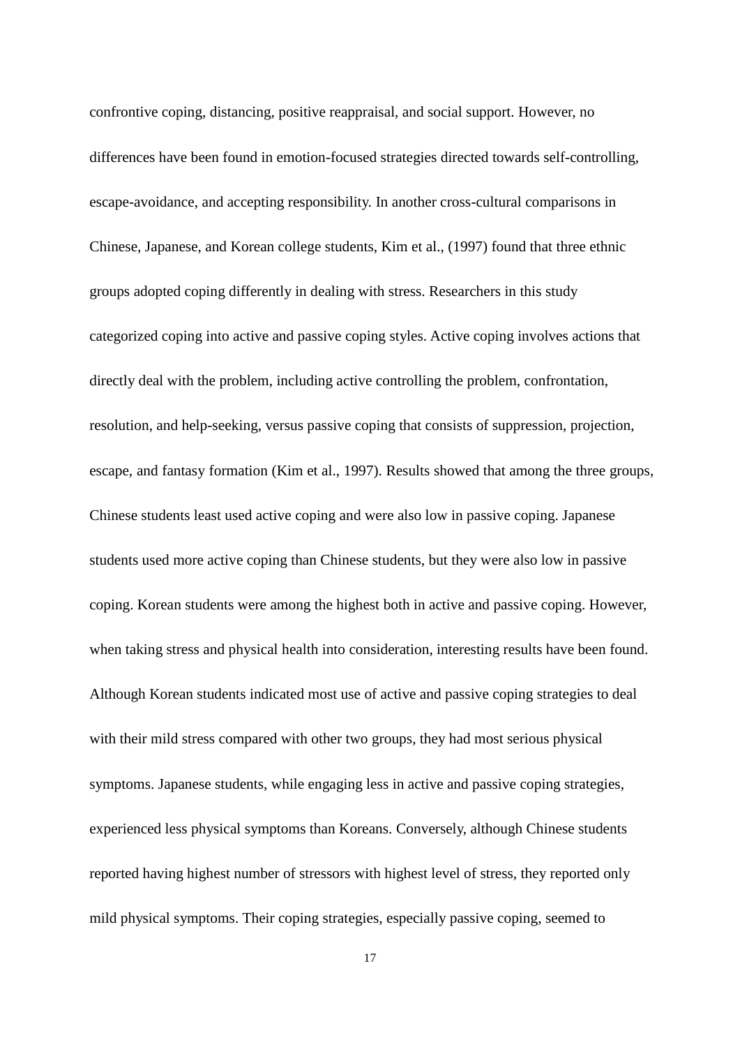confrontive coping, distancing, positive reappraisal, and social support. However, no differences have been found in emotion-focused strategies directed towards self-controlling, escape-avoidance, and accepting responsibility. In another cross-cultural comparisons in Chinese, Japanese, and Korean college students, Kim et al., (1997) found that three ethnic groups adopted coping differently in dealing with stress. Researchers in this study categorized coping into active and passive coping styles. Active coping involves actions that directly deal with the problem, including active controlling the problem, confrontation, resolution, and help-seeking, versus passive coping that consists of suppression, projection, escape, and fantasy formation (Kim et al., 1997). Results showed that among the three groups, Chinese students least used active coping and were also low in passive coping. Japanese students used more active coping than Chinese students, but they were also low in passive coping. Korean students were among the highest both in active and passive coping. However, when taking stress and physical health into consideration, interesting results have been found. Although Korean students indicated most use of active and passive coping strategies to deal with their mild stress compared with other two groups, they had most serious physical symptoms. Japanese students, while engaging less in active and passive coping strategies, experienced less physical symptoms than Koreans. Conversely, although Chinese students reported having highest number of stressors with highest level of stress, they reported only mild physical symptoms. Their coping strategies, especially passive coping, seemed to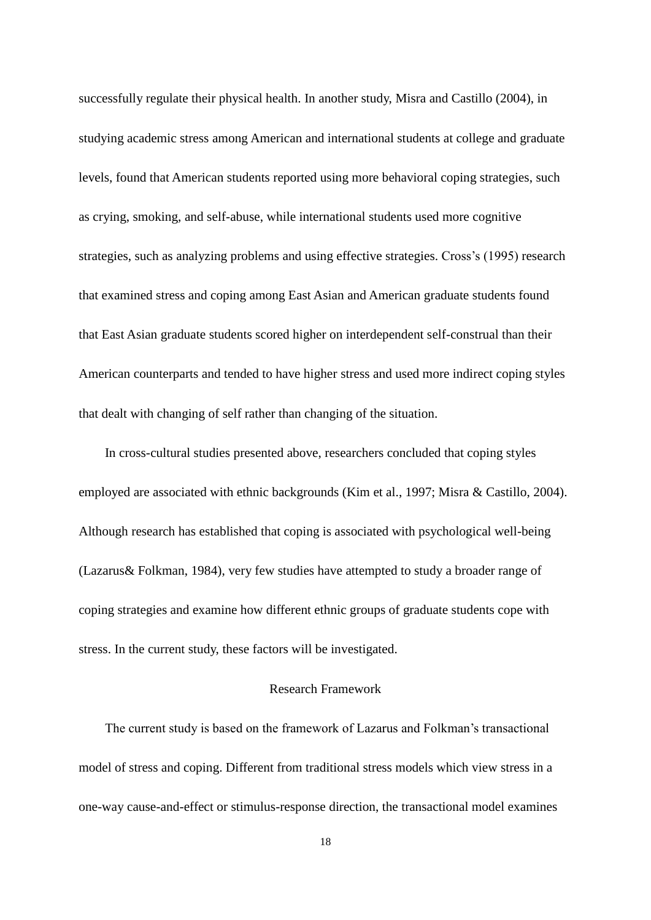successfully regulate their physical health. In another study, Misra and Castillo (2004), in studying academic stress among American and international students at college and graduate levels, found that American students reported using more behavioral coping strategies, such as crying, smoking, and self-abuse, while international students used more cognitive strategies, such as analyzing problems and using effective strategies. Cross's (1995) research that examined stress and coping among East Asian and American graduate students found that East Asian graduate students scored higher on interdependent self-construal than their American counterparts and tended to have higher stress and used more indirect coping styles that dealt with changing of self rather than changing of the situation.

In cross-cultural studies presented above, researchers concluded that coping styles employed are associated with ethnic backgrounds (Kim et al., 1997; Misra & Castillo, 2004). Although research has established that coping is associated with psychological well-being (Lazarus& Folkman, 1984), very few studies have attempted to study a broader range of coping strategies and examine how different ethnic groups of graduate students cope with stress. In the current study, these factors will be investigated.

## Research Framework

The current study is based on the framework of Lazarus and Folkman's transactional model of stress and coping. Different from traditional stress models which view stress in a one-way cause-and-effect or stimulus-response direction, the transactional model examines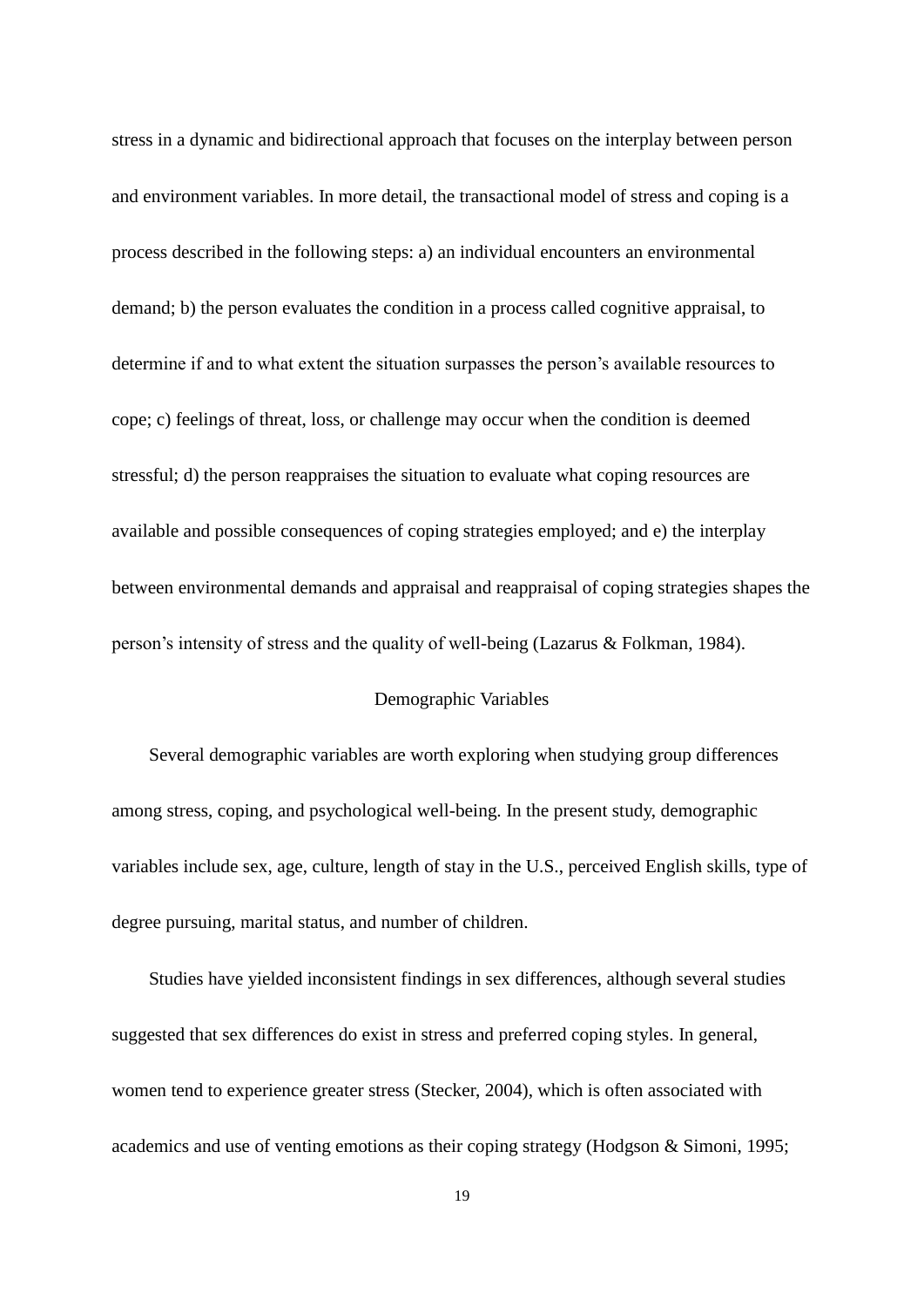stress in a dynamic and bidirectional approach that focuses on the interplay between person and environment variables. In more detail, the transactional model of stress and coping is a process described in the following steps: a) an individual encounters an environmental demand; b) the person evaluates the condition in a process called cognitive appraisal, to determine if and to what extent the situation surpasses the person's available resources to cope; c) feelings of threat, loss, or challenge may occur when the condition is deemed stressful; d) the person reappraises the situation to evaluate what coping resources are available and possible consequences of coping strategies employed; and e) the interplay between environmental demands and appraisal and reappraisal of coping strategies shapes the person's intensity of stress and the quality of well-being (Lazarus & Folkman, 1984).

## Demographic Variables

Several demographic variables are worth exploring when studying group differences among stress, coping, and psychological well-being. In the present study, demographic variables include sex, age, culture, length of stay in the U.S., perceived English skills, type of degree pursuing, marital status, and number of children.

Studies have yielded inconsistent findings in sex differences, although several studies suggested that sex differences do exist in stress and preferred coping styles. In general, women tend to experience greater stress (Stecker, 2004), which is often associated with academics and use of venting emotions as their coping strategy (Hodgson & Simoni, 1995;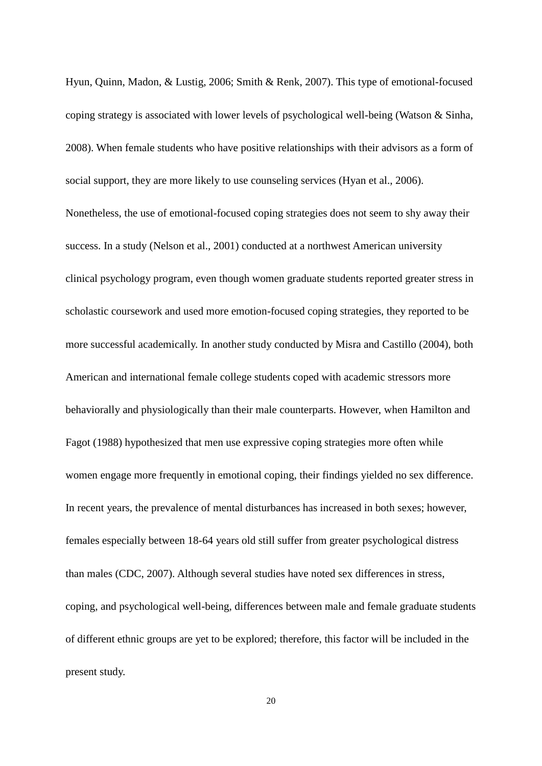Hyun, Quinn, Madon, & Lustig, 2006; Smith & Renk, 2007). This type of emotional-focused coping strategy is associated with lower levels of psychological well-being (Watson & Sinha, 2008). When female students who have positive relationships with their advisors as a form of social support, they are more likely to use counseling services (Hyan et al., 2006). Nonetheless, the use of emotional-focused coping strategies does not seem to shy away their success. In a study (Nelson et al., 2001) conducted at a northwest American university clinical psychology program, even though women graduate students reported greater stress in scholastic coursework and used more emotion-focused coping strategies, they reported to be more successful academically. In another study conducted by Misra and Castillo (2004), both American and international female college students coped with academic stressors more behaviorally and physiologically than their male counterparts. However, when Hamilton and Fagot (1988) hypothesized that men use expressive coping strategies more often while women engage more frequently in emotional coping, their findings yielded no sex difference. In recent years, the prevalence of mental disturbances has increased in both sexes; however, females especially between 18-64 years old still suffer from greater psychological distress than males (CDC, 2007). Although several studies have noted sex differences in stress, coping, and psychological well-being, differences between male and female graduate students of different ethnic groups are yet to be explored; therefore, this factor will be included in the present study.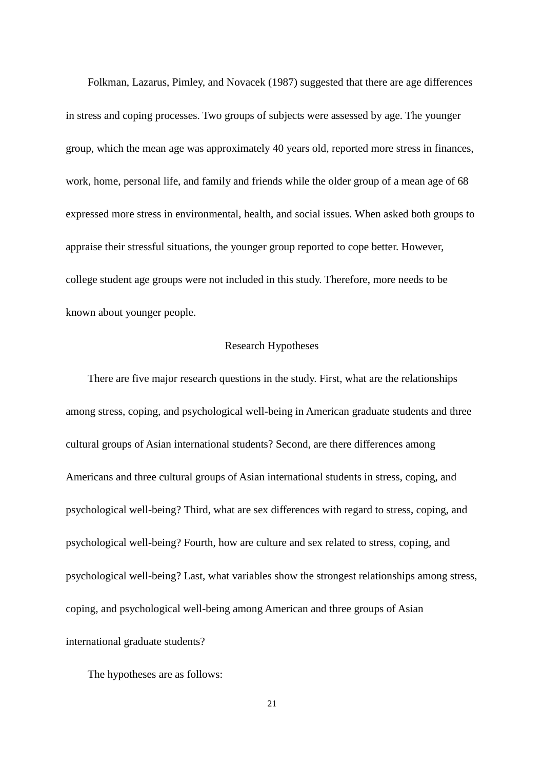Folkman, Lazarus, Pimley, and Novacek (1987) suggested that there are age differences in stress and coping processes. Two groups of subjects were assessed by age. The younger group, which the mean age was approximately 40 years old, reported more stress in finances, work, home, personal life, and family and friends while the older group of a mean age of 68 expressed more stress in environmental, health, and social issues. When asked both groups to appraise their stressful situations, the younger group reported to cope better. However, college student age groups were not included in this study. Therefore, more needs to be known about younger people.

## Research Hypotheses

There are five major research questions in the study. First, what are the relationships among stress, coping, and psychological well-being in American graduate students and three cultural groups of Asian international students? Second, are there differences among Americans and three cultural groups of Asian international students in stress, coping, and psychological well-being? Third, what are sex differences with regard to stress, coping, and psychological well-being? Fourth, how are culture and sex related to stress, coping, and psychological well-being? Last, what variables show the strongest relationships among stress, coping, and psychological well-being among American and three groups of Asian international graduate students?

The hypotheses are as follows: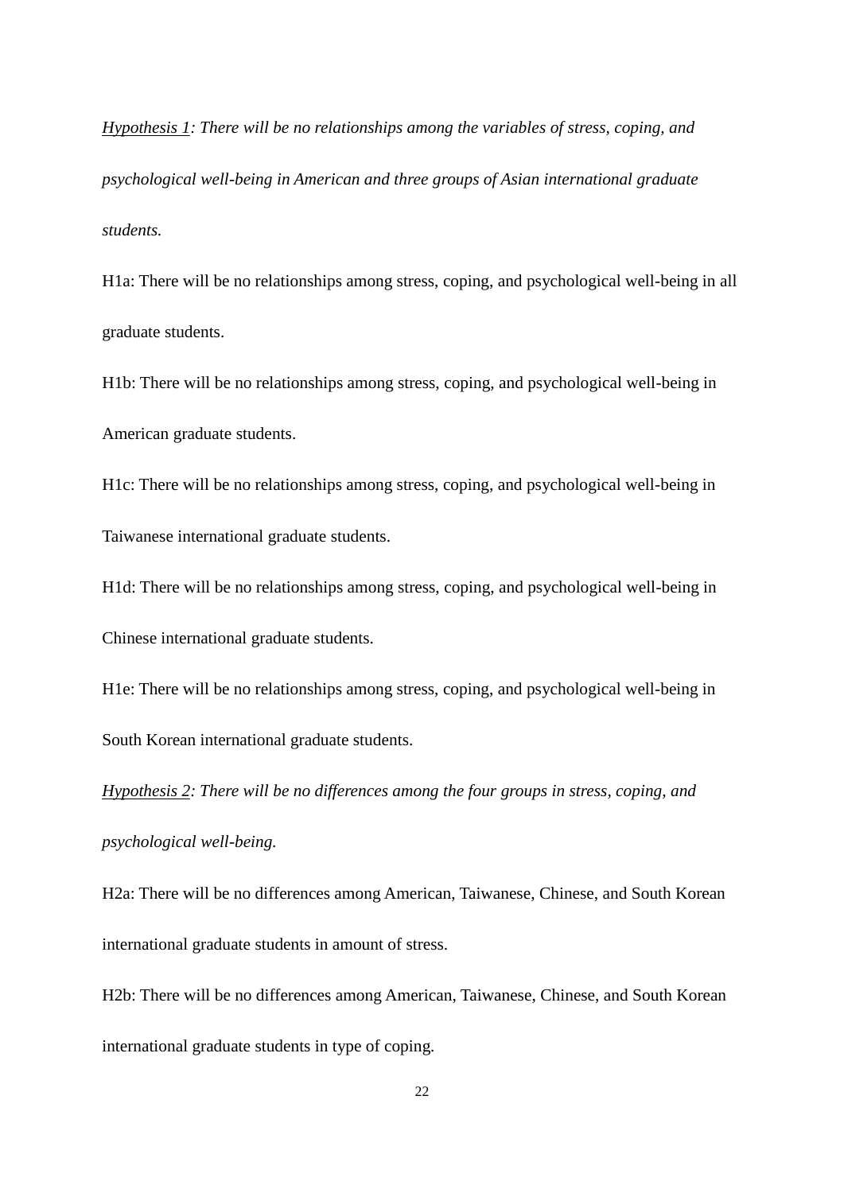<u>Hypothesis 1</u>*: There will be no relationships among the variables of stress, coping, and psychological well-being in American and three groups of Asian international graduate students.*

H1a: There will be no relationships among stress, coping, and psychological well-being in all graduate students.

H1b: There will be no relationships among stress, coping, and psychological well-being in American graduate students.

H1c: There will be no relationships among stress, coping, and psychological well-being in Taiwanese international graduate students.

H1d: There will be no relationships among stress, coping, and psychological well-being in Chinese international graduate students.

H1e: There will be no relationships among stress, coping, and psychological well-being in South Korean international graduate students.

<u>Hypothesis 2</u>*: There will be no differences among the four groups in stress, coping, and psychological well-being.*

H2a: There will be no differences among American, Taiwanese, Chinese, and South Korean international graduate students in amount of stress.

H2b: There will be no differences among American, Taiwanese, Chinese, and South Korean international graduate students in type of coping.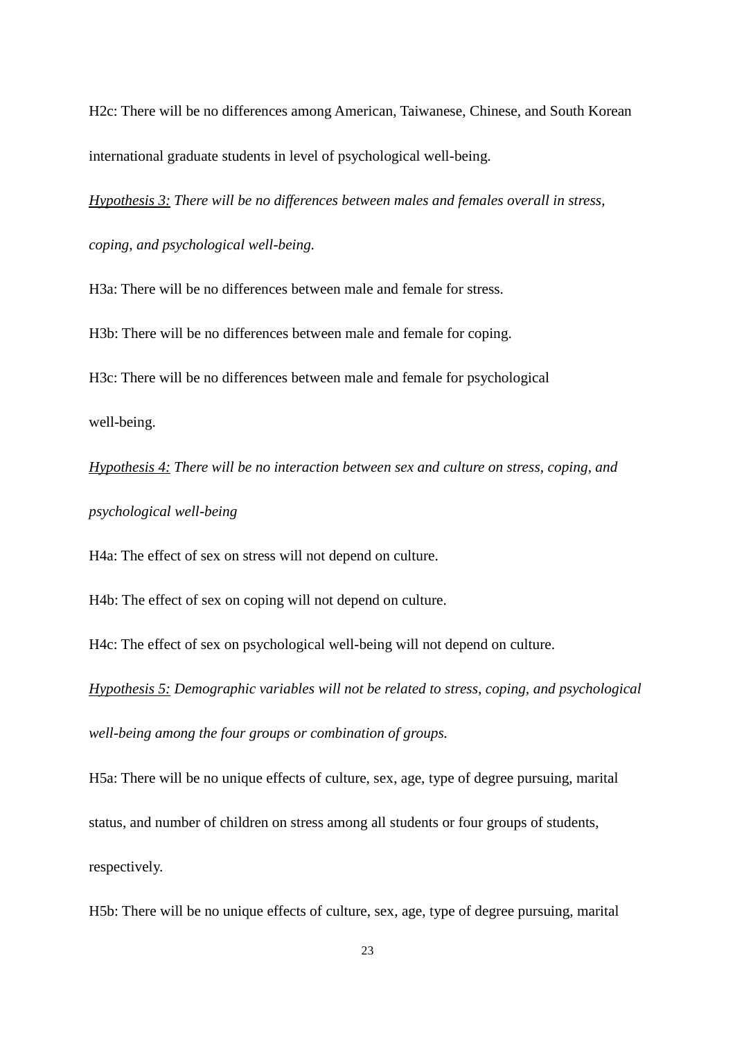H2c: There will be no differences among American, Taiwanese, Chinese, and South Korean international graduate students in level of psychological well-being.

<u>Hypothesis 3:</u> *There will be no differences between males and females overall in stress, coping, and psychological well-being.*

H3a: There will be no differences between male and female for stress.

H3b: There will be no differences between male and female for coping.

H3c: There will be no differences between male and female for psychological well-being.

<u>Hypothesis 4:</u> *There will be no interaction between sex and culture on stress, coping, and psychological well-being*

H4a: The effect of sex on stress will not depend on culture.

H4b: The effect of sex on coping will not depend on culture.

H4c: The effect of sex on psychological well-being will not depend on culture.

<u>Hypothesis 5:</u> *Demographic variables will not be related to stress, coping, and psychological well-being among the four groups or combination of groups.*

H5a: There will be no unique effects of culture, sex, age, type of degree pursuing, marital status, and number of children on stress among all students or four groups of students, respectively.

H5b: There will be no unique effects of culture, sex, age, type of degree pursuing, marital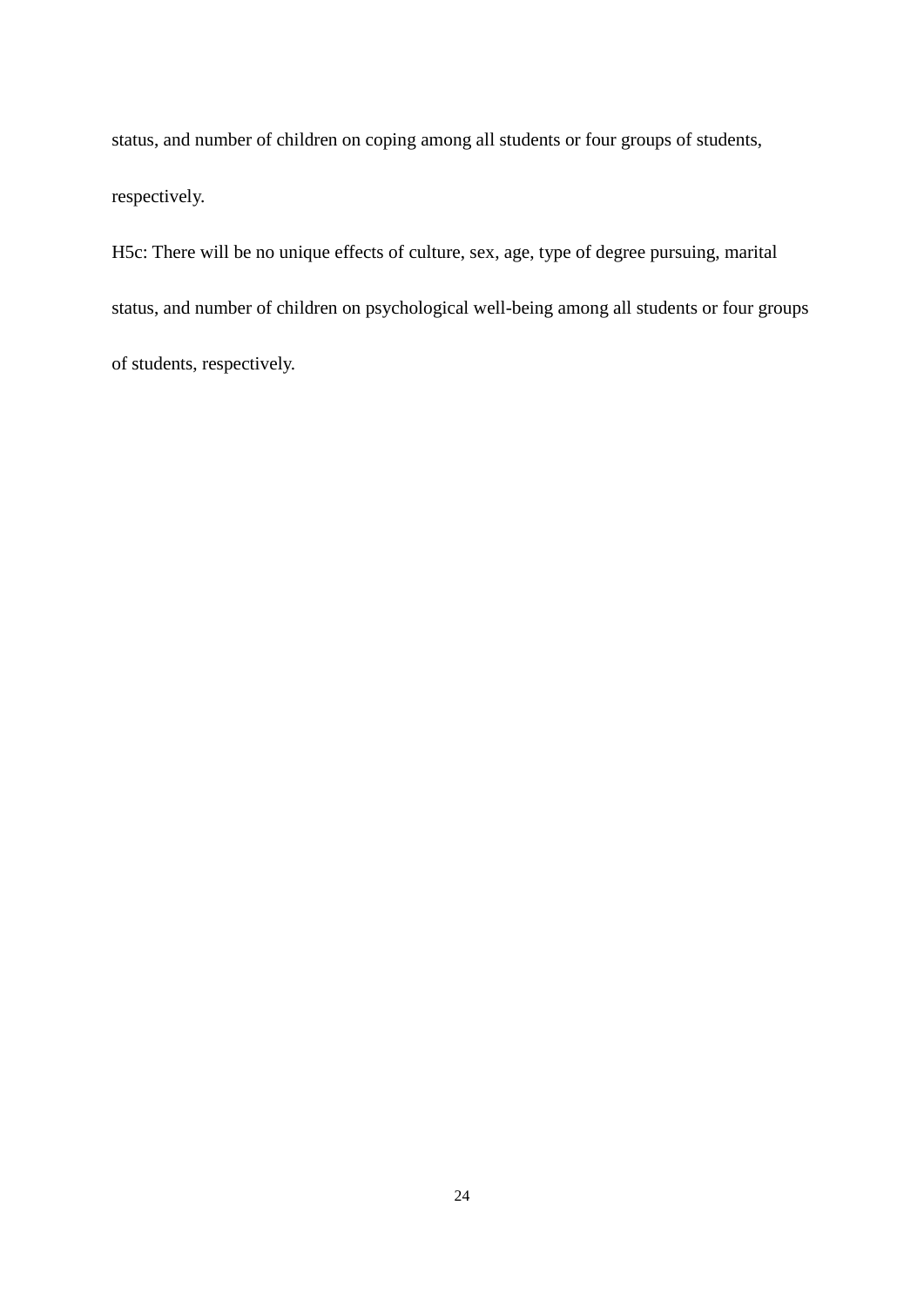status, and number of children on coping among all students or four groups of students, respectively.

H5c: There will be no unique effects of culture, sex, age, type of degree pursuing, marital status, and number of children on psychological well-being among all students or four groups of students, respectively.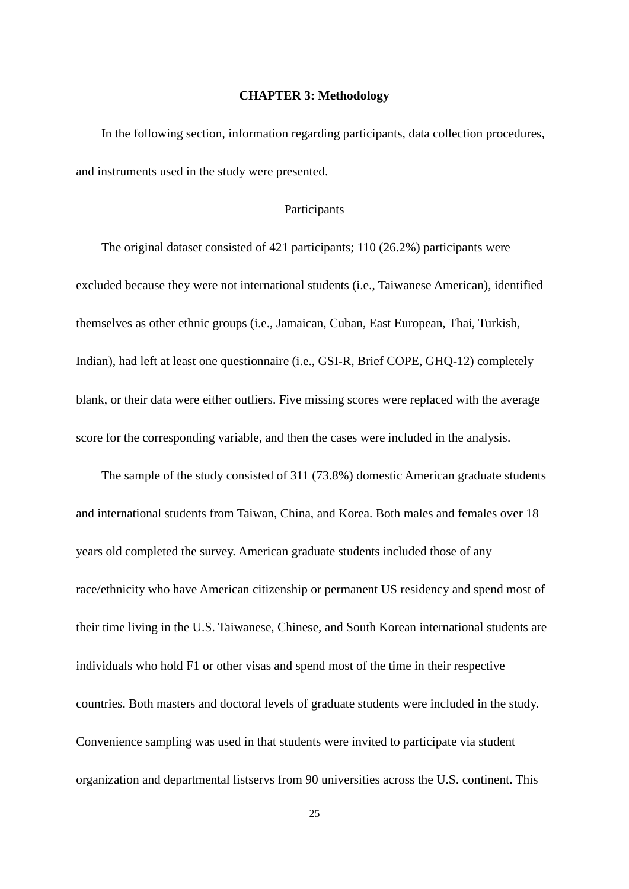# CHAPTER 3: Methodology

In the following section, information regarding participants, data collection procedures, and instruments used in the study were presented.

## Participants

The original dataset consisted of 421 participants; 110 (26.2%) participants were excluded because they were not international students (i.e., Taiwanese American), identified themselves as other ethnic groups (i.e., Jamaican, Cuban, East European, Thai, Turkish, Indian), had left at least one questionnaire (i.e., GSI-R, Brief COPE, GHQ-12) completely blank, or their data were either outliers. Five missing scores were replaced with the average score for the corresponding variable, and then the cases were included in the analysis.

The sample of the study consisted of 311 (73.8%) domestic American graduate students and international students from Taiwan, China, and Korea. Both males and females over 18 years old completed the survey. American graduate students included those of any race/ethnicity who have American citizenship or permanent US residency and spend most of their time living in the U.S. Taiwanese, Chinese, and South Korean international students are individuals who hold F1 or other visas and spend most of the time in their respective countries. Both masters and doctoral levels of graduate students were included in the study. Convenience sampling was used in that students were invited to participate via student organization and departmental listservs from 90 universities across the U.S. continent. This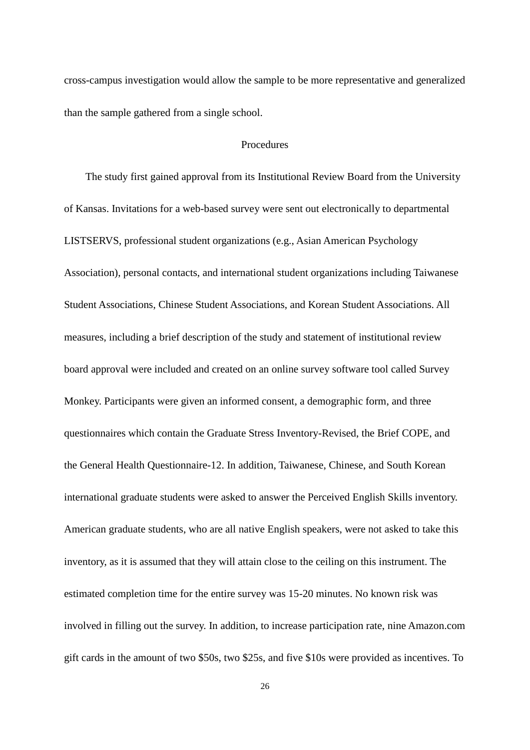cross-campus investigation would allow the sample to be more representative and generalized than the sample gathered from a single school.

## Procedures

The study first gained approval from its Institutional Review Board from the University of Kansas. Invitations for a web-based survey were sent out electronically to departmental LISTSERVS, professional student organizations (e.g., Asian American Psychology Association), personal contacts, and international student organizations including Taiwanese Student Associations, Chinese Student Associations, and Korean Student Associations. All measures, including a brief description of the study and statement of institutional review board approval were included and created on an online survey software tool called Survey Monkey. Participants were given an informed consent, a demographic form, and three questionnaires which contain the Graduate Stress Inventory-Revised, the Brief COPE, and the General Health Questionnaire-12. In addition, Taiwanese, Chinese, and South Korean international graduate students were asked to answer the Perceived English Skills inventory. American graduate students, who are all native English speakers, were not asked to take this inventory, as it is assumed that they will attain close to the ceiling on this instrument. The estimated completion time for the entire survey was 15-20 minutes. No known risk was involved in filling out the survey. In addition, to increase participation rate, nine Amazon.com gift cards in the amount of two $50s, two $25s, and five $10s were provided as incentives. To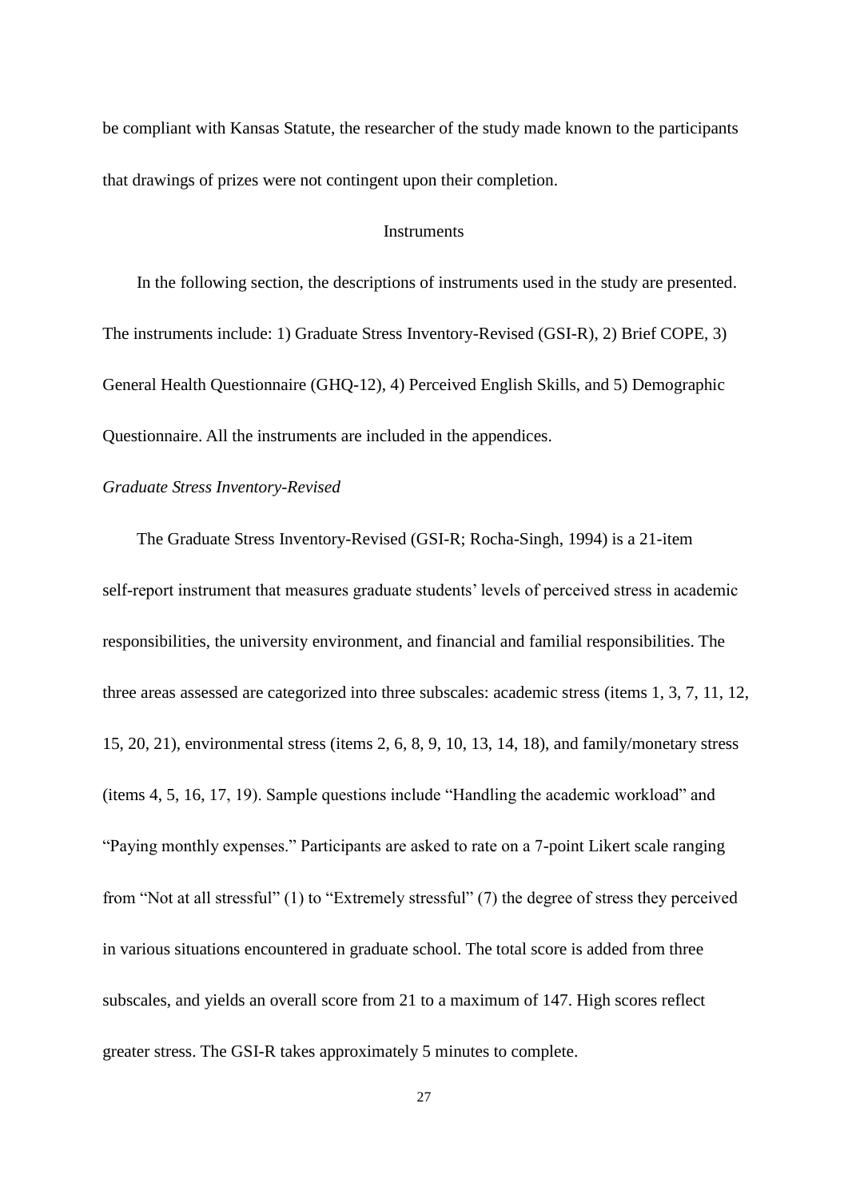be compliant with Kansas Statute, the researcher of the study made known to the participants that drawings of prizes were not contingent upon their completion.

## Instruments

In the following section, the descriptions of instruments used in the study are presented. The instruments include: 1) Graduate Stress Inventory-Revised (GSI-R), 2) Brief COPE, 3) General Health Questionnaire (GHQ-12), 4) Perceived English Skills, and 5) Demographic Questionnaire. All the instruments are included in the appendices.

### *Graduate Stress Inventory-Revised*

The Graduate Stress Inventory-Revised (GSI-R; Rocha-Singh, 1994) is a 21-item self-report instrument that measures graduate students' levels of perceived stress in academic responsibilities, the university environment, and financial and familial responsibilities. The three areas assessed are categorized into three subscales: academic stress (items 1, 3, 7, 11, 12, 15, 20, 21), environmental stress (items 2, 6, 8, 9, 10, 13, 14, 18), and family/monetary stress (items 4, 5, 16, 17, 19). Sample questions include "Handling the academic workload" and "Paying monthly expenses." Participants are asked to rate on a 7-point Likert scale ranging from "Not at all stressful" (1) to "Extremely stressful" (7) the degree of stress they perceived in various situations encountered in graduate school. The total score is added from three subscales, and yields an overall score from 21 to a maximum of 147. High scores reflect greater stress. The GSI-R takes approximately 5 minutes to complete.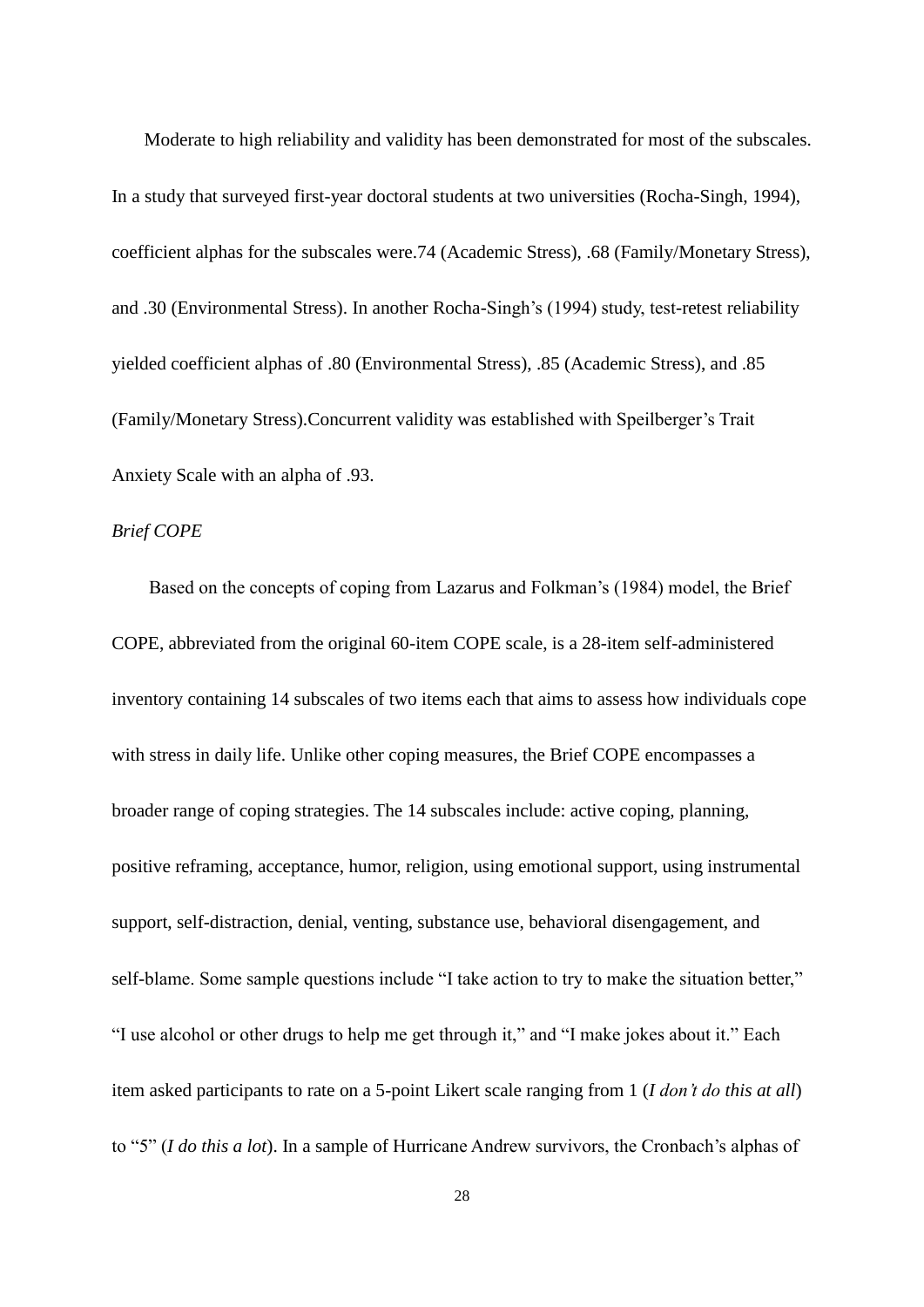Moderate to high reliability and validity has been demonstrated for most of the subscales. In a study that surveyed first-year doctoral students at two universities (Rocha-Singh, 1994), coefficient alphas for the subscales were.74 (Academic Stress), .68 (Family/Monetary Stress), and .30 (Environmental Stress). In another Rocha-Singh's (1994) study, test-retest reliability yielded coefficient alphas of .80 (Environmental Stress), .85 (Academic Stress), and .85 (Family/Monetary Stress).Concurrent validity was established with Speilberger's Trait Anxiety Scale with an alpha of .93.

*Brief COPE*

Based on the concepts of coping from Lazarus and Folkman's (1984) model, the Brief COPE, abbreviated from the original 60-item COPE scale, is a 28-item self-administered inventory containing 14 subscales of two items each that aims to assess how individuals cope with stress in daily life. Unlike other coping measures, the Brief COPE encompasses a broader range of coping strategies. The 14 subscales include: active coping, planning, positive reframing, acceptance, humor, religion, using emotional support, using instrumental support, self-distraction, denial, venting, substance use, behavioral disengagement, and self-blame. Some sample questions include "I take action to try to make the situation better," "I use alcohol or other drugs to help me get through it," and "I make jokes about it." Each item asked participants to rate on a 5-point Likert scale ranging from 1 (*I don't do this at all*) to "5" (*I do this a lot*). In a sample of Hurricane Andrew survivors, the Cronbach's alphas of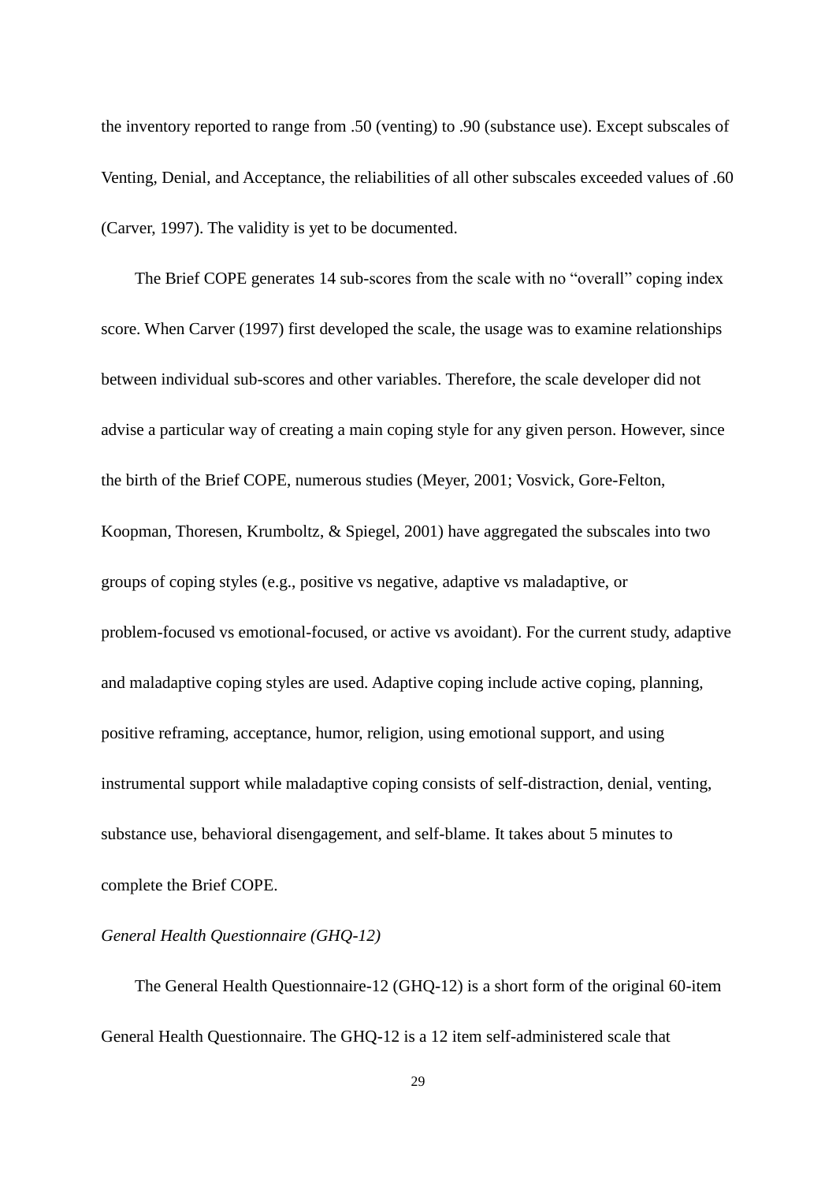the inventory reported to range from .50 (venting) to .90 (substance use). Except subscales of Venting, Denial, and Acceptance, the reliabilities of all other subscales exceeded values of .60 (Carver, 1997). The validity is yet to be documented.

The Brief COPE generates 14 sub-scores from the scale with no "overall" coping index score. When Carver (1997) first developed the scale, the usage was to examine relationships between individual sub-scores and other variables. Therefore, the scale developer did not advise a particular way of creating a main coping style for any given person. However, since the birth of the Brief COPE, numerous studies (Meyer, 2001; Vosvick, Gore-Felton, Koopman, Thoresen, Krumboltz, & Spiegel, 2001) have aggregated the subscales into two groups of coping styles (e.g., positive vs negative, adaptive vs maladaptive, or problem-focused vs emotional-focused, or active vs avoidant). For the current study, adaptive and maladaptive coping styles are used. Adaptive coping include active coping, planning, positive reframing, acceptance, humor, religion, using emotional support, and using instrumental support while maladaptive coping consists of self-distraction, denial, venting, substance use, behavioral disengagement, and self-blame. It takes about 5 minutes to complete the Brief COPE.

*General Health Questionnaire (GHQ-12)*

The General Health Questionnaire-12 (GHQ-12) is a short form of the original 60-item General Health Questionnaire. The GHQ-12 is a 12 item self-administered scale that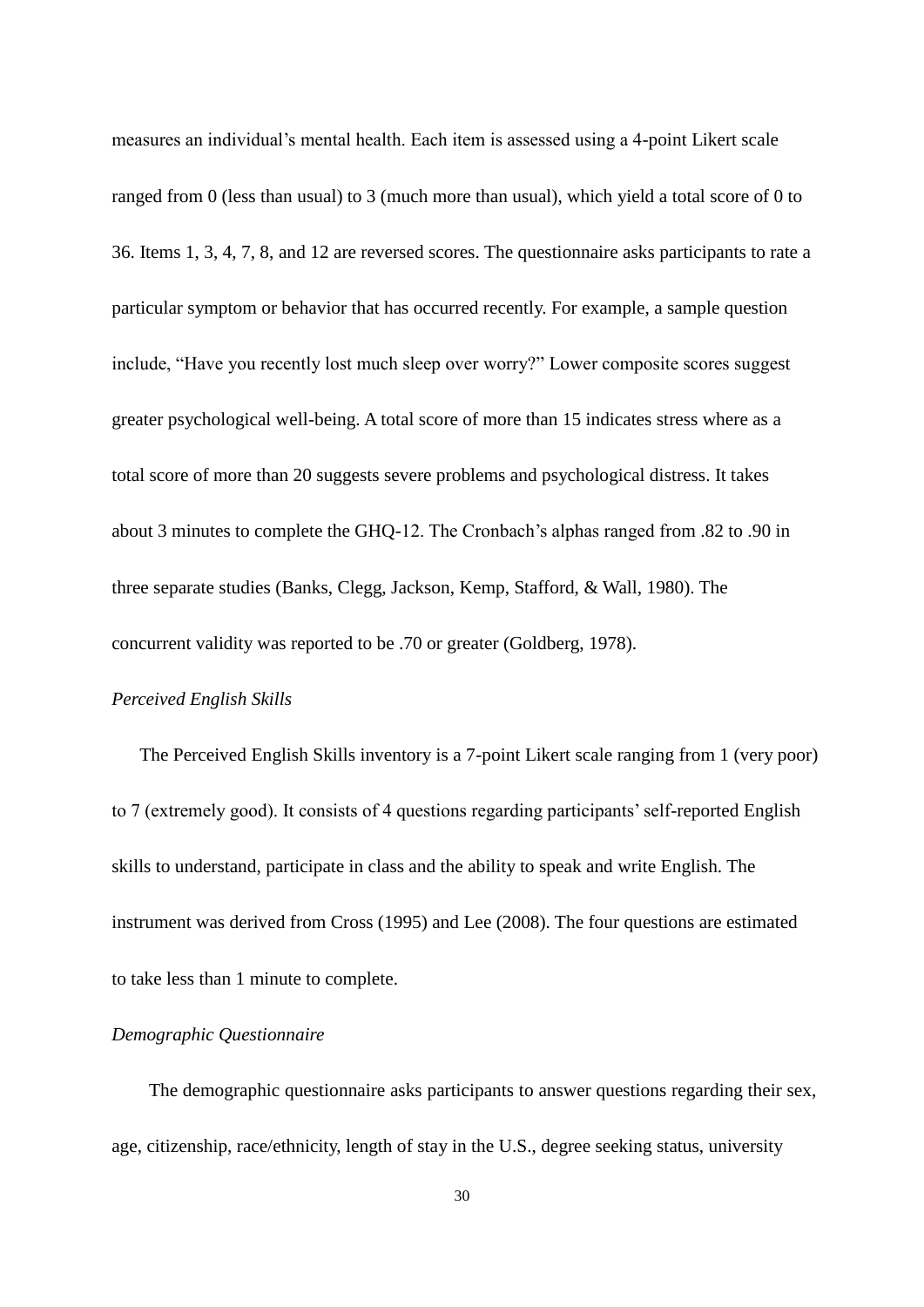measures an individual's mental health. Each item is assessed using a 4-point Likert scale ranged from 0 (less than usual) to 3 (much more than usual), which yield a total score of 0 to 36. Items 1, 3, 4, 7, 8, and 12 are reversed scores. The questionnaire asks participants to rate a particular symptom or behavior that has occurred recently. For example, a sample question include, "Have you recently lost much sleep over worry?" Lower composite scores suggest greater psychological well-being. A total score of more than 15 indicates stress where as a total score of more than 20 suggests severe problems and psychological distress. It takes about 3 minutes to complete the GHQ-12. The Cronbach's alphas ranged from .82 to .90 in three separate studies (Banks, Clegg, Jackson, Kemp, Stafford, & Wall, 1980). The concurrent validity was reported to be .70 or greater (Goldberg, 1978).

*Perceived English Skills*

The Perceived English Skills inventory is a 7-point Likert scale ranging from 1 (very poor) to 7 (extremely good). It consists of 4 questions regarding participants' self-reported English skills to understand, participate in class and the ability to speak and write English. The instrument was derived from Cross (1995) and Lee (2008). The four questions are estimated to take less than 1 minute to complete.

*Demographic Questionnaire*

The demographic questionnaire asks participants to answer questions regarding their sex, age, citizenship, race/ethnicity, length of stay in the U.S., degree seeking status, university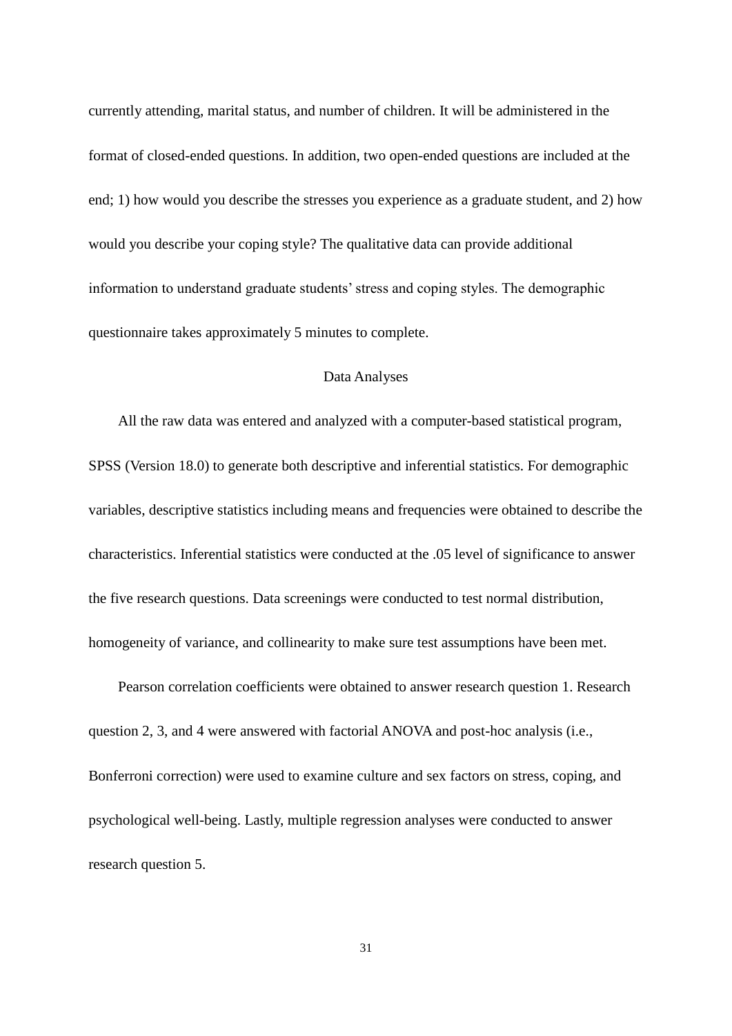currently attending, marital status, and number of children. It will be administered in the format of closed-ended questions. In addition, two open-ended questions are included at the end; 1) how would you describe the stresses you experience as a graduate student, and 2) how would you describe your coping style? The qualitative data can provide additional information to understand graduate students' stress and coping styles. The demographic questionnaire takes approximately 5 minutes to complete.

## Data Analyses

All the raw data was entered and analyzed with a computer-based statistical program, SPSS (Version 18.0) to generate both descriptive and inferential statistics. For demographic variables, descriptive statistics including means and frequencies were obtained to describe the characteristics. Inferential statistics were conducted at the .05 level of significance to answer the five research questions. Data screenings were conducted to test normal distribution, homogeneity of variance, and collinearity to make sure test assumptions have been met.

Pearson correlation coefficients were obtained to answer research question 1. Research question 2, 3, and 4 were answered with factorial ANOVA and post-hoc analysis (i.e., Bonferroni correction) were used to examine culture and sex factors on stress, coping, and psychological well-being. Lastly, multiple regression analyses were conducted to answer research question 5.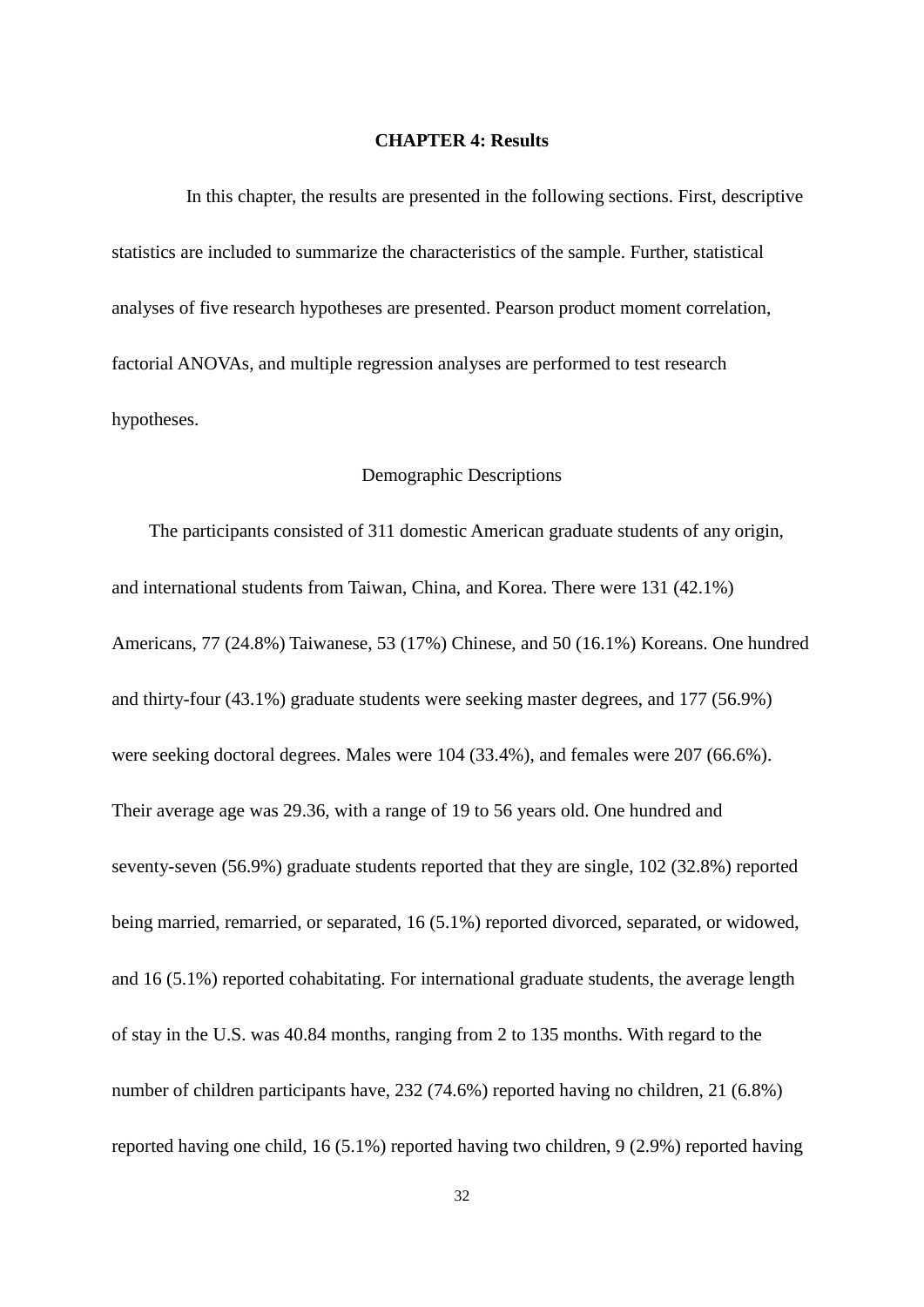# CHAPTER 4: Results

In this chapter, the results are presented in the following sections. First, descriptive statistics are included to summarize the characteristics of the sample. Further, statistical analyses of five research hypotheses are presented. Pearson product moment correlation, factorial ANOVAs, and multiple regression analyses are performed to test research hypotheses.

## Demographic Descriptions

The participants consisted of 311 domestic American graduate students of any origin, and international students from Taiwan, China, and Korea. There were 131 (42.1%) Americans, 77 (24.8%) Taiwanese, 53 (17%) Chinese, and 50 (16.1%) Koreans. One hundred and thirty-four (43.1%) graduate students were seeking master degrees, and 177 (56.9%) were seeking doctoral degrees. Males were 104 (33.4%), and females were 207 (66.6%). Their average age was 29.36, with a range of 19 to 56 years old. One hundred and seventy-seven (56.9%) graduate students reported that they are single, 102 (32.8%) reported being married, remarried, or separated, 16 (5.1%) reported divorced, separated, or widowed, and 16 (5.1%) reported cohabitating. For international graduate students, the average length of stay in the U.S. was 40.84 months, ranging from 2 to 135 months. With regard to the number of children participants have, 232 (74.6%) reported having no children, 21 (6.8%) reported having one child, 16 (5.1%) reported having two children, 9 (2.9%) reported having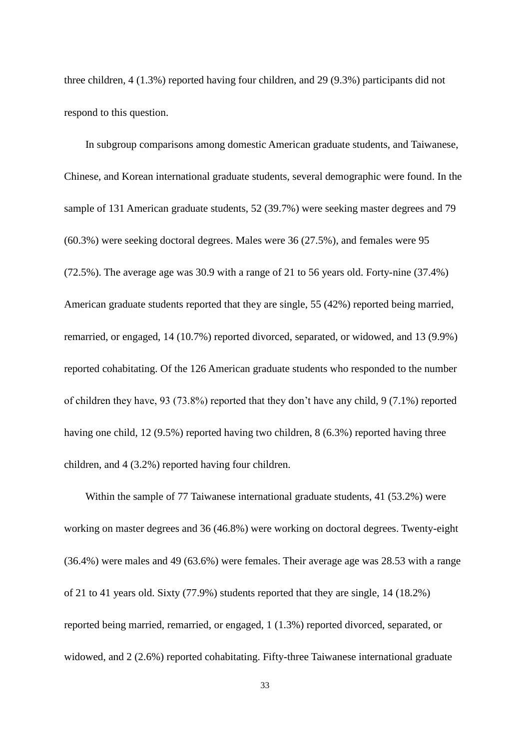three children, 4 (1.3%) reported having four children, and 29 (9.3%) participants did not respond to this question.

In subgroup comparisons among domestic American graduate students, and Taiwanese, Chinese, and Korean international graduate students, several demographic were found. In the sample of 131 American graduate students, 52 (39.7%) were seeking master degrees and 79 (60.3%) were seeking doctoral degrees. Males were 36 (27.5%), and females were 95 (72.5%). The average age was 30.9 with a range of 21 to 56 years old. Forty-nine (37.4%) American graduate students reported that they are single, 55 (42%) reported being married, remarried, or engaged, 14 (10.7%) reported divorced, separated, or widowed, and 13 (9.9%) reported cohabitating. Of the 126 American graduate students who responded to the number of children they have, 93 (73.8%) reported that they don't have any child, 9 (7.1%) reported having one child, 12 (9.5%) reported having two children, 8 (6.3%) reported having three children, and 4 (3.2%) reported having four children.

Within the sample of 77 Taiwanese international graduate students, 41 (53.2%) were working on master degrees and 36 (46.8%) were working on doctoral degrees. Twenty-eight (36.4%) were males and 49 (63.6%) were females. Their average age was 28.53 with a range of 21 to 41 years old. Sixty (77.9%) students reported that they are single, 14 (18.2%) reported being married, remarried, or engaged, 1 (1.3%) reported divorced, separated, or widowed, and 2 (2.6%) reported cohabitating. Fifty-three Taiwanese international graduate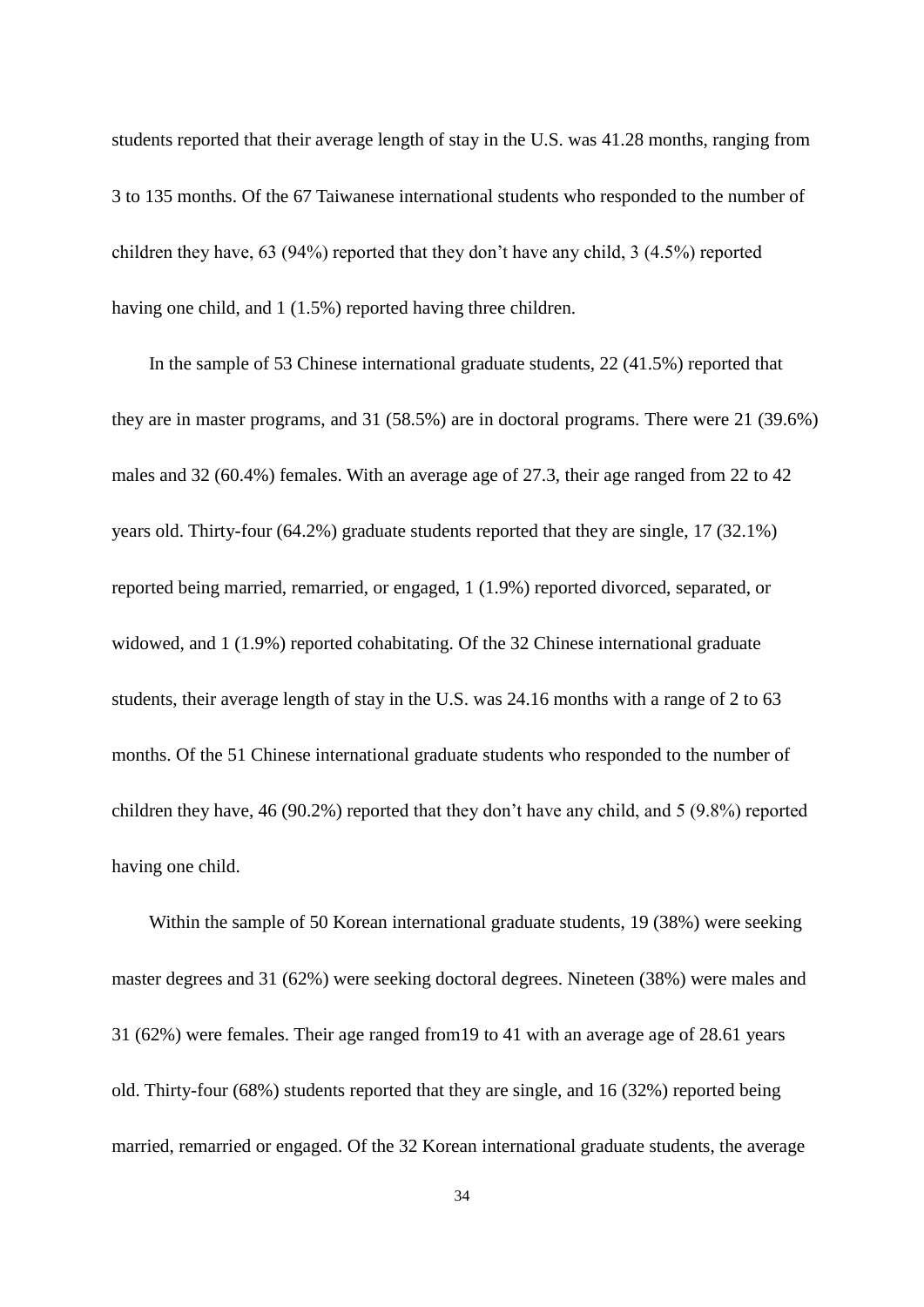students reported that their average length of stay in the U.S. was 41.28 months, ranging from 3 to 135 months. Of the 67 Taiwanese international students who responded to the number of children they have, 63 (94%) reported that they don't have any child, 3 (4.5%) reported having one child, and 1 (1.5%) reported having three children.

In the sample of 53 Chinese international graduate students, 22 (41.5%) reported that they are in master programs, and 31 (58.5%) are in doctoral programs. There were 21 (39.6%) males and 32 (60.4%) females. With an average age of 27.3, their age ranged from 22 to 42 years old. Thirty-four (64.2%) graduate students reported that they are single, 17 (32.1%) reported being married, remarried, or engaged, 1 (1.9%) reported divorced, separated, or widowed, and 1 (1.9%) reported cohabitating. Of the 32 Chinese international graduate students, their average length of stay in the U.S. was 24.16 months with a range of 2 to 63 months. Of the 51 Chinese international graduate students who responded to the number of children they have, 46 (90.2%) reported that they don't have any child, and 5 (9.8%) reported having one child.

Within the sample of 50 Korean international graduate students, 19 (38%) were seeking master degrees and 31 (62%) were seeking doctoral degrees. Nineteen (38%) were males and 31 (62%) were females. Their age ranged from19 to 41 with an average age of 28.61 years old. Thirty-four (68%) students reported that they are single, and 16 (32%) reported being married, remarried or engaged. Of the 32 Korean international graduate students, the average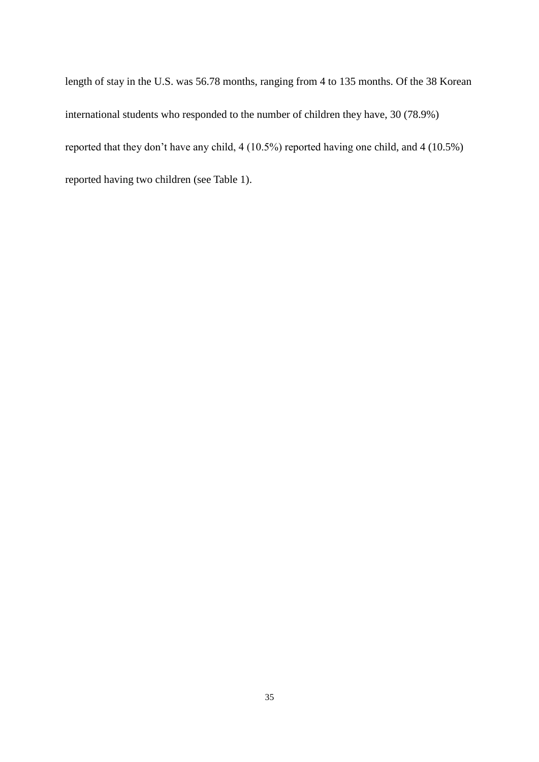length of stay in the U.S. was 56.78 months, ranging from 4 to 135 months. Of the 38 Korean international students who responded to the number of children they have, 30 (78.9%) reported that they don't have any child, 4 (10.5%) reported having one child, and 4 (10.5%) reported having two children (see Table 1).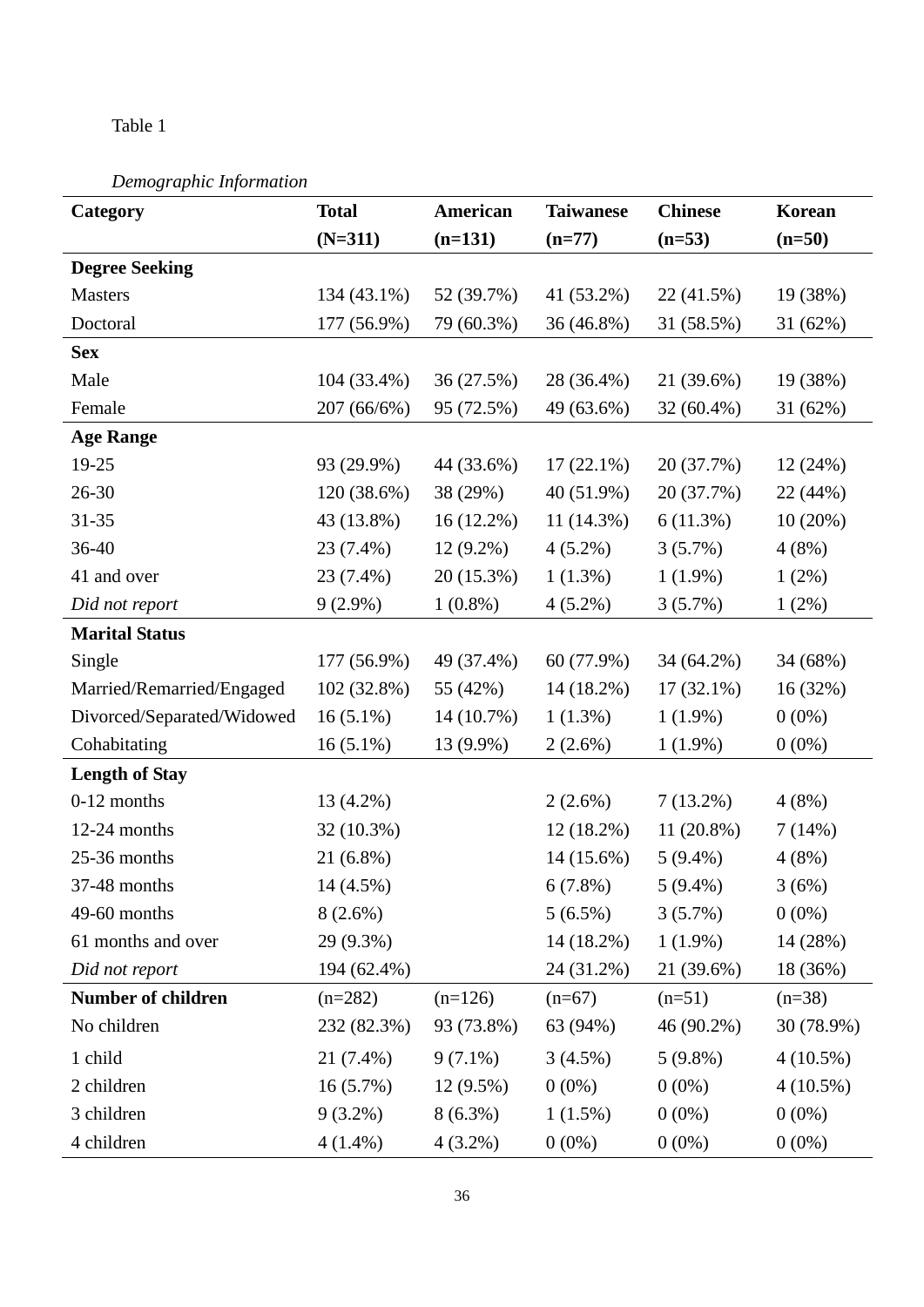Table 1

*Demographic Information*

| Category | Total (N=311) | American (n=131) | Taiwanese (n=77) | Chinese (n=53) | Korean (n=50) |
|---|---|---|---|---|---|
| **Degree Seeking** | | | | | |
| Masters | 134 (43.1%) | 52 (39.7%) | 41 (53.2%) | 22 (41.5%) | 19 (38%) |
| Doctoral | 177 (56.9%) | 79 (60.3%) | 36 (46.8%) | 31 (58.5%) | 31 (62%) |
| **Sex** | | | | | |
| Male | 104 (33.4%) | 36 (27.5%) | 28 (36.4%) | 21 (39.6%) | 19 (38%) |
| Female | 207 (66/6%) | 95 (72.5%) | 49 (63.6%) | 32 (60.4%) | 31 (62%) |
| **Age Range** | | | | | |
| 19-25 | 93 (29.9%) | 44 (33.6%) | 17 (22.1%) | 20 (37.7%) | 12 (24%) |
| 26-30 | 120 (38.6%) | 38 (29%) | 40 (51.9%) | 20 (37.7%) | 22 (44%) |
| 31-35 | 43 (13.8%) | 16 (12.2%) | 11 (14.3%) | 6 (11.3%) | 10 (20%) |
| 36-40 | 23 (7.4%) | 12 (9.2%) | 4 (5.2%) | 3 (5.7%) | 4 (8%) |
| 41 and over | 23 (7.4%) | 20 (15.3%) | 1 (1.3%) | 1 (1.9%) | 1 (2%) |
| *Did not report* | 9 (2.9%) | 1 (0.8%) | 4 (5.2%) | 3 (5.7%) | 1 (2%) |
| **Marital Status** | | | | | |
| Single | 177 (56.9%) | 49 (37.4%) | 60 (77.9%) | 34 (64.2%) | 34 (68%) |
| Married/Remarried/Engaged | 102 (32.8%) | 55 (42%) | 14 (18.2%) | 17 (32.1%) | 16 (32%) |
| Divorced/Separated/Widowed | 16 (5.1%) | 14 (10.7%) | 1 (1.3%) | 1 (1.9%) | 0 (0%) |
| Cohabitating | 16 (5.1%) | 13 (9.9%) | 2 (2.6%) | 1 (1.9%) | 0 (0%) |
| **Length of Stay** | | | | | |
| 0-12 months | 13 (4.2%) | | 2 (2.6%) | 7 (13.2%) | 4 (8%) |
| 12-24 months | 32 (10.3%) | | 12 (18.2%) | 11 (20.8%) | 7 (14%) |
| 25-36 months | 21 (6.8%) | | 14 (15.6%) | 5 (9.4%) | 4 (8%) |
| 37-48 months | 14 (4.5%) | | 6 (7.8%) | 5 (9.4%) | 3 (6%) |
| 49-60 months | 8 (2.6%) | | 5 (6.5%) | 3 (5.7%) | 0 (0%) |
| 61 months and over | 29 (9.3%) | | 14 (18.2%) | 1 (1.9%) | 14 (28%) |
| *Did not report* | 194 (62.4%) | | 24 (31.2%) | 21 (39.6%) | 18 (36%) |
| **Number of children** | (n=282) | (n=126) | (n=67) | (n=51) | (n=38) |
| No children | 232 (82.3%) | 93 (73.8%) | 63 (94%) | 46 (90.2%) | 30 (78.9%) |
| 1 child | 21 (7.4%) | 9 (7.1%) | 3 (4.5%) | 5 (9.8%) | 4 (10.5%) |
| 2 children | 16 (5.7%) | 12 (9.5%) | 0 (0%) | 0 (0%) | 4 (10.5%) |
| 3 children | 9 (3.2%) | 8 (6.3%) | 1 (1.5%) | 0 (0%) | 0 (0%) |
| 4 children | 4 (1.4%) | 4 (3.2%) | 0 (0%) | 0 (0%) | 0 (0%) |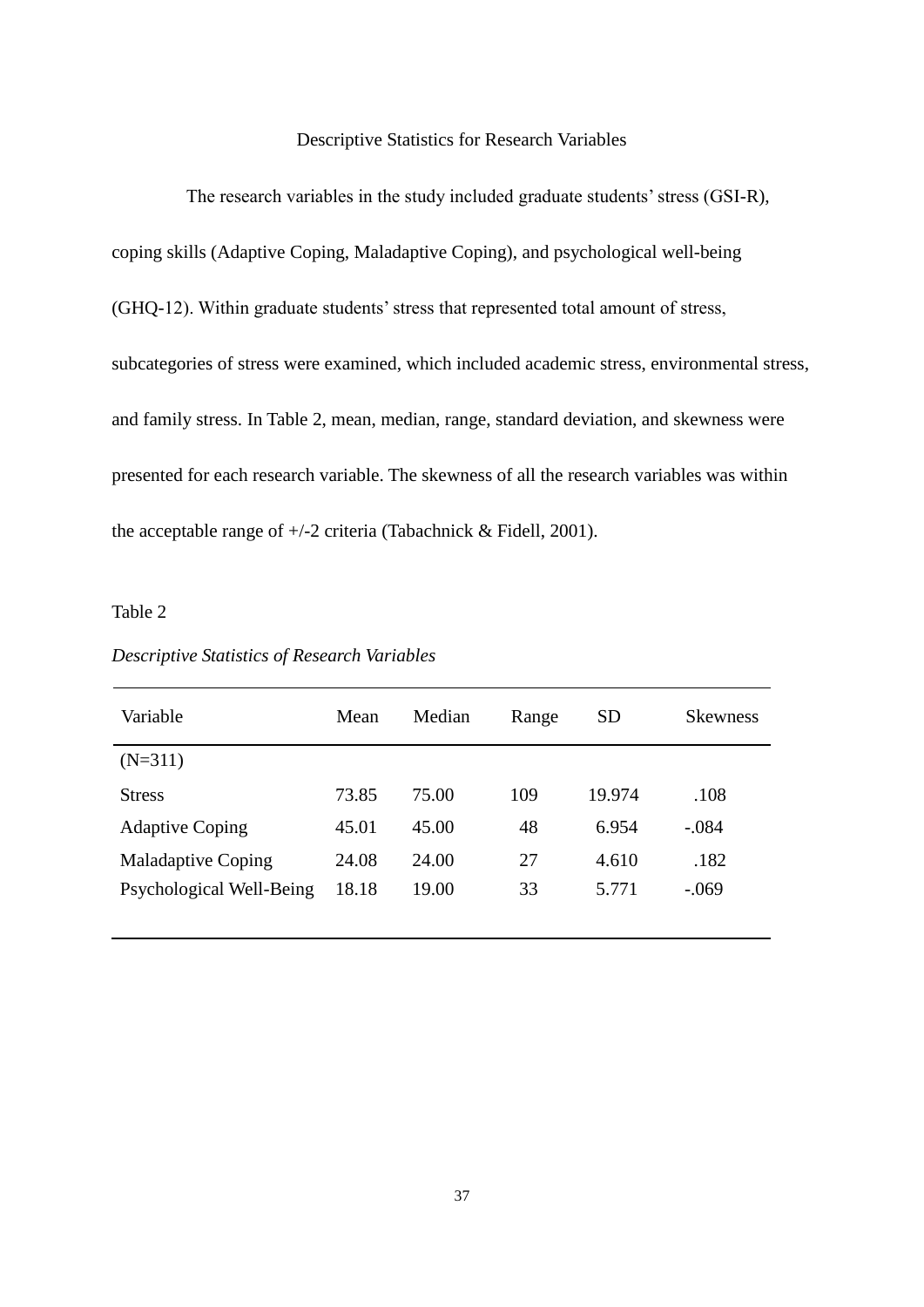## Descriptive Statistics for Research Variables

The research variables in the study included graduate students' stress (GSI-R), coping skills (Adaptive Coping, Maladaptive Coping), and psychological well-being (GHQ-12). Within graduate students' stress that represented total amount of stress, subcategories of stress were examined, which included academic stress, environmental stress, and family stress. In Table 2, mean, median, range, standard deviation, and skewness were presented for each research variable. The skewness of all the research variables was within the acceptable range of +/-2 criteria (Tabachnick & Fidell, 2001).

Table 2

*Descriptive Statistics of Research Variables*

| Variable | Mean | Median | Range | SD | Skewness |
|---|---|---|---|---|---|
| (N=311) | | | | | |
| Stress | 73.85 | 75.00 | 109 | 19.974 | .108 |
| Adaptive Coping | 45.01 | 45.00 | 48 | 6.954 | -.084 |
| Maladaptive Coping | 24.08 | 24.00 | 27 | 4.610 | .182 |
| Psychological Well-Being | 18.18 | 19.00 | 33 | 5.771 | -.069 |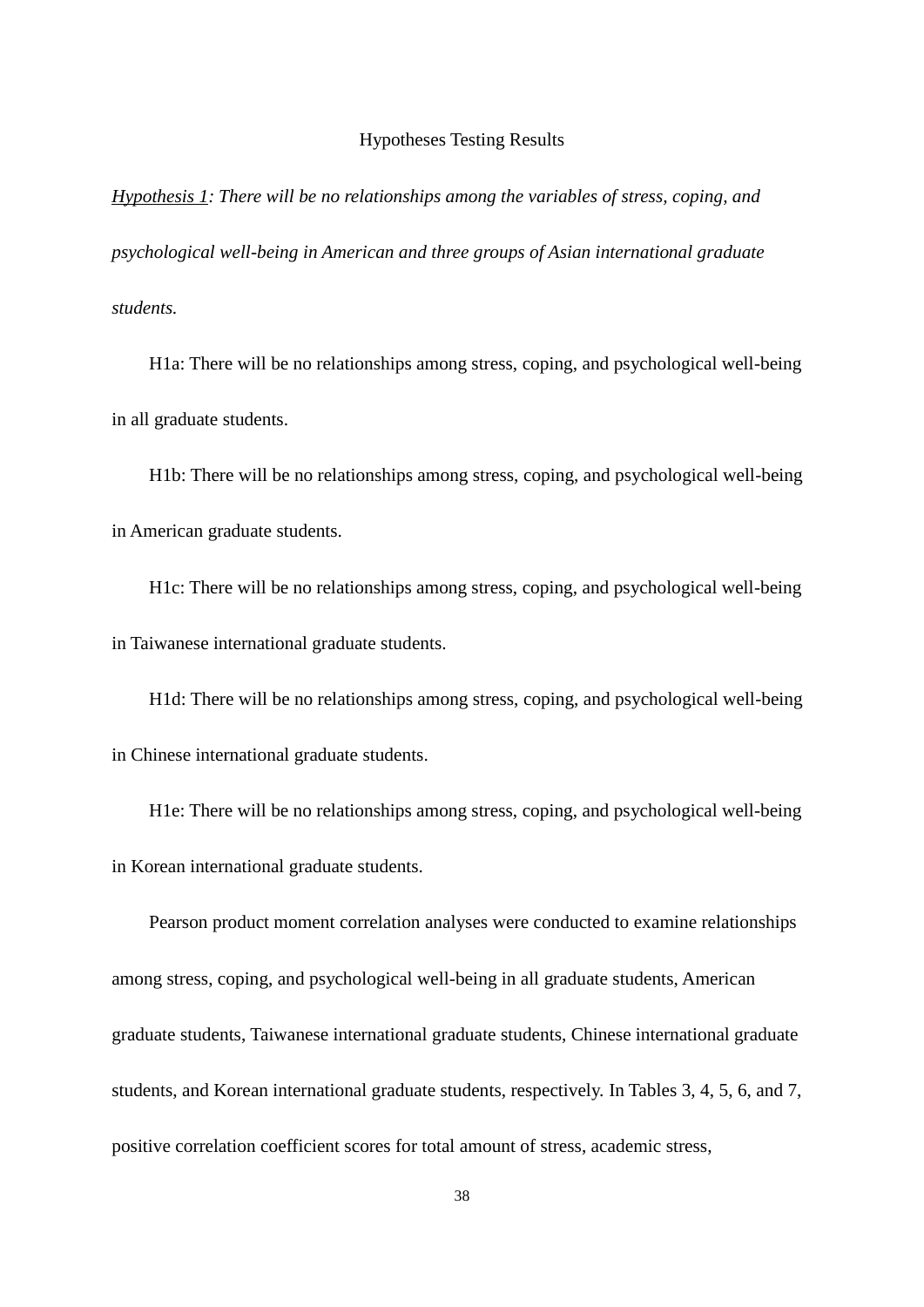## Hypotheses Testing Results

<u>*Hypothesis 1*</u>*: There will be no relationships among the variables of stress, coping, and psychological well-being in American and three groups of Asian international graduate students.*

H1a: There will be no relationships among stress, coping, and psychological well-being in all graduate students.

H1b: There will be no relationships among stress, coping, and psychological well-being in American graduate students.

H1c: There will be no relationships among stress, coping, and psychological well-being in Taiwanese international graduate students.

H1d: There will be no relationships among stress, coping, and psychological well-being in Chinese international graduate students.

H1e: There will be no relationships among stress, coping, and psychological well-being in Korean international graduate students.

Pearson product moment correlation analyses were conducted to examine relationships among stress, coping, and psychological well-being in all graduate students, American graduate students, Taiwanese international graduate students, Chinese international graduate students, and Korean international graduate students, respectively. In Tables 3, 4, 5, 6, and 7, positive correlation coefficient scores for total amount of stress, academic stress,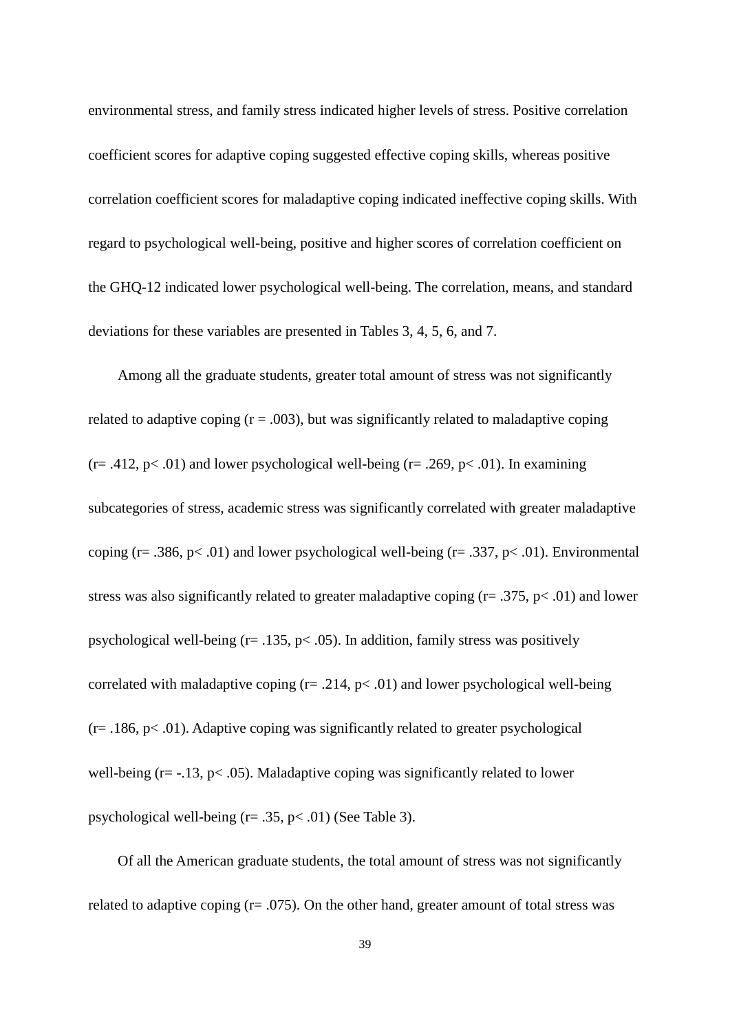environmental stress, and family stress indicated higher levels of stress. Positive correlation coefficient scores for adaptive coping suggested effective coping skills, whereas positive correlation coefficient scores for maladaptive coping indicated ineffective coping skills. With regard to psychological well-being, positive and higher scores of correlation coefficient on the GHQ-12 indicated lower psychological well-being. The correlation, means, and standard deviations for these variables are presented in Tables 3, 4, 5, 6, and 7.

Among all the graduate students, greater total amount of stress was not significantly related to adaptive coping ($r = .003$), but was significantly related to maladaptive coping ($r = .412$, $p < .01$) and lower psychological well-being ($r = .269$, $p < .01$). In examining subcategories of stress, academic stress was significantly correlated with greater maladaptive coping ($r = .386$, $p < .01$) and lower psychological well-being ($r = .337$, $p < .01$). Environmental stress was also significantly related to greater maladaptive coping ($r = .375$, $p < .01$) and lower psychological well-being ($r = .135$, $p < .05$). In addition, family stress was positively correlated with maladaptive coping ($r = .214$, $p < .01$) and lower psychological well-being ($r = .186$, $p < .01$). Adaptive coping was significantly related to greater psychological well-being ($r = -.13$, $p < .05$). Maladaptive coping was significantly related to lower psychological well-being ($r = .35$, $p < .01$) (See Table 3).

Of all the American graduate students, the total amount of stress was not significantly related to adaptive coping ($r = .075$). On the other hand, greater amount of total stress was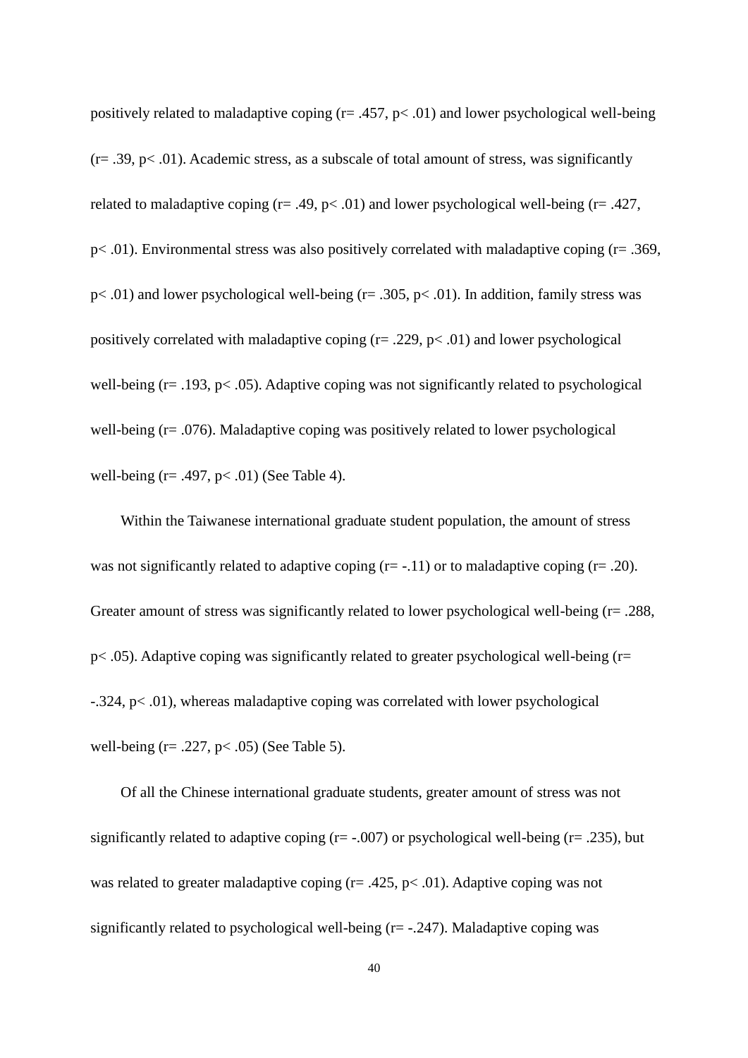positively related to maladaptive coping ($r = .457$, $p < .01$) and lower psychological well-being ($r = .39$, $p < .01$). Academic stress, as a subscale of total amount of stress, was significantly related to maladaptive coping ($r = .49$, $p < .01$) and lower psychological well-being ($r = .427$, $p < .01$). Environmental stress was also positively correlated with maladaptive coping ($r = .369$, $p < .01$) and lower psychological well-being ($r = .305$, $p < .01$). In addition, family stress was positively correlated with maladaptive coping ($r = .229$, $p < .01$) and lower psychological well-being ($r = .193$, $p < .05$). Adaptive coping was not significantly related to psychological well-being ($r = .076$). Maladaptive coping was positively related to lower psychological well-being ($r = .497$, $p < .01$) (See Table 4).

Within the Taiwanese international graduate student population, the amount of stress was not significantly related to adaptive coping ($r = -.11$) or to maladaptive coping ($r = .20$). Greater amount of stress was significantly related to lower psychological well-being ($r = .288$, $p < .05$). Adaptive coping was significantly related to greater psychological well-being ($r = -.324$, $p < .01$), whereas maladaptive coping was correlated with lower psychological well-being ($r = .227$, $p < .05$) (See Table 5).

Of all the Chinese international graduate students, greater amount of stress was not significantly related to adaptive coping ($r = -.007$) or psychological well-being ($r = .235$), but was related to greater maladaptive coping ($r = .425$, $p < .01$). Adaptive coping was not significantly related to psychological well-being ($r = -.247$). Maladaptive coping was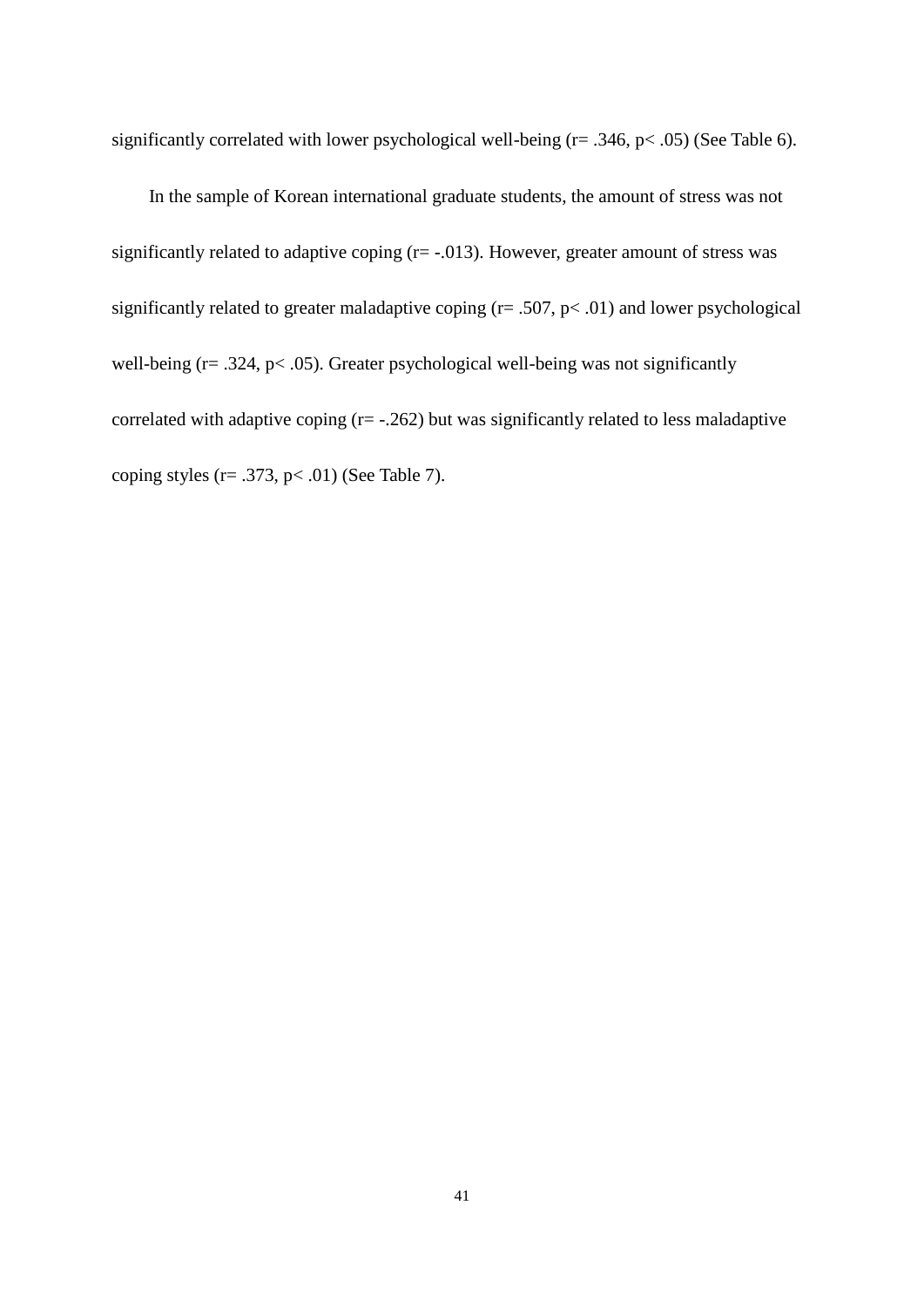significantly correlated with lower psychological well-being ($r = .346$, $p < .05$) (See Table 6).

In the sample of Korean international graduate students, the amount of stress was not significantly related to adaptive coping ($r = -.013$). However, greater amount of stress was significantly related to greater maladaptive coping ($r = .507$, $p < .01$) and lower psychological well-being ($r = .324$, $p < .05$). Greater psychological well-being was not significantly correlated with adaptive coping ($r = -.262$) but was significantly related to less maladaptive coping styles ($r = .373$, $p < .01$) (See Table 7).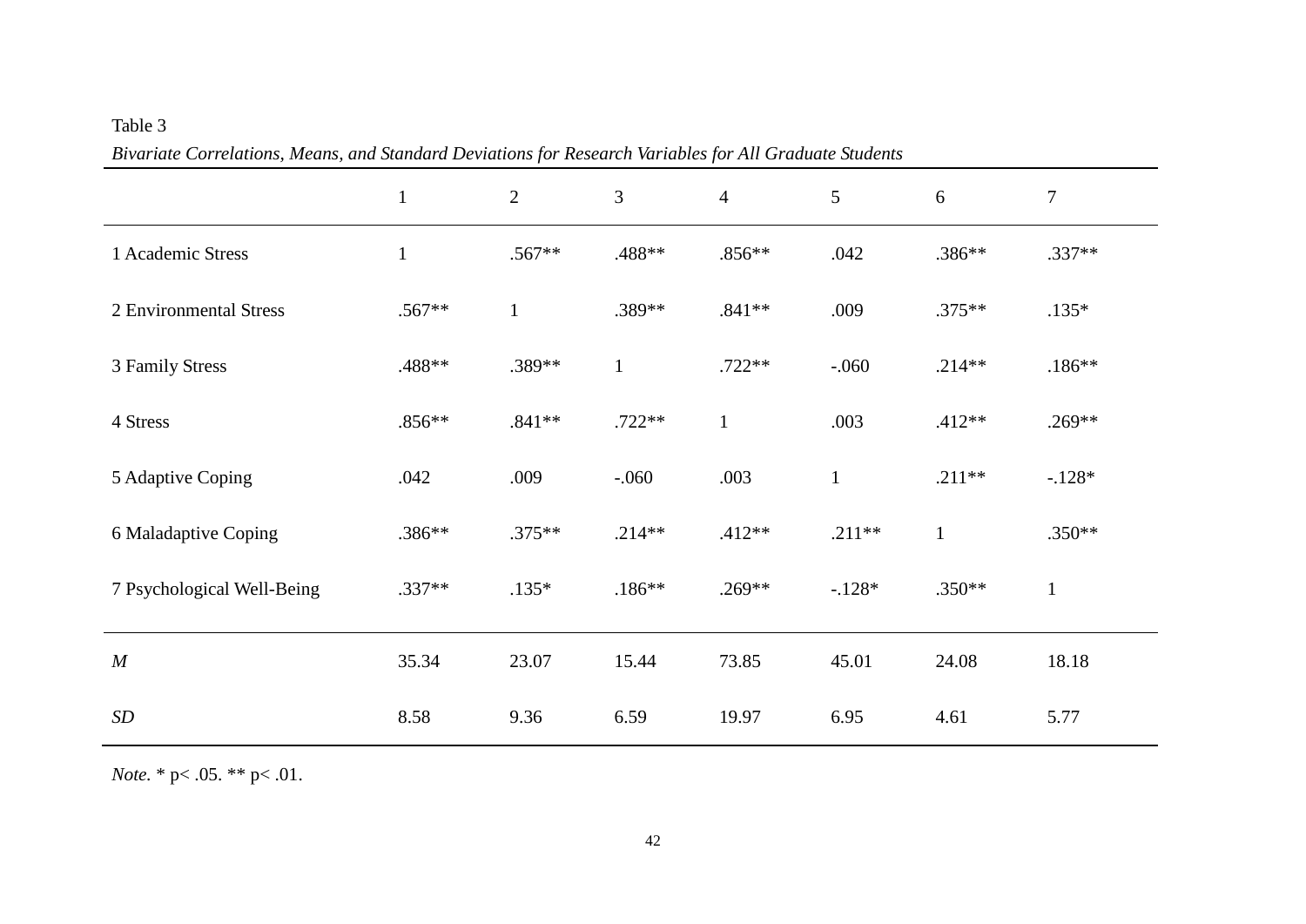Table 3

*Bivariate Correlations, Means, and Standard Deviations for Research Variables for All Graduate Students*

| | 1 | 2 | 3 | 4 | 5 | 6 | 7 |
|---|---|---|---|---|---|---|---|
| 1 Academic Stress | 1 | .567** | .488** | .856** | .042 | .386** | .337** |
| 2 Environmental Stress | .567** | 1 | .389** | .841** | .009 | .375** | .135* |
| 3 Family Stress | .488** | .389** | 1 | .722** | -.060 | .214** | .186** |
| 4 Stress | .856** | .841** | .722** | 1 | .003 | .412** | .269** |
| 5 Adaptive Coping | .042 | .009 | -.060 | .003 | 1 | .211** | -.128* |
| 6 Maladaptive Coping | .386** | .375** | .214** | .412** | .211** | 1 | .350** |
| 7 Psychological Well-Being | .337** | .135* | .186** | .269** | -.128* | .350** | 1 |
| *M* | 35.34 | 23.07 | 15.44 | 73.85 | 45.01 | 24.08 | 18.18 |
| *SD* | 8.58 | 9.36 | 6.59 | 19.97 | 6.95 | 4.61 | 5.77 |

*Note.* * $p < .05$. ** $p < .01$.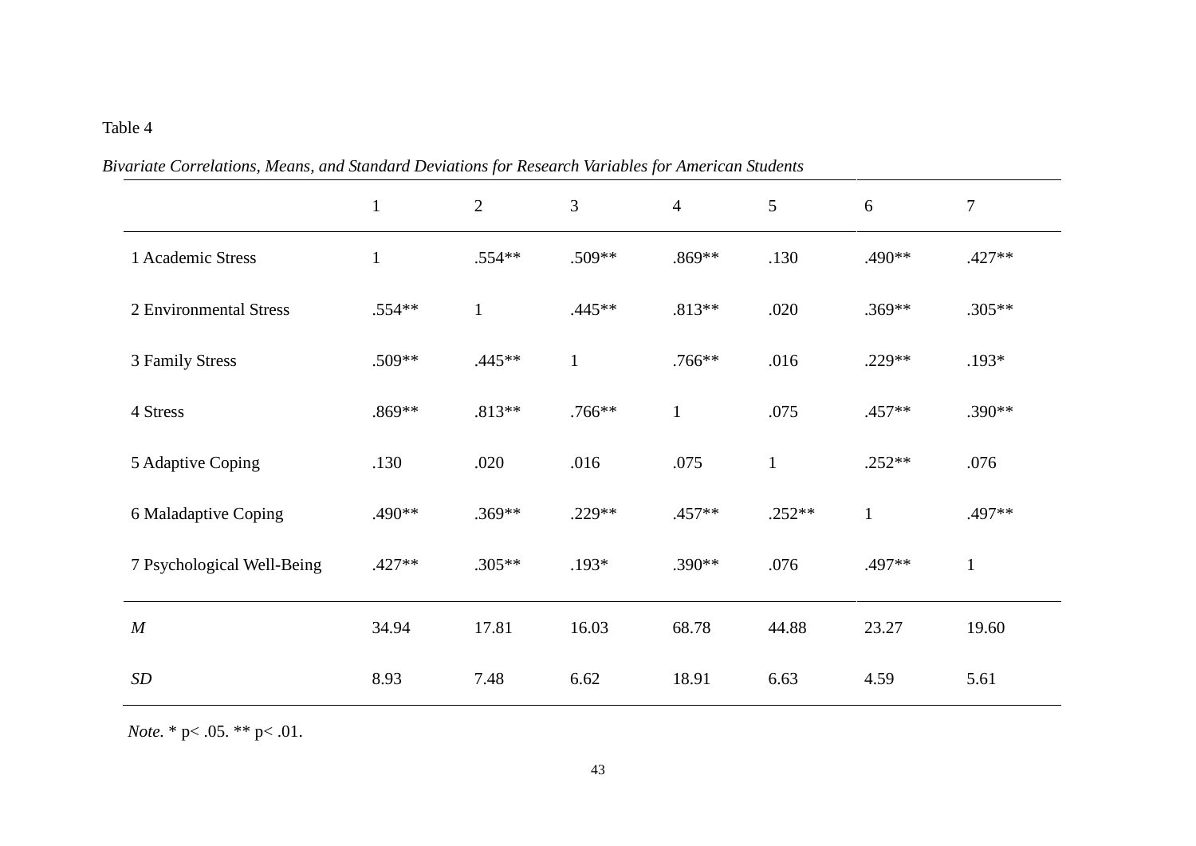Table 4

*Bivariate Correlations, Means, and Standard Deviations for Research Variables for American Students*

| | 1 | 2 | 3 | 4 | 5 | 6 | 7 |
|---|---|---|---|---|---|---|---|
| 1 Academic Stress | 1 | .554** | .509** | .869** | .130 | .490** | .427** |
| 2 Environmental Stress | .554** | 1 | .445** | .813** | .020 | .369** | .305** |
| 3 Family Stress | .509** | .445** | 1 | .766** | .016 | .229** | .193* |
| 4 Stress | .869** | .813** | .766** | 1 | .075 | .457** | .390** |
| 5 Adaptive Coping | .130 | .020 | .016 | .075 | 1 | .252** | .076 |
| 6 Maladaptive Coping | .490** | .369** | .229** | .457** | .252** | 1 | .497** |
| 7 Psychological Well-Being | .427** | .305** | .193* | .390** | .076 | .497** | 1 |
| *M* | 34.94 | 17.81 | 16.03 | 68.78 | 44.88 | 23.27 | 19.60 |
| *SD* | 8.93 | 7.48 | 6.62 | 18.91 | 6.63 | 4.59 | 5.61 |

*Note.* * $p < .05$. ** $p < .01$.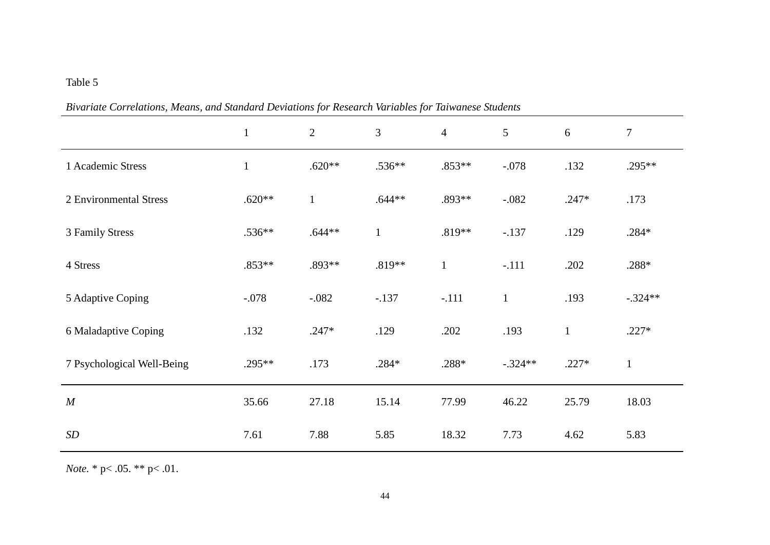Table 5

*Bivariate Correlations, Means, and Standard Deviations for Research Variables for Taiwanese Students*

| | 1 | 2 | 3 | 4 | 5 | 6 | 7 |
|---|---|---|---|---|---|---|---|
| 1 Academic Stress | 1 | .620** | .536** | .853** | -.078 | .132 | .295** |
| 2 Environmental Stress | .620** | 1 | .644** | .893** | -.082 | .247* | .173 |
| 3 Family Stress | .536** | .644** | 1 | .819** | -.137 | .129 | .284* |
| 4 Stress | .853** | .893** | .819** | 1 | -.111 | .202 | .288* |
| 5 Adaptive Coping | -.078 | -.082 | -.137 | -.111 | 1 | .193 | -.324** |
| 6 Maladaptive Coping | .132 | .247* | .129 | .202 | .193 | 1 | .227* |
| 7 Psychological Well-Being | .295** | .173 | .284* | .288* | -.324** | .227* | 1 |
| *M* | 35.66 | 27.18 | 15.14 | 77.99 | 46.22 | 25.79 | 18.03 |
| *SD* | 7.61 | 7.88 | 5.85 | 18.32 | 7.73 | 4.62 | 5.83 |

*Note.* * $p < .05$. ** $p < .01$.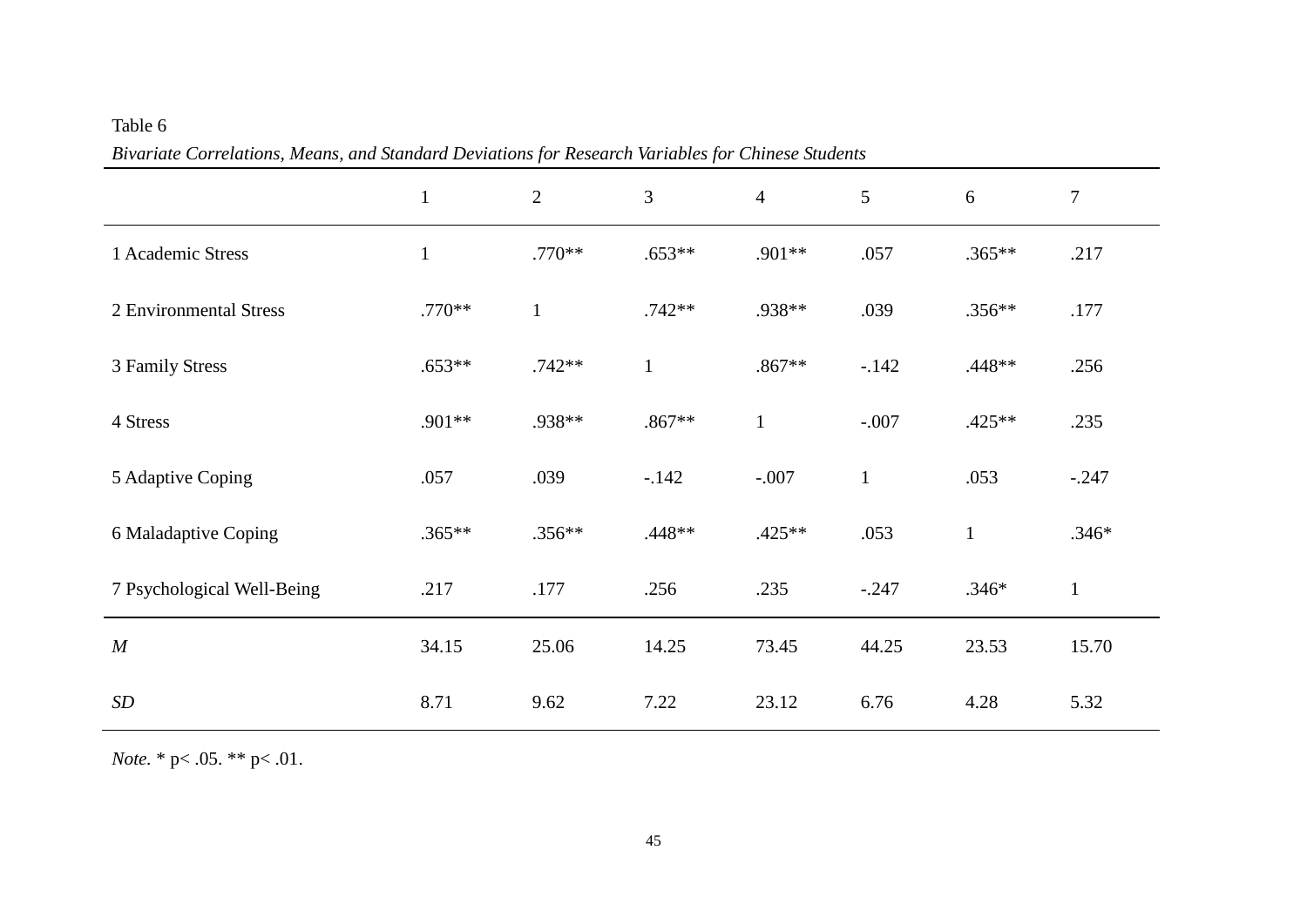Table 6

*Bivariate Correlations, Means, and Standard Deviations for Research Variables for Chinese Students*

| | 1 | 2 | 3 | 4 | 5 | 6 | 7 |
|---|---|---|---|---|---|---|---|
| 1 Academic Stress | 1 | .770** | .653** | .901** | .057 | .365** | .217 |
| 2 Environmental Stress | .770** | 1 | .742** | .938** | .039 | .356** | .177 |
| 3 Family Stress | .653** | .742** | 1 | .867** | -.142 | .448** | .256 |
| 4 Stress | .901** | .938** | .867** | 1 | -.007 | .425** | .235 |
| 5 Adaptive Coping | .057 | .039 | -.142 | -.007 | 1 | .053 | -.247 |
| 6 Maladaptive Coping | .365** | .356** | .448** | .425** | .053 | 1 | .346* |
| 7 Psychological Well-Being | .217 | .177 | .256 | .235 | -.247 | .346* | 1 |
| *M* | 34.15 | 25.06 | 14.25 | 73.45 | 44.25 | 23.53 | 15.70 |
| *SD* | 8.71 | 9.62 | 7.22 | 23.12 | 6.76 | 4.28 | 5.32 |

*Note.* * $p < .05$. ** $p < .01$.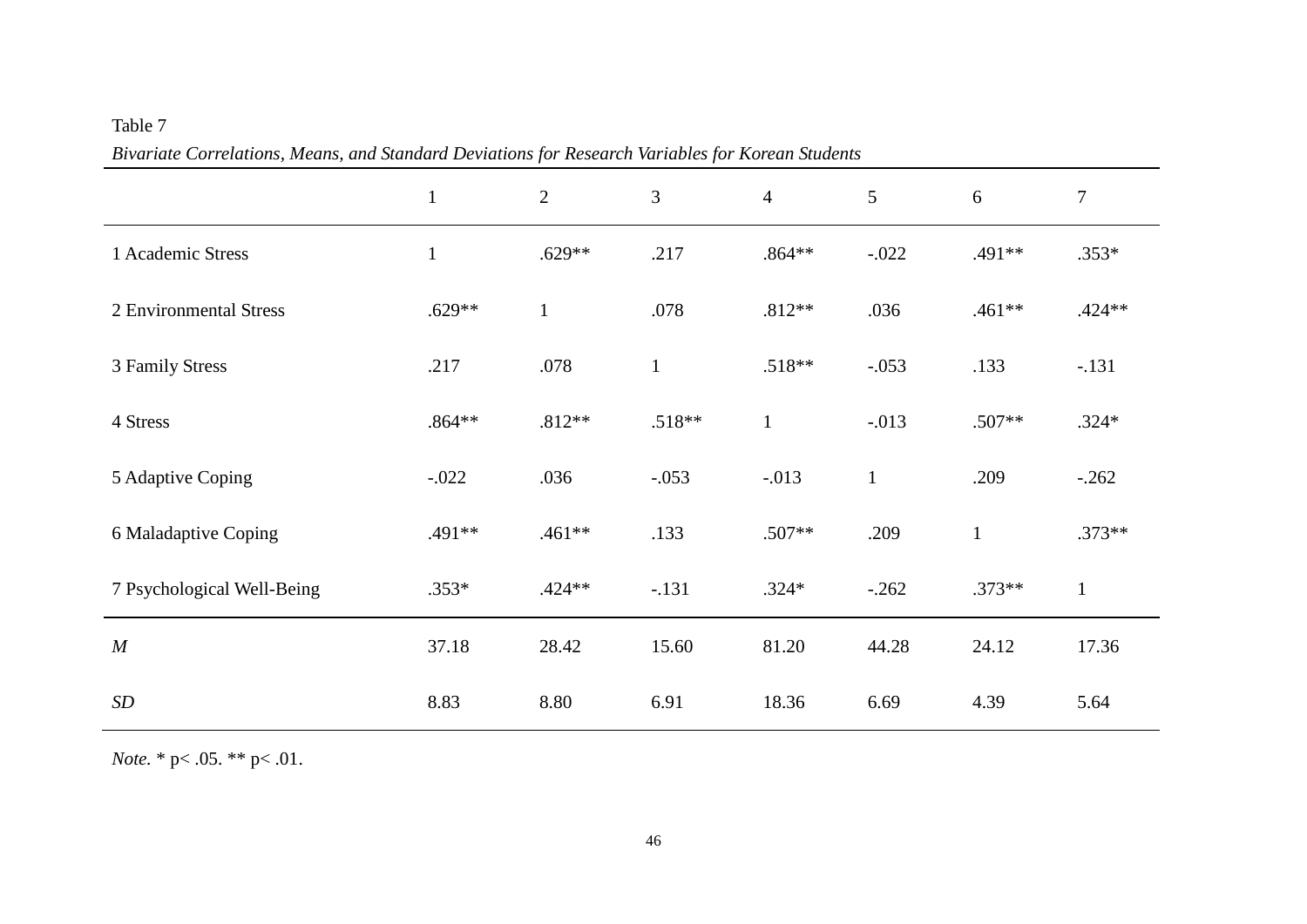Table 7

*Bivariate Correlations, Means, and Standard Deviations for Research Variables for Korean Students*

| | 1 | 2 | 3 | 4 | 5 | 6 | 7 |
|---|---|---|---|---|---|---|---|
| 1 Academic Stress | 1 | .629** | .217 | .864** | -.022 | .491** | .353* |
| 2 Environmental Stress | .629** | 1 | .078 | .812** | .036 | .461** | .424** |
| 3 Family Stress | .217 | .078 | 1 | .518** | -.053 | .133 | -.131 |
| 4 Stress | .864** | .812** | .518** | 1 | -.013 | .507** | .324* |
| 5 Adaptive Coping | -.022 | .036 | -.053 | -.013 | 1 | .209 | -.262 |
| 6 Maladaptive Coping | .491** | .461** | .133 | .507** | .209 | 1 | .373** |
| 7 Psychological Well-Being | .353* | .424** | -.131 | .324* | -.262 | .373** | 1 |
| *M* | 37.18 | 28.42 | 15.60 | 81.20 | 44.28 | 24.12 | 17.36 |
| *SD* | 8.83 | 8.80 | 6.91 | 18.36 | 6.69 | 4.39 | 5.64 |

*Note.* * p< .05. ** p< .01.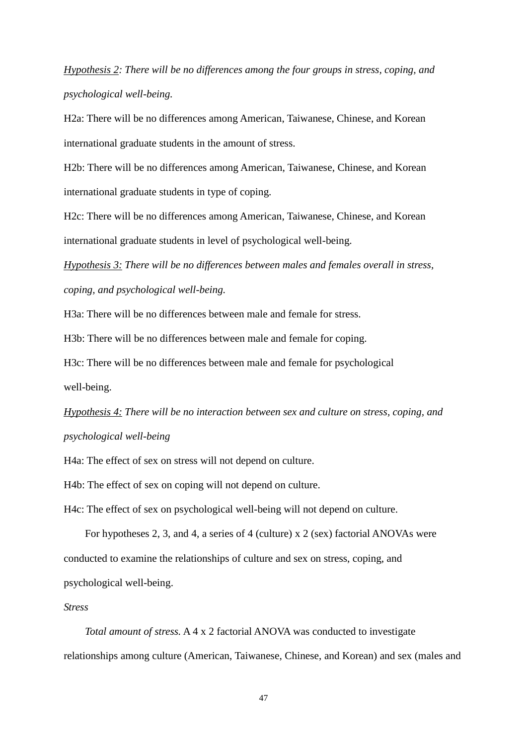<u>Hypothesis 2</u>*: There will be no differences among the four groups in stress, coping, and psychological well-being.*

H2a: There will be no differences among American, Taiwanese, Chinese, and Korean international graduate students in the amount of stress.

H2b: There will be no differences among American, Taiwanese, Chinese, and Korean international graduate students in type of coping.

H2c: There will be no differences among American, Taiwanese, Chinese, and Korean international graduate students in level of psychological well-being.

<u>Hypothesis 3:</u> *There will be no differences between males and females overall in stress, coping, and psychological well-being.*

H3a: There will be no differences between male and female for stress.

H3b: There will be no differences between male and female for coping.

H3c: There will be no differences between male and female for psychological well-being.

<u>Hypothesis 4:</u> *There will be no interaction between sex and culture on stress, coping, and psychological well-being*

H4a: The effect of sex on stress will not depend on culture.

H4b: The effect of sex on coping will not depend on culture.

H4c: The effect of sex on psychological well-being will not depend on culture.

For hypotheses 2, 3, and 4, a series of 4 (culture) x 2 (sex) factorial ANOVAs were conducted to examine the relationships of culture and sex on stress, coping, and psychological well-being.

*Stress*

*Total amount of stress.* A 4 x 2 factorial ANOVA was conducted to investigate relationships among culture (American, Taiwanese, Chinese, and Korean) and sex (males and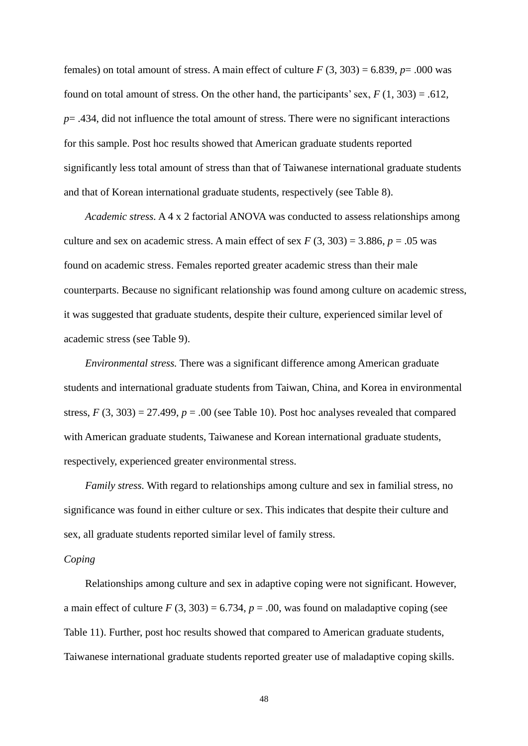females) on total amount of stress. A main effect of culture $F$ (3, 303) = 6.839, $p$= .000 was found on total amount of stress. On the other hand, the participants' sex, $F$ (1, 303) = .612, $p$= .434, did not influence the total amount of stress. There were no significant interactions for this sample. Post hoc results showed that American graduate students reported significantly less total amount of stress than that of Taiwanese international graduate students and that of Korean international graduate students, respectively (see Table 8).

*Academic stress*. A 4 x 2 factorial ANOVA was conducted to assess relationships among culture and sex on academic stress. A main effect of sex $F$ (3, 303) = 3.886, $p$ = .05 was found on academic stress. Females reported greater academic stress than their male counterparts. Because no significant relationship was found among culture on academic stress, it was suggested that graduate students, despite their culture, experienced similar level of academic stress (see Table 9).

*Environmental stress.* There was a significant difference among American graduate students and international graduate students from Taiwan, China, and Korea in environmental stress, $F$ (3, 303) = 27.499, $p$ = .00 (see Table 10). Post hoc analyses revealed that compared with American graduate students, Taiwanese and Korean international graduate students, respectively, experienced greater environmental stress.

*Family stress.* With regard to relationships among culture and sex in familial stress, no significance was found in either culture or sex. This indicates that despite their culture and sex, all graduate students reported similar level of family stress.

*Coping*

Relationships among culture and sex in adaptive coping were not significant. However, a main effect of culture $F$ (3, 303) = 6.734, $p$ = .00, was found on maladaptive coping (see Table 11). Further, post hoc results showed that compared to American graduate students, Taiwanese international graduate students reported greater use of maladaptive coping skills.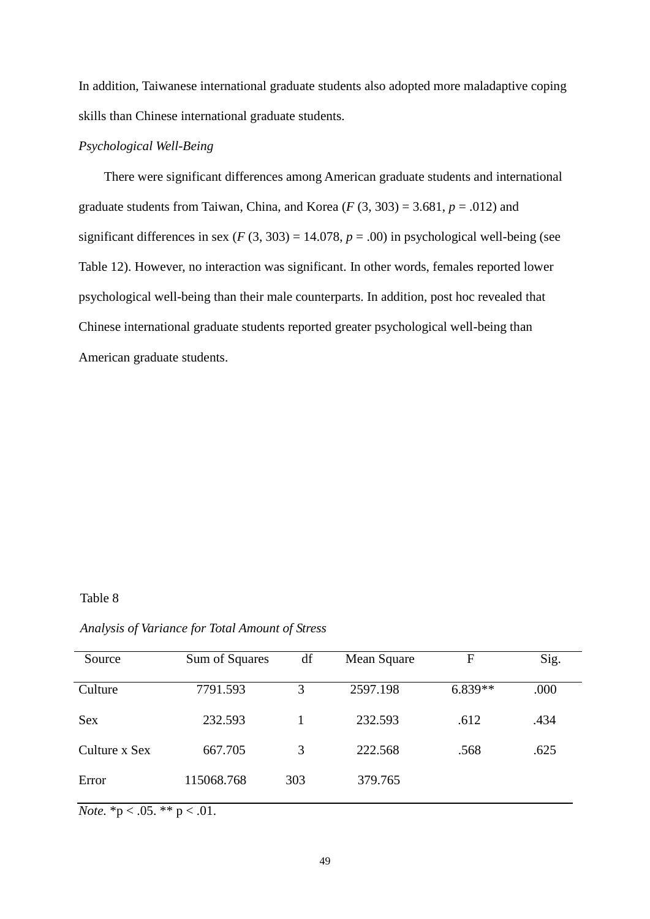In addition, Taiwanese international graduate students also adopted more maladaptive coping skills than Chinese international graduate students.

*Psychological Well-Being*

There were significant differences among American graduate students and international graduate students from Taiwan, China, and Korea ($F$ (3, 303) = 3.681, $p$ = .012) and significant differences in sex ($F$ (3, 303) = 14.078, $p$ = .00) in psychological well-being (see Table 12). However, no interaction was significant. In other words, females reported lower psychological well-being than their male counterparts. In addition, post hoc revealed that Chinese international graduate students reported greater psychological well-being than American graduate students.

Table 8

*Analysis of Variance for Total Amount of Stress*

| Source | Sum of Squares | df | Mean Square | F | Sig. |
|---|---|---|---|---|---|
| Culture | 7791.593 | 3 | 2597.198 | 6.839** | .000 |
| Sex | 232.593 | 1 | 232.593 | .612 | .434 |
| Culture x Sex | 667.705 | 3 | 222.568 | .568 | .625 |
| Error | 115068.768 | 303 | 379.765 | | |

*Note*. *p < .05. ** p < .01.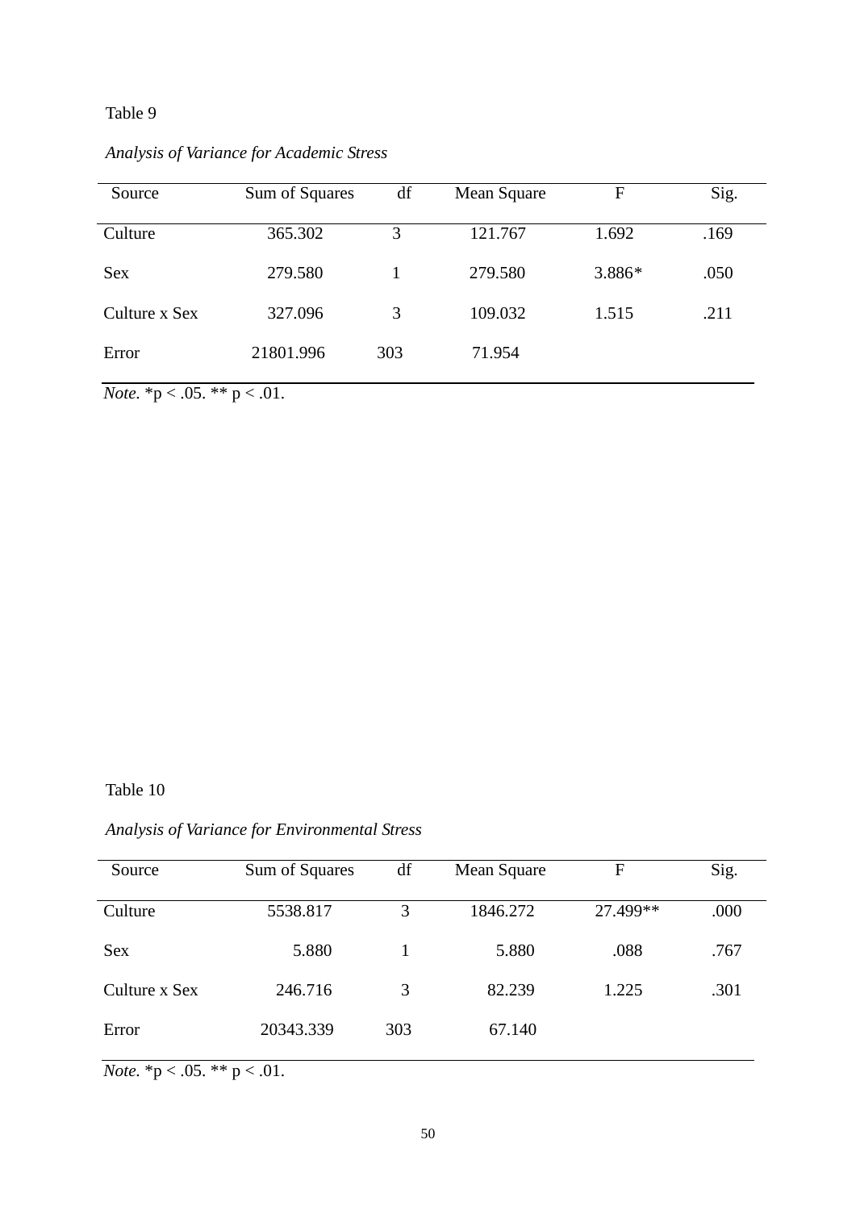Table 9

*Analysis of Variance for Academic Stress*

| Source | Sum of Squares | df | Mean Square | F | Sig. |
|---|---|---|---|---|---|
| Culture | 365.302 | 3 | 121.767 | 1.692 | .169 |
| Sex | 279.580 | 1 | 279.580 | 3.886* | .050 |
| Culture x Sex | 327.096 | 3 | 109.032 | 1.515 | .211 |
| Error | 21801.996 | 303 | 71.954 | | |

*Note*. *p < .05. ** p < .01.

Table 10

*Analysis of Variance for Environmental Stress*

| Source | Sum of Squares | df | Mean Square | F | Sig. |
|---|---|---|---|---|---|
| Culture | 5538.817 | 3 | 1846.272 | 27.499** | .000 |
| Sex | 5.880 | 1 | 5.880 | .088 | .767 |
| Culture x Sex | 246.716 | 3 | 82.239 | 1.225 | .301 |
| Error | 20343.339 | 303 | 67.140 | | |

*Note*. *p < .05. ** p < .01.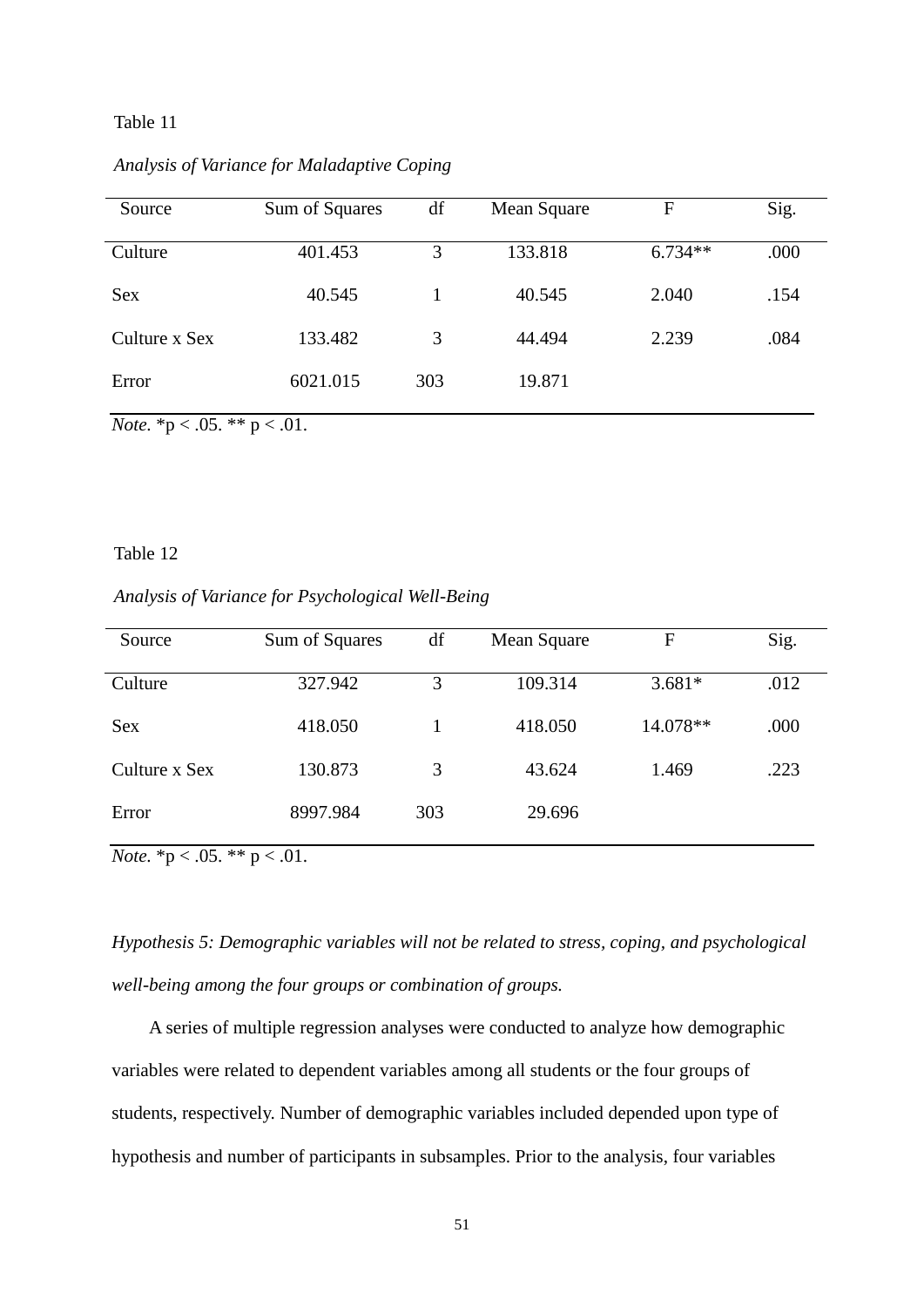Table 11

*Analysis of Variance for Maladaptive Coping*

| Source | Sum of Squares | df | Mean Square | F | Sig. |
|---|---|---|---|---|---|
| Culture | 401.453 | 3 | 133.818 | 6.734** | .000 |
| Sex | 40.545 | 1 | 40.545 | 2.040 | .154 |
| Culture x Sex | 133.482 | 3 | 44.494 | 2.239 | .084 |
| Error | 6021.015 | 303 | 19.871 | | |

*Note.* *p < .05. ** p < .01.

Table 12

*Analysis of Variance for Psychological Well-Being*

| Source | Sum of Squares | df | Mean Square | F | Sig. |
|---|---|---|---|---|---|
| Culture | 327.942 | 3 | 109.314 | 3.681* | .012 |
| Sex | 418.050 | 1 | 418.050 | 14.078** | .000 |
| Culture x Sex | 130.873 | 3 | 43.624 | 1.469 | .223 |
| Error | 8997.984 | 303 | 29.696 | | |

*Note.* *p < .05. ** p < .01.

*Hypothesis 5: Demographic variables will not be related to stress, coping, and psychological well-being among the four groups or combination of groups.*

A series of multiple regression analyses were conducted to analyze how demographic variables were related to dependent variables among all students or the four groups of students, respectively. Number of demographic variables included depended upon type of hypothesis and number of participants in subsamples. Prior to the analysis, four variables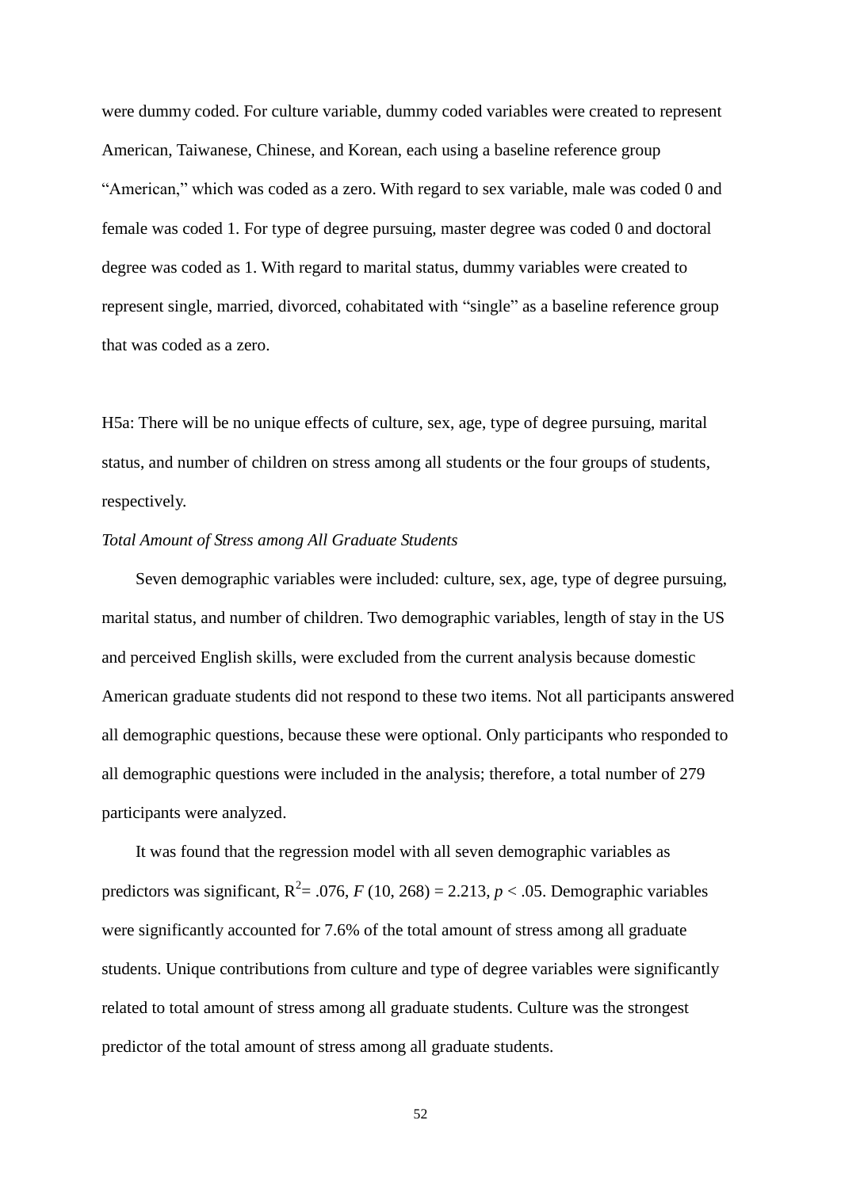were dummy coded. For culture variable, dummy coded variables were created to represent American, Taiwanese, Chinese, and Korean, each using a baseline reference group “American,” which was coded as a zero. With regard to sex variable, male was coded 0 and female was coded 1. For type of degree pursuing, master degree was coded 0 and doctoral degree was coded as 1. With regard to marital status, dummy variables were created to represent single, married, divorced, cohabitated with “single” as a baseline reference group that was coded as a zero.

H5a: There will be no unique effects of culture, sex, age, type of degree pursuing, marital status, and number of children on stress among all students or the four groups of students, respectively.

*Total Amount of Stress among All Graduate Students*

Seven demographic variables were included: culture, sex, age, type of degree pursuing, marital status, and number of children. Two demographic variables, length of stay in the US and perceived English skills, were excluded from the current analysis because domestic American graduate students did not respond to these two items. Not all participants answered all demographic questions, because these were optional. Only participants who responded to all demographic questions were included in the analysis; therefore, a total number of 279 participants were analyzed.

It was found that the regression model with all seven demographic variables as predictors was significant, $R^2 = .076$, $F(10, 268) = 2.213$, $p < .05$. Demographic variables were significantly accounted for 7.6% of the total amount of stress among all graduate students. Unique contributions from culture and type of degree variables were significantly related to total amount of stress among all graduate students. Culture was the strongest predictor of the total amount of stress among all graduate students.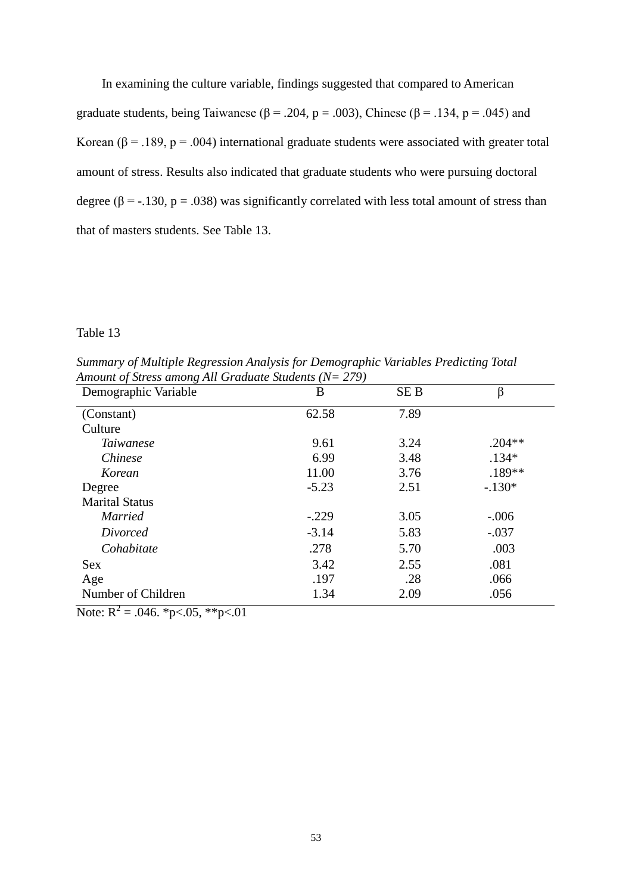In examining the culture variable, findings suggested that compared to American graduate students, being Taiwanese (β = .204, p = .003), Chinese (β = .134, p = .045) and Korean (β = .189, p = .004) international graduate students were associated with greater total amount of stress. Results also indicated that graduate students who were pursuing doctoral degree (β = -.130, p = .038) was significantly correlated with less total amount of stress than that of masters students. See Table 13.

Table 13

*Summary of Multiple Regression Analysis for Demographic Variables Predicting Total Amount of Stress among All Graduate Students (N= 279)*

| Demographic Variable | B | SE B | β |
|---|---|---|---|
| (Constant) | 62.58 | 7.89 | |
| Culture | | | |
| *Taiwanese* | 9.61 | 3.24 | .204** |
| *Chinese* | 6.99 | 3.48 | .134* |
| *Korean* | 11.00 | 3.76 | .189** |
| Degree | -5.23 | 2.51 | -.130* |
| Marital Status | | | |
| *Married* | -.229 | 3.05 | -.006 |
| *Divorced* | -3.14 | 5.83 | -.037 |
| *Cohabitate* | .278 | 5.70 | .003 |
| Sex | 3.42 | 2.55 | .081 |
| Age | .197 | .28 | .066 |
| Number of Children | 1.34 | 2.09 | .056 |

Note: $R^2$ = .046. *p<.05, **p<.01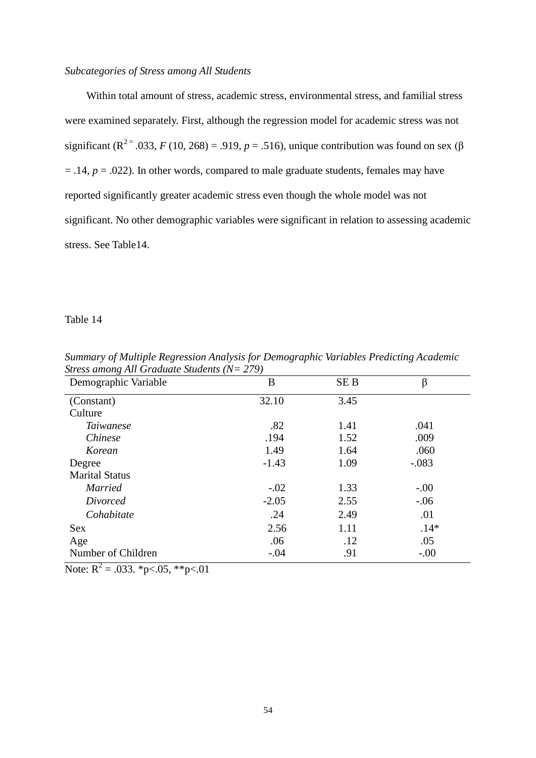*Subcategories of Stress among All Students*

Within total amount of stress, academic stress, environmental stress, and familial stress were examined separately. First, although the regression model for academic stress was not significant ($R^2 =$ .033, $F$ (10, 268) = .919, $p$ = .516), unique contribution was found on sex (β = .14, $p$ = .022). In other words, compared to male graduate students, females may have reported significantly greater academic stress even though the whole model was not significant. No other demographic variables were significant in relation to assessing academic stress. See Table14.

Table 14

*Summary of Multiple Regression Analysis for Demographic Variables Predicting Academic Stress among All Graduate Students (N= 279)*

| Demographic Variable | B | SE B | β |
|---|---|---|---|
| (Constant) | 32.10 | 3.45 | |
| Culture | | | |
| *Taiwanese* | .82 | 1.41 | .041 |
| *Chinese* | .194 | 1.52 | .009 |
| *Korean* | 1.49 | 1.64 | .060 |
| Degree | -1.43 | 1.09 | -.083 |
| Marital Status | | | |
| *Married* | -.02 | 1.33 | -.00 |
| *Divorced* | -2.05 | 2.55 | -.06 |
| *Cohabitate* | .24 | 2.49 | .01 |
| Sex | 2.56 | 1.11 | .14* |
| Age | .06 | .12 | .05 |
| Number of Children | -.04 | .91 | -.00 |

Note: $R^2$ = .033. *p<.05, **p<.01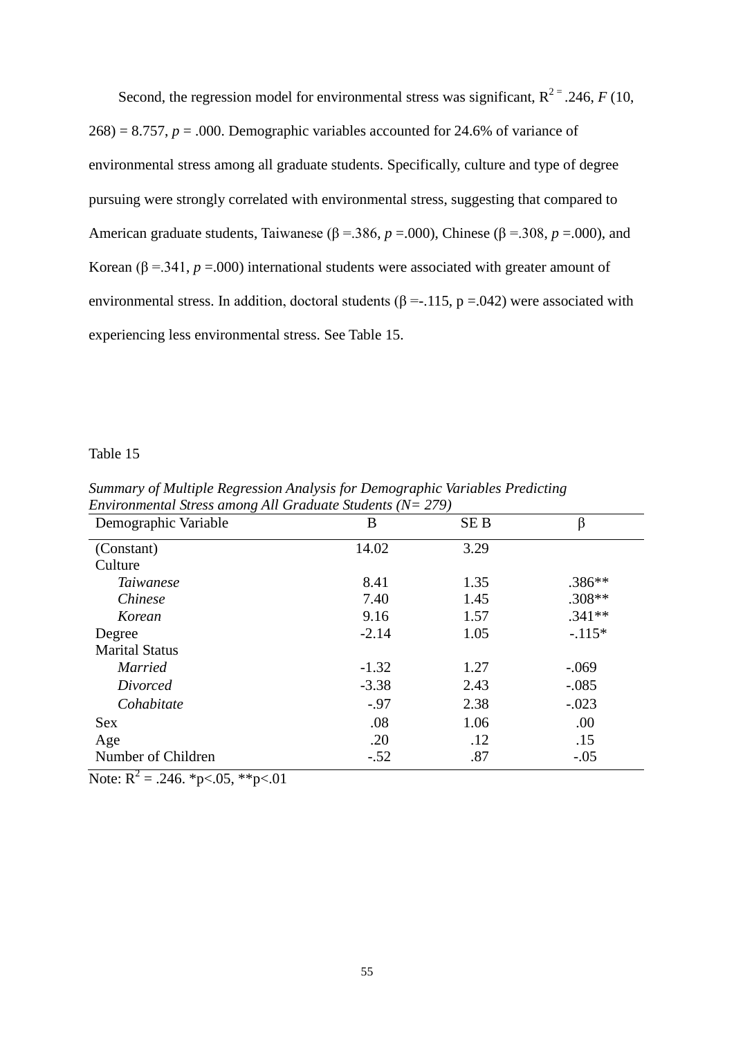Second, the regression model for environmental stress was significant, $R^2 = .246$, $F(10, 268) = 8.757$, $p = .000$. Demographic variables accounted for 24.6% of variance of environmental stress among all graduate students. Specifically, culture and type of degree pursuing were strongly correlated with environmental stress, suggesting that compared to American graduate students, Taiwanese ($\beta = .386$, $p = .000$), Chinese ($\beta = .308$, $p = .000$), and Korean ($\beta = .341$, $p = .000$) international students were associated with greater amount of environmental stress. In addition, doctoral students ($\beta = -.115$, $p = .042$) were associated with experiencing less environmental stress. See Table 15.

Table 15

*Summary of Multiple Regression Analysis for Demographic Variables Predicting Environmental Stress among All Graduate Students (N= 279)*

| Demographic Variable | B | SE B | β |
|---|---|---|---|
| (Constant) | 14.02 | 3.29 | |
| Culture | | | |
| *Taiwanese* | 8.41 | 1.35 | .386** |
| *Chinese* | 7.40 | 1.45 | .308** |
| *Korean* | 9.16 | 1.57 | .341** |
| Degree | -2.14 | 1.05 | -.115* |
| Marital Status | | | |
| *Married* | -1.32 | 1.27 | -.069 |
| *Divorced* | -3.38 | 2.43 | -.085 |
| *Cohabitate* | -.97 | 2.38 | -.023 |
| Sex | .08 | 1.06 | .00 |
| Age | .20 | .12 | .15 |
| Number of Children | -.52 | .87 | -.05 |

Note: $R^2 = .246$. $*p<.05$, $**p<.01$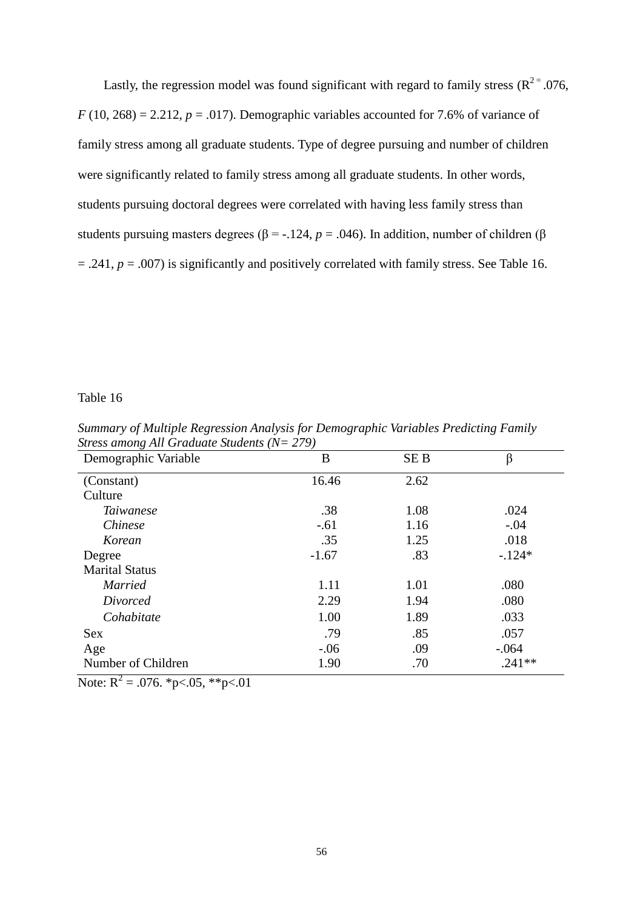Lastly, the regression model was found significant with regard to family stress ($R^2 = .076$, $F(10, 268) = 2.212$, $p = .017$). Demographic variables accounted for 7.6% of variance of family stress among all graduate students. Type of degree pursuing and number of children were significantly related to family stress among all graduate students. In other words, students pursuing doctoral degrees were correlated with having less family stress than students pursuing masters degrees ($\beta = -.124$, $p = .046$). In addition, number of children ($\beta = .241$, $p = .007$) is significantly and positively correlated with family stress. See Table 16.

Table 16

*Summary of Multiple Regression Analysis for Demographic Variables Predicting Family Stress among All Graduate Students (N= 279)*

| Demographic Variable | B | SE B | β |
|---|---|---|---|
| (Constant) | 16.46 | 2.62 | |
| Culture | | | |
| *Taiwanese* | .38 | 1.08 | .024 |
| *Chinese* | -.61 | 1.16 | -.04 |
| *Korean* | .35 | 1.25 | .018 |
| Degree | -1.67 | .83 | -.124* |
| Marital Status | | | |
| *Married* | 1.11 | 1.01 | .080 |
| *Divorced* | 2.29 | 1.94 | .080 |
| *Cohabitate* | 1.00 | 1.89 | .033 |
| Sex | .79 | .85 | .057 |
| Age | -.06 | .09 | -.064 |
| Number of Children | 1.90 | .70 | .241** |

Note: $R^2 = .076$. *p<.05, **p<.01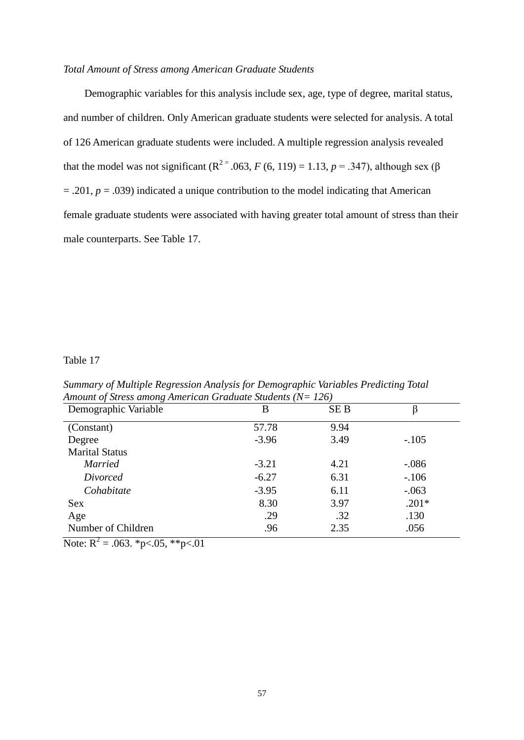*Total Amount of Stress among American Graduate Students*

Demographic variables for this analysis include sex, age, type of degree, marital status, and number of children. Only American graduate students were selected for analysis. A total of 126 American graduate students were included. A multiple regression analysis revealed that the model was not significant ($R^2 =$ .063, $F$ (6, 119) = 1.13, $p$ = .347), although sex (β = .201, $p$ = .039) indicated a unique contribution to the model indicating that American female graduate students were associated with having greater total amount of stress than their male counterparts. See Table 17.

Table 17

*Summary of Multiple Regression Analysis for Demographic Variables Predicting Total Amount of Stress among American Graduate Students (N= 126)*

| Demographic Variable | B | SE B | β |
|---|---|---|---|
| (Constant) | 57.78 | 9.94 | |
| Degree | -3.96 | 3.49 | -.105 |
| Marital Status | | | |
| *Married* | -3.21 | 4.21 | -.086 |
| *Divorced* | -6.27 | 6.31 | -.106 |
| *Cohabitate* | -3.95 | 6.11 | -.063 |
| Sex | 8.30 | 3.97 | .201* |
| Age | .29 | .32 | .130 |
| Number of Children | .96 | 2.35 | .056 |

Note: $R^2$ = .063. *p<.05, **p<.01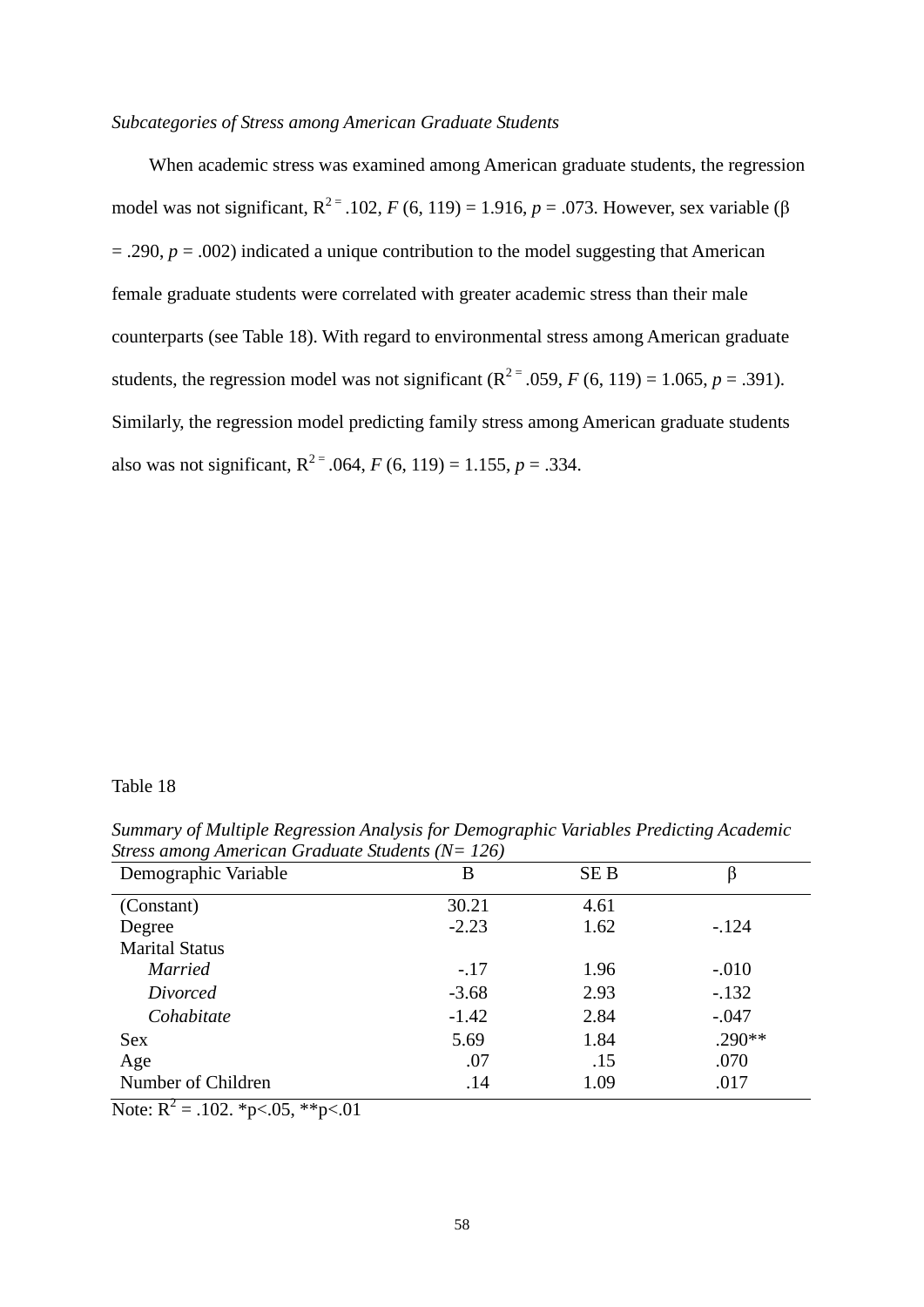*Subcategories of Stress among American Graduate Students*

When academic stress was examined among American graduate students, the regression model was not significant, $R^2 = .102$, $F(6, 119) = 1.916$, $p = .073$. However, sex variable ($\beta = .290$, $p = .002$) indicated a unique contribution to the model suggesting that American female graduate students were correlated with greater academic stress than their male counterparts (see Table 18). With regard to environmental stress among American graduate students, the regression model was not significant ($R^2 = .059$, $F(6, 119) = 1.065$, $p = .391$). Similarly, the regression model predicting family stress among American graduate students also was not significant, $R^2 = .064$, $F(6, 119) = 1.155$, $p = .334$.

Table 18

*Summary of Multiple Regression Analysis for Demographic Variables Predicting Academic Stress among American Graduate Students (N= 126)*

| Demographic Variable | B | SE B | β |
|---|---|---|---|
| (Constant) | 30.21 | 4.61 | |
| Degree | -2.23 | 1.62 | -.124 |
| Marital Status | | | |
| *Married* | -.17 | 1.96 | -.010 |
| *Divorced* | -3.68 | 2.93 | -.132 |
| *Cohabitate* | -1.42 | 2.84 | -.047 |
| Sex | 5.69 | 1.84 | .290** |
| Age | .07 | .15 | .070 |
| Number of Children | .14 | 1.09 | .017 |

Note: $R^2 = .102$. *p<.05, **p<.01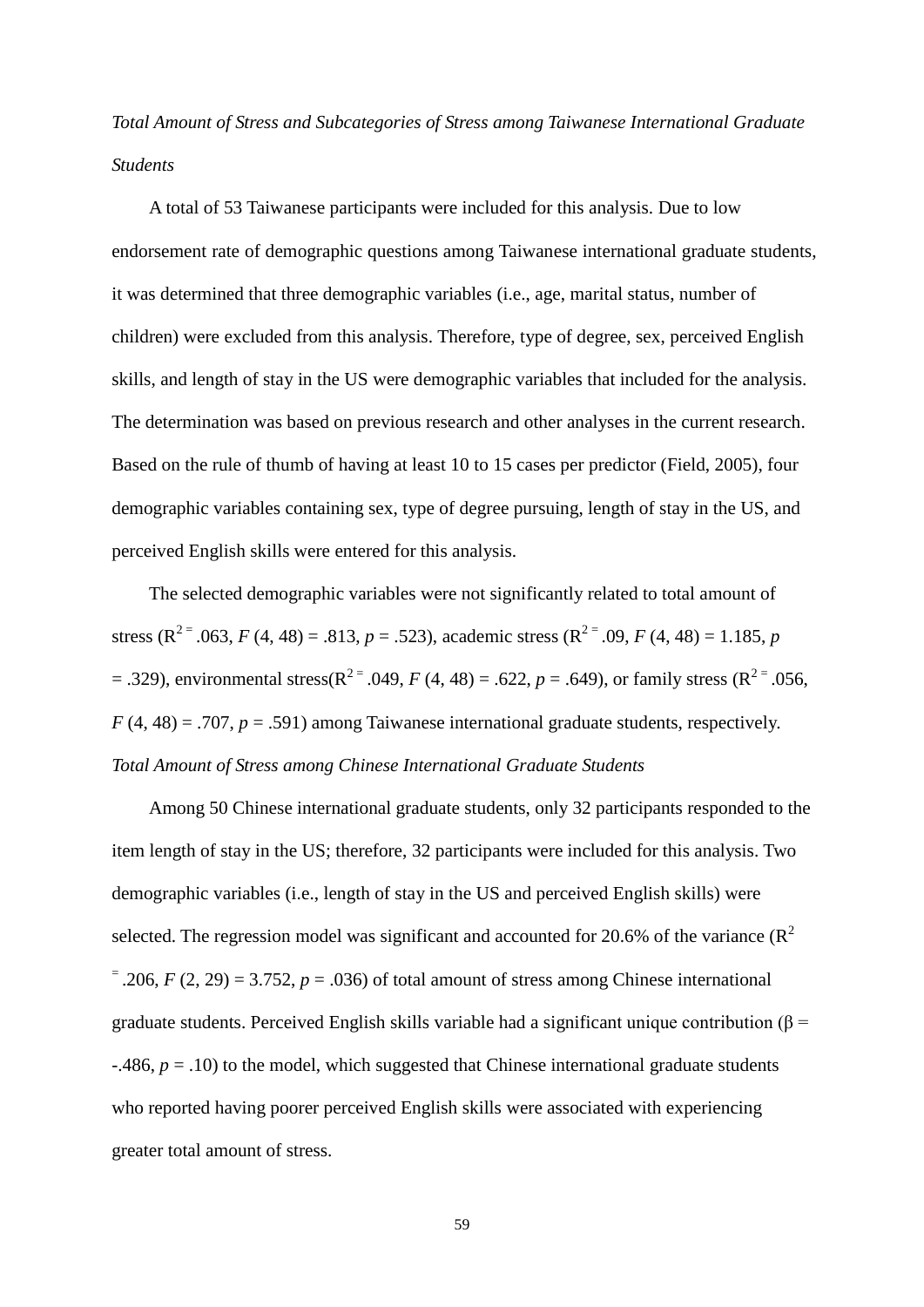*Total Amount of Stress and Subcategories of Stress among Taiwanese International Graduate Students*

A total of 53 Taiwanese participants were included for this analysis. Due to low endorsement rate of demographic questions among Taiwanese international graduate students, it was determined that three demographic variables (i.e., age, marital status, number of children) were excluded from this analysis. Therefore, type of degree, sex, perceived English skills, and length of stay in the US were demographic variables that included for the analysis. The determination was based on previous research and other analyses in the current research. Based on the rule of thumb of having at least 10 to 15 cases per predictor (Field, 2005), four demographic variables containing sex, type of degree pursuing, length of stay in the US, and perceived English skills were entered for this analysis.

The selected demographic variables were not significantly related to total amount of stress ($R^2 = .063$, $F(4, 48) = .813$, $p = .523$), academic stress ($R^2 = .09$, $F(4, 48) = 1.185$, $p = .329$), environmental stress($R^2 = .049$, $F(4, 48) = .622$, $p = .649$), or family stress ($R^2 = .056$, $F(4, 48) = .707$, $p = .591$) among Taiwanese international graduate students, respectively.

*Total Amount of Stress among Chinese International Graduate Students*

Among 50 Chinese international graduate students, only 32 participants responded to the item length of stay in the US; therefore, 32 participants were included for this analysis. Two demographic variables (i.e., length of stay in the US and perceived English skills) were selected. The regression model was significant and accounted for 20.6% of the variance ($R^2 = .206$, $F(2, 29) = 3.752$, $p = .036$) of total amount of stress among Chinese international graduate students. Perceived English skills variable had a significant unique contribution ($\beta = -.486$, $p = .10$) to the model, which suggested that Chinese international graduate students who reported having poorer perceived English skills were associated with experiencing greater total amount of stress.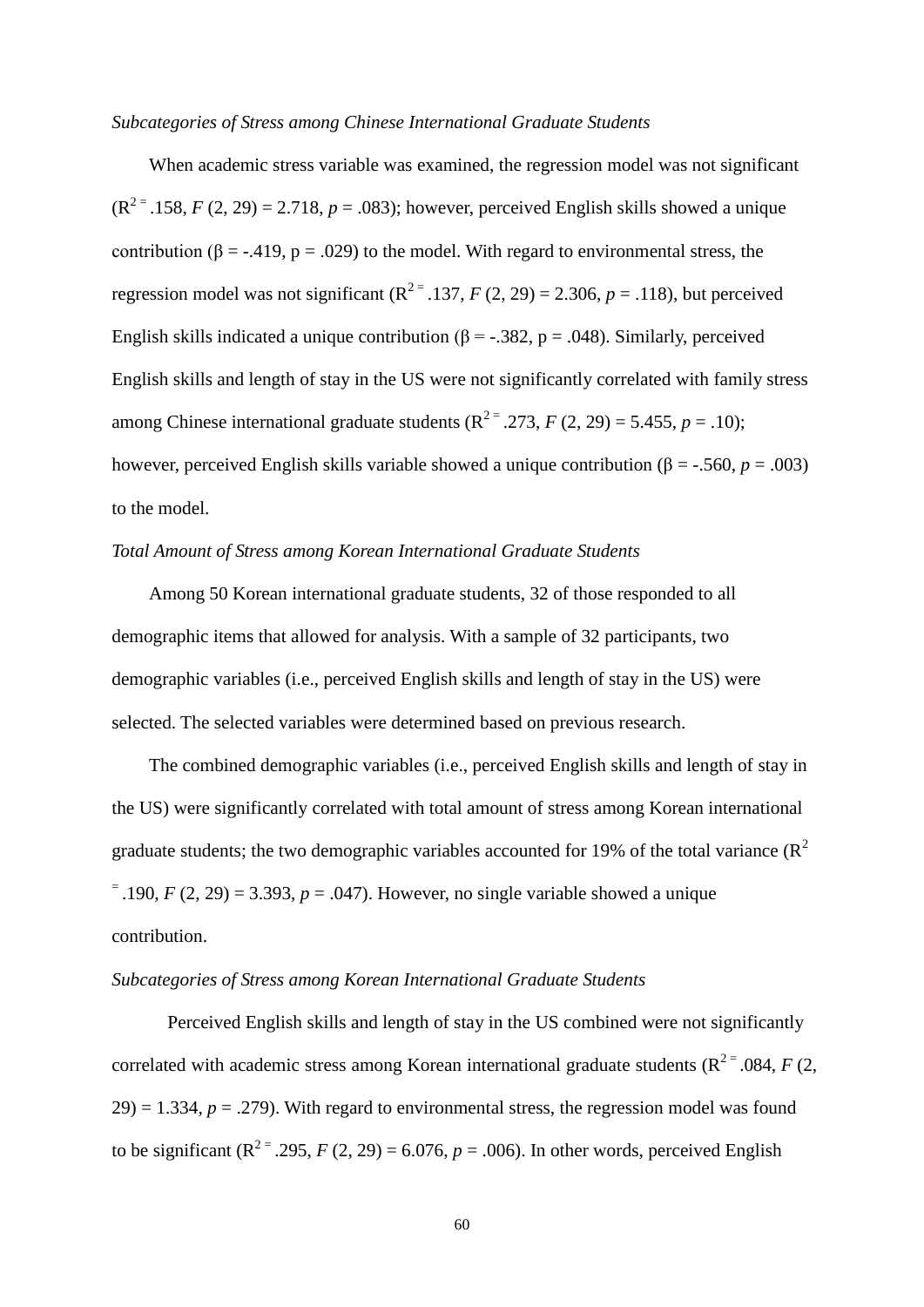*Subcategories of Stress among Chinese International Graduate Students*

When academic stress variable was examined, the regression model was not significant ($R^2 = .158$, $F(2, 29) = 2.718$, $p = .083$); however, perceived English skills showed a unique contribution ($\beta = -.419$, $p = .029$) to the model. With regard to environmental stress, the regression model was not significant ($R^2 = .137$, $F(2, 29) = 2.306$, $p = .118$), but perceived English skills indicated a unique contribution ($\beta = -.382$, $p = .048$). Similarly, perceived English skills and length of stay in the US were not significantly correlated with family stress among Chinese international graduate students ($R^2 = .273$, $F(2, 29) = 5.455$, $p = .10$); however, perceived English skills variable showed a unique contribution ($\beta = -.560$, $p = .003$) to the model.

*Total Amount of Stress among Korean International Graduate Students*

Among 50 Korean international graduate students, 32 of those responded to all demographic items that allowed for analysis. With a sample of 32 participants, two demographic variables (i.e., perceived English skills and length of stay in the US) were selected. The selected variables were determined based on previous research.

The combined demographic variables (i.e., perceived English skills and length of stay in the US) were significantly correlated with total amount of stress among Korean international graduate students; the two demographic variables accounted for 19% of the total variance ($R^2 = .190$, $F(2, 29) = 3.393$, $p = .047$). However, no single variable showed a unique contribution.

*Subcategories of Stress among Korean International Graduate Students*

Perceived English skills and length of stay in the US combined were not significantly correlated with academic stress among Korean international graduate students ($R^2 = .084$, $F(2, 29) = 1.334$, $p = .279$). With regard to environmental stress, the regression model was found to be significant ($R^2 = .295$, $F(2, 29) = 6.076$, $p = .006$). In other words, perceived English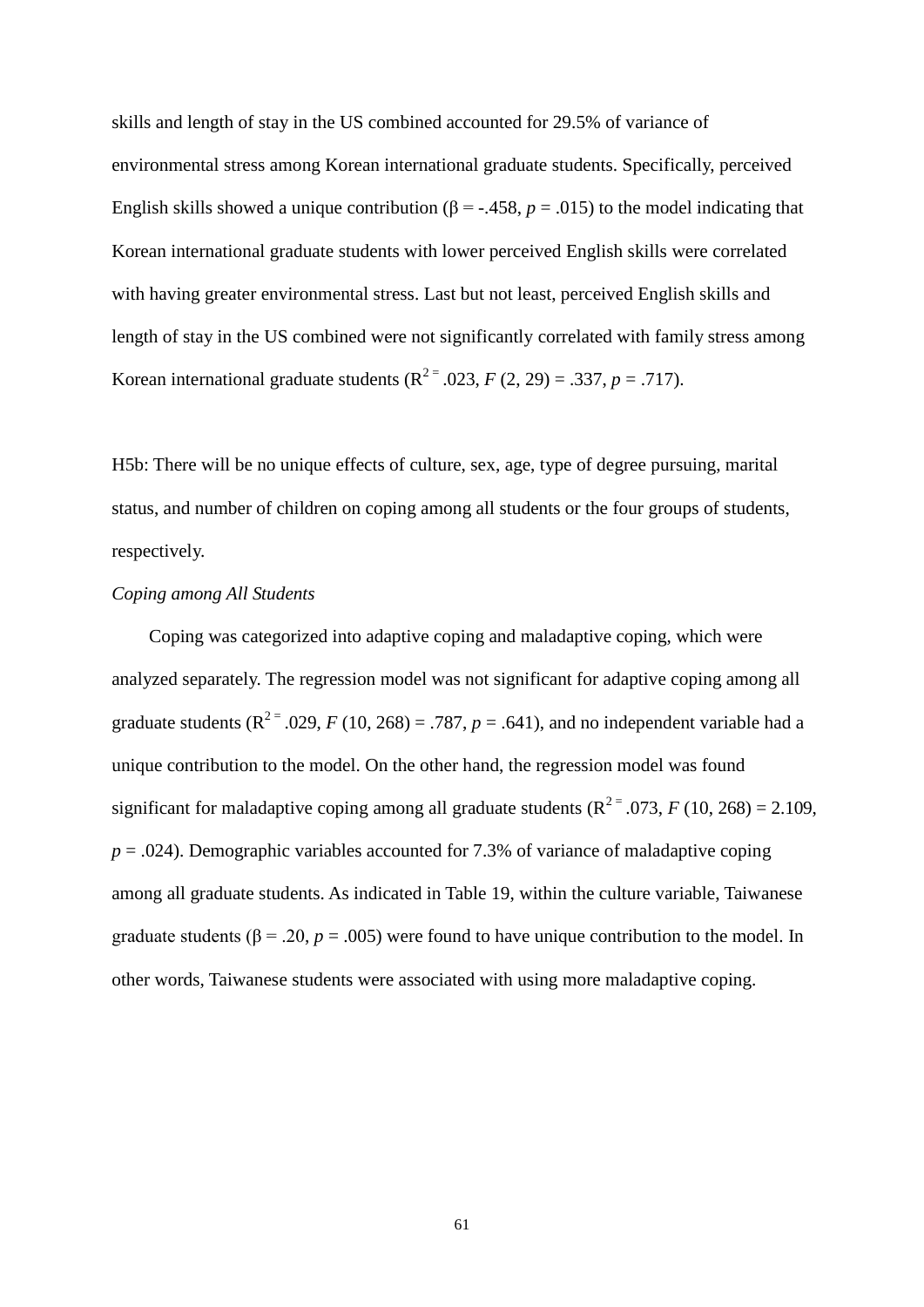skills and length of stay in the US combined accounted for 29.5% of variance of environmental stress among Korean international graduate students. Specifically, perceived English skills showed a unique contribution ($\beta$ = -.458, $p$ = .015) to the model indicating that Korean international graduate students with lower perceived English skills were correlated with having greater environmental stress. Last but not least, perceived English skills and length of stay in the US combined were not significantly correlated with family stress among Korean international graduate students ($R^2$ = .023, $F$ (2, 29) = .337, $p$ = .717).

H5b: There will be no unique effects of culture, sex, age, type of degree pursuing, marital status, and number of children on coping among all students or the four groups of students, respectively.

*Coping among All Students*

Coping was categorized into adaptive coping and maladaptive coping, which were analyzed separately. The regression model was not significant for adaptive coping among all graduate students ($R^2$ = .029, $F$ (10, 268) = .787, $p$ = .641), and no independent variable had a unique contribution to the model. On the other hand, the regression model was found significant for maladaptive coping among all graduate students ($R^2$ = .073, $F$ (10, 268) = 2.109, $p$ = .024). Demographic variables accounted for 7.3% of variance of maladaptive coping among all graduate students. As indicated in Table 19, within the culture variable, Taiwanese graduate students ($\beta$ = .20, $p$ = .005) were found to have unique contribution to the model. In other words, Taiwanese students were associated with using more maladaptive coping.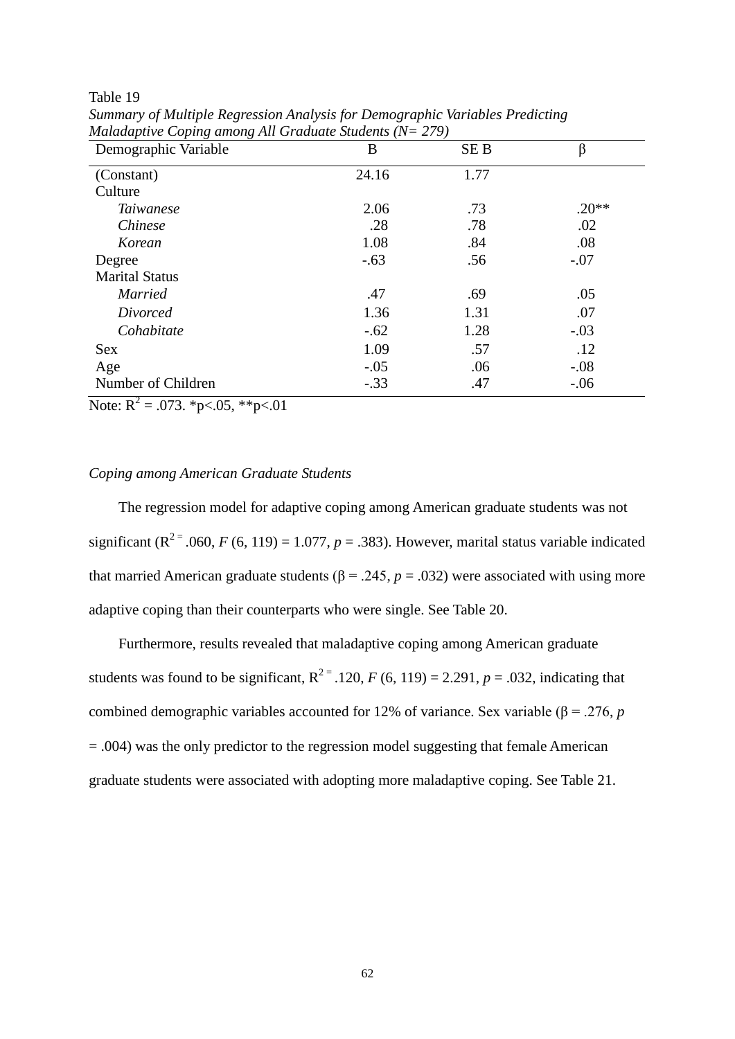Table 19

*Summary of Multiple Regression Analysis for Demographic Variables Predicting Maladaptive Coping among All Graduate Students (N= 279)*

| Demographic Variable | B | SE B | β |
|---|---|---|---|
| (Constant) | 24.16 | 1.77 | |
| Culture | | | |
| *Taiwanese* | 2.06 | .73 | .20** |
| *Chinese* | .28 | .78 | .02 |
| *Korean* | 1.08 | .84 | .08 |
| Degree | -.63 | .56 | -.07 |
| Marital Status | | | |
| *Married* | .47 | .69 | .05 |
| *Divorced* | 1.36 | 1.31 | .07 |
| *Cohabitate* | -.62 | 1.28 | -.03 |
| Sex | 1.09 | .57 | .12 |
| Age | -.05 | .06 | -.08 |
| Number of Children | -.33 | .47 | -.06 |

Note: $R^2 = .073$. *p<.05, **p<.01

*Coping among American Graduate Students*

The regression model for adaptive coping among American graduate students was not significant ($R^2 = .060$, $F$ (6, 119) = 1.077, $p = .383$). However, marital status variable indicated that married American graduate students (β = .245, $p = .032$) were associated with using more adaptive coping than their counterparts who were single. See Table 20.

Furthermore, results revealed that maladaptive coping among American graduate students was found to be significant, $R^2 = .120$, $F$ (6, 119) = 2.291, $p = .032$, indicating that combined demographic variables accounted for 12% of variance. Sex variable (β = .276, $p = .004$) was the only predictor to the regression model suggesting that female American graduate students were associated with adopting more maladaptive coping. See Table 21.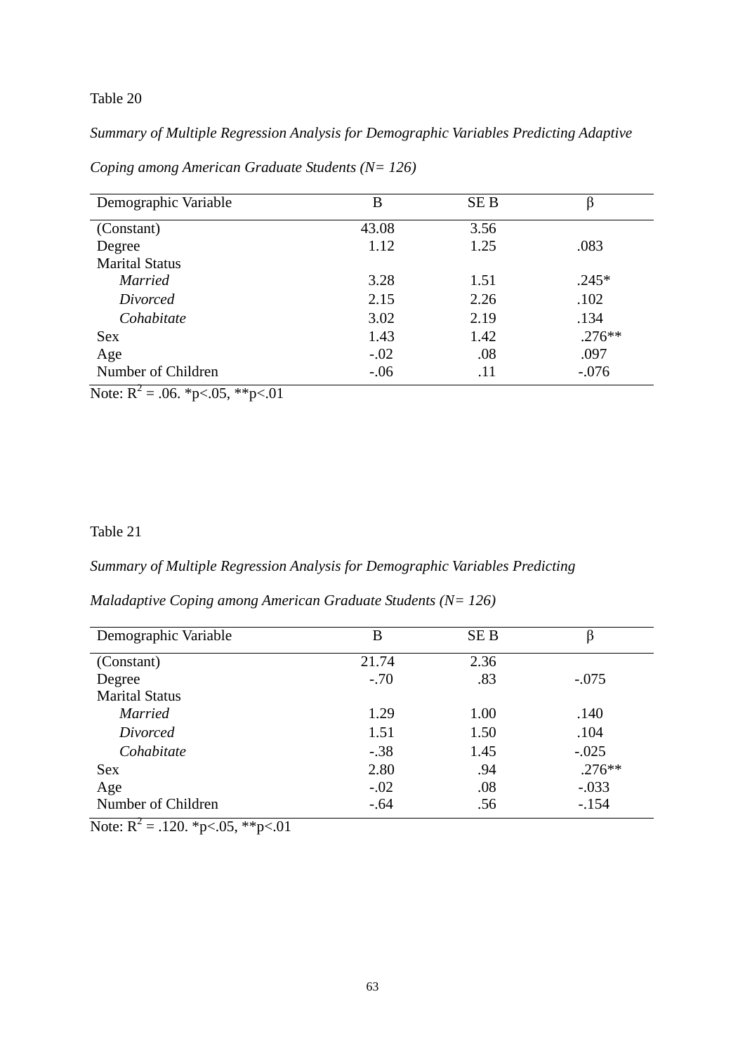Table 20

*Summary of Multiple Regression Analysis for Demographic Variables Predicting Adaptive Coping among American Graduate Students (N= 126)*

| Demographic Variable | B | SE B | β |
|---|---|---|---|
| (Constant) | 43.08 | 3.56 | |
| Degree | 1.12 | 1.25 | .083 |
| Marital Status | | | |
| *Married* | 3.28 | 1.51 | .245* |
| *Divorced* | 2.15 | 2.26 | .102 |
| *Cohabitate* | 3.02 | 2.19 | .134 |
| Sex | 1.43 | 1.42 | .276** |
| Age | -.02 | .08 | .097 |
| Number of Children | -.06 | .11 | -.076 |

Note: $R^2$ = .06. *p<.05, **p<.01

Table 21

*Summary of Multiple Regression Analysis for Demographic Variables Predicting Maladaptive Coping among American Graduate Students (N= 126)*

| Demographic Variable | B | SE B | β |
|---|---|---|---|
| (Constant) | 21.74 | 2.36 | |
| Degree | -.70 | .83 | -.075 |
| Marital Status | | | |
| *Married* | 1.29 | 1.00 | .140 |
| *Divorced* | 1.51 | 1.50 | .104 |
| *Cohabitate* | -.38 | 1.45 | -.025 |
| Sex | 2.80 | .94 | .276** |
| Age | -.02 | .08 | -.033 |
| Number of Children | -.64 | .56 | -.154 |

Note: $R^2$ = .120. *p<.05, **p<.01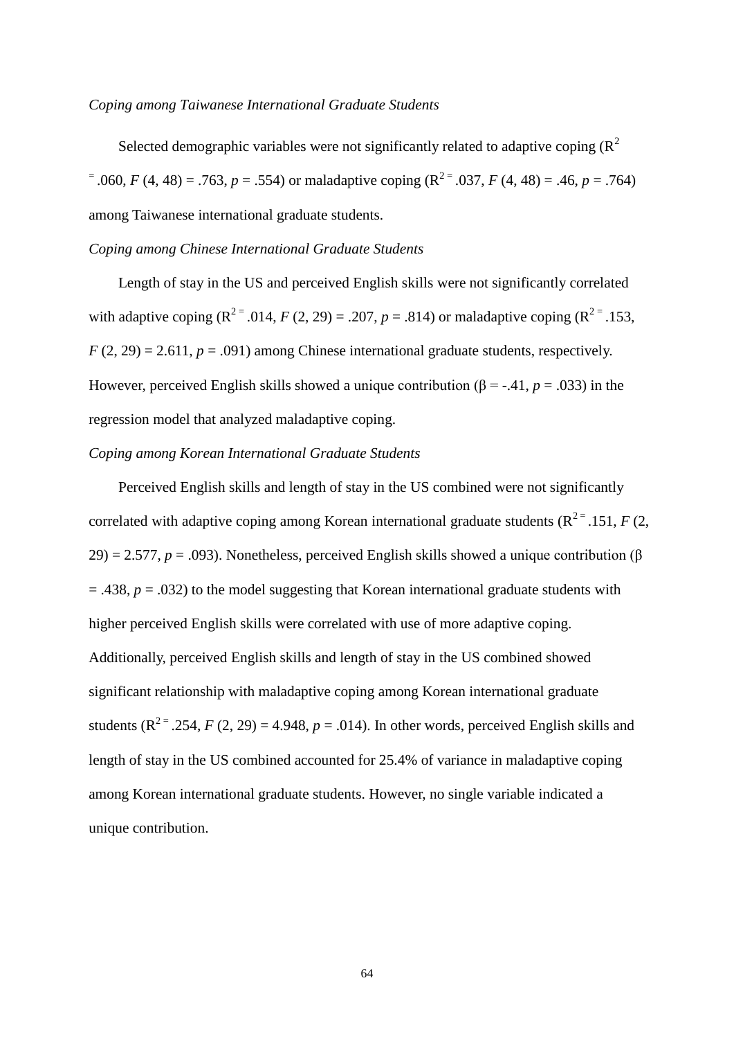*Coping among Taiwanese International Graduate Students*

Selected demographic variables were not significantly related to adaptive coping ($R^2$ = .060, *F* (4, 48) = .763, *p* = .554) or maladaptive coping ($R^2$ = .037, *F* (4, 48) = .46, *p* = .764) among Taiwanese international graduate students.

*Coping among Chinese International Graduate Students*

Length of stay in the US and perceived English skills were not significantly correlated with adaptive coping ($R^2$ = .014, *F* (2, 29) = .207, *p* = .814) or maladaptive coping ($R^2$ = .153, *F* (2, 29) = 2.611, *p* = .091) among Chinese international graduate students, respectively. However, perceived English skills showed a unique contribution ($\beta$ = -.41, *p* = .033) in the regression model that analyzed maladaptive coping.

*Coping among Korean International Graduate Students*

Perceived English skills and length of stay in the US combined were not significantly correlated with adaptive coping among Korean international graduate students ($R^2$ = .151, *F* (2, 29) = 2.577, *p* = .093). Nonetheless, perceived English skills showed a unique contribution ($\beta$ = .438, *p* = .032) to the model suggesting that Korean international graduate students with higher perceived English skills were correlated with use of more adaptive coping. Additionally, perceived English skills and length of stay in the US combined showed significant relationship with maladaptive coping among Korean international graduate students ($R^2$ = .254, *F* (2, 29) = 4.948, *p* = .014). In other words, perceived English skills and length of stay in the US combined accounted for 25.4% of variance in maladaptive coping among Korean international graduate students. However, no single variable indicated a unique contribution.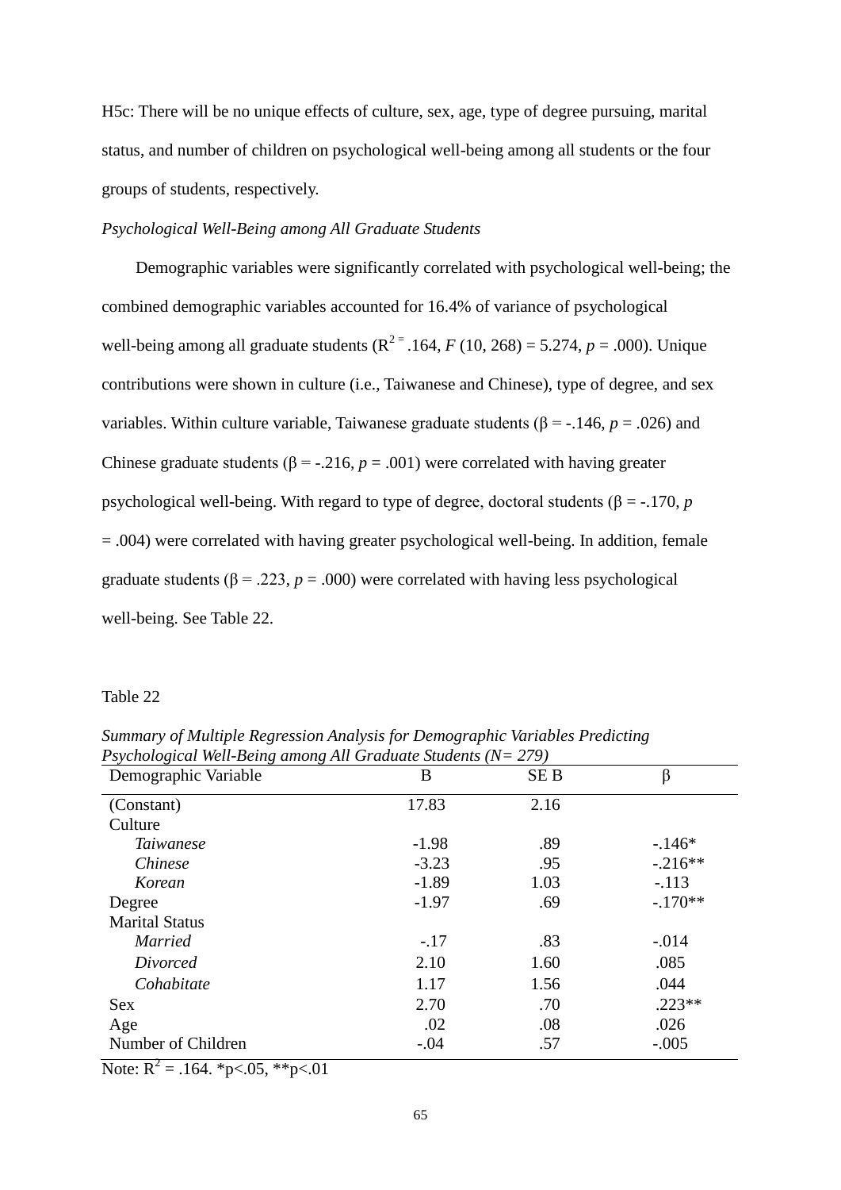H5c: There will be no unique effects of culture, sex, age, type of degree pursuing, marital status, and number of children on psychological well-being among all students or the four groups of students, respectively.

*Psychological Well-Being among All Graduate Students*

Demographic variables were significantly correlated with psychological well-being; the combined demographic variables accounted for 16.4% of variance of psychological well-being among all graduate students ($R^2 = .164$, $F(10, 268) = 5.274$, $p = .000$). Unique contributions were shown in culture (i.e., Taiwanese and Chinese), type of degree, and sex variables. Within culture variable, Taiwanese graduate students (β = -.146, $p = .026$) and Chinese graduate students (β = -.216, $p = .001$) were correlated with having greater psychological well-being. With regard to type of degree, doctoral students (β = -.170, $p = .004$) were correlated with having greater psychological well-being. In addition, female graduate students (β = .223, $p = .000$) were correlated with having less psychological well-being. See Table 22.

Table 22

*Summary of Multiple Regression Analysis for Demographic Variables Predicting Psychological Well-Being among All Graduate Students (N= 279)*

| Demographic Variable | B | SE B | β |
|---|---|---|---|
| (Constant) | 17.83 | 2.16 | |
| Culture | | | |
| *Taiwanese* | -1.98 | .89 | -.146* |
| *Chinese* | -3.23 | .95 | -.216** |
| *Korean* | -1.89 | 1.03 | -.113 |
| Degree | -1.97 | .69 | -.170** |
| Marital Status | | | |
| *Married* | -.17 | .83 | -.014 |
| *Divorced* | 2.10 | 1.60 | .085 |
| *Cohabitate* | 1.17 | 1.56 | .044 |
| Sex | 2.70 | .70 | .223** |
| Age | .02 | .08 | .026 |
| Number of Children | -.04 | .57 | -.005 |

Note: $R^2 = .164$. *$p<.05$, **$p<.01$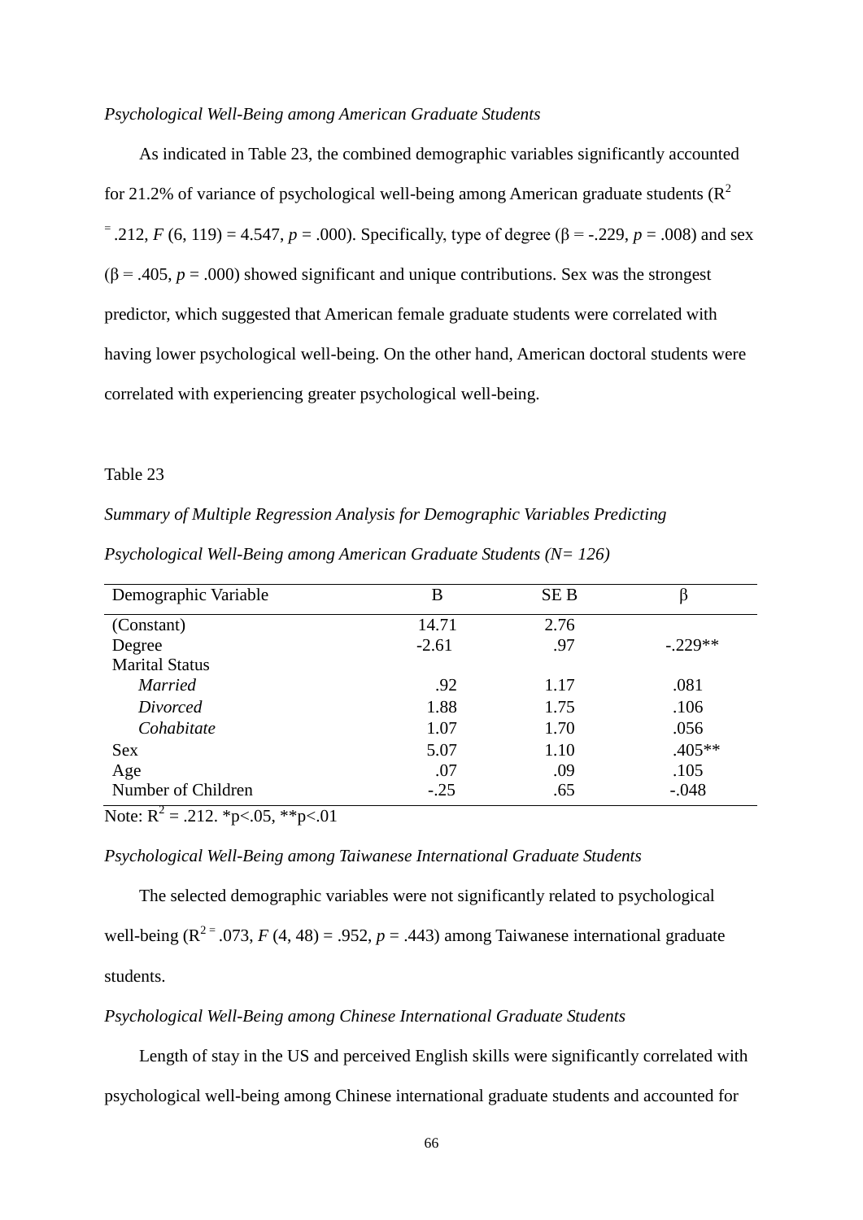*Psychological Well-Being among American Graduate Students*

As indicated in Table 23, the combined demographic variables significantly accounted for 21.2% of variance of psychological well-being among American graduate students ($R^2 = .212$, $F$ (6, 119) = 4.547, $p$ = .000). Specifically, type of degree (β = -.229, $p$ = .008) and sex (β = .405, $p$ = .000) showed significant and unique contributions. Sex was the strongest predictor, which suggested that American female graduate students were correlated with having lower psychological well-being. On the other hand, American doctoral students were correlated with experiencing greater psychological well-being.

Table 23

*Summary of Multiple Regression Analysis for Demographic Variables Predicting Psychological Well-Being among American Graduate Students (N= 126)*

| Demographic Variable | B | SE B | β |
|---|---|---|---|
| (Constant) | 14.71 | 2.76 | |
| Degree | -2.61 | .97 | -.229** |
| Marital Status | | | |
| *Married* | .92 | 1.17 | .081 |
| *Divorced* | 1.88 | 1.75 | .106 |
| *Cohabitate* | 1.07 | 1.70 | .056 |
| Sex | 5.07 | 1.10 | .405** |
| Age | .07 | .09 | .105 |
| Number of Children | -.25 | .65 | -.048 |

Note: $R^2 = .212$. *p<.05, **p<.01

*Psychological Well-Being among Taiwanese International Graduate Students*

The selected demographic variables were not significantly related to psychological well-being ($R^2 = .073$, $F$ (4, 48) = .952, $p$ = .443) among Taiwanese international graduate students.

*Psychological Well-Being among Chinese International Graduate Students*

Length of stay in the US and perceived English skills were significantly correlated with psychological well-being among Chinese international graduate students and accounted for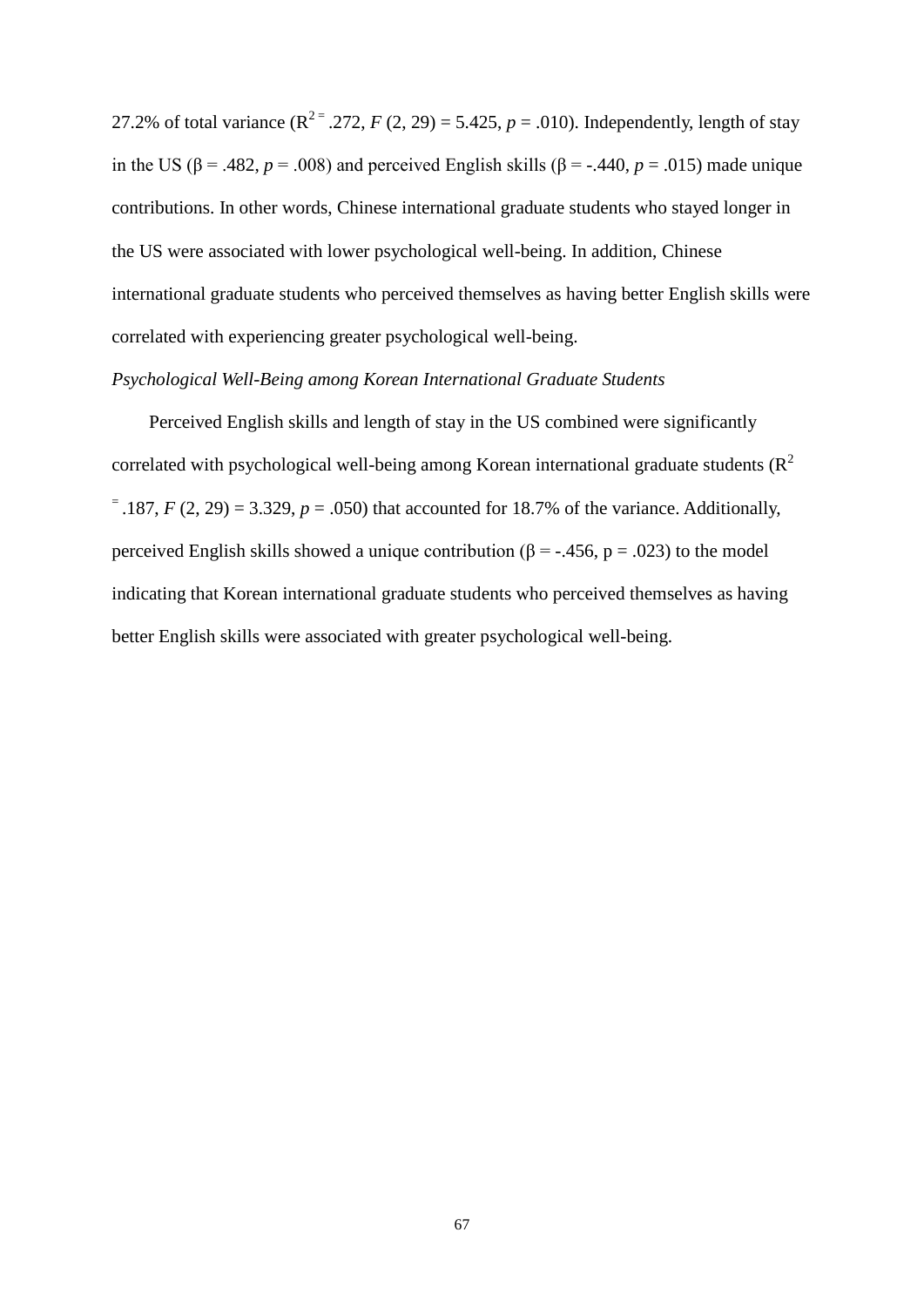27.2% of total variance ($R^2 = .272$, $F(2, 29) = 5.425$, $p = .010$). Independently, length of stay in the US ($\beta = .482$, $p = .008$) and perceived English skills ($\beta = -.440$, $p = .015$) made unique contributions. In other words, Chinese international graduate students who stayed longer in the US were associated with lower psychological well-being. In addition, Chinese international graduate students who perceived themselves as having better English skills were correlated with experiencing greater psychological well-being.

*Psychological Well-Being among Korean International Graduate Students*

Perceived English skills and length of stay in the US combined were significantly correlated with psychological well-being among Korean international graduate students ($R^2 = .187$, $F(2, 29) = 3.329$, $p = .050$) that accounted for 18.7% of the variance. Additionally, perceived English skills showed a unique contribution ($\beta = -.456$, $p = .023$) to the model indicating that Korean international graduate students who perceived themselves as having better English skills were associated with greater psychological well-being.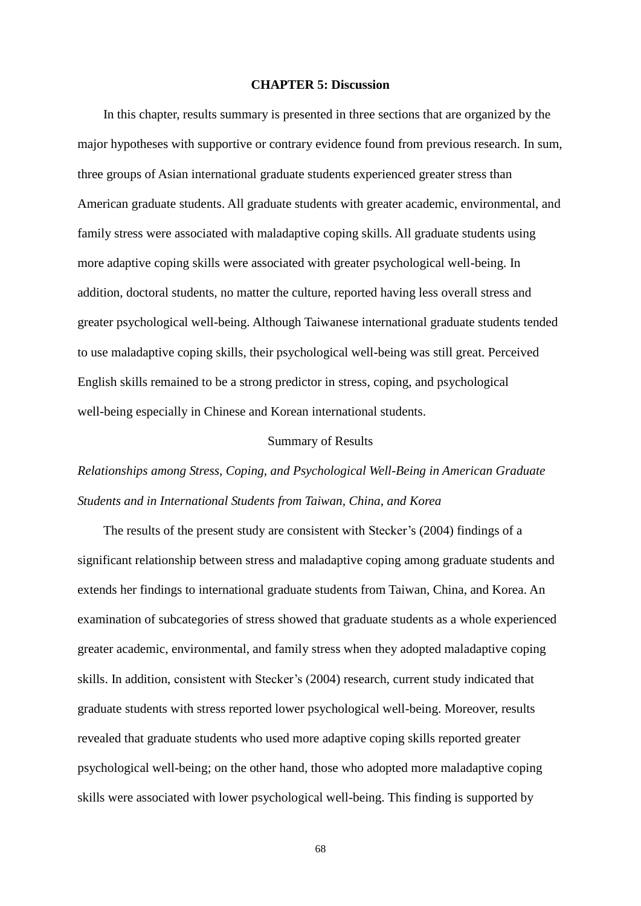# CHAPTER 5: Discussion

In this chapter, results summary is presented in three sections that are organized by the major hypotheses with supportive or contrary evidence found from previous research. In sum, three groups of Asian international graduate students experienced greater stress than American graduate students. All graduate students with greater academic, environmental, and family stress were associated with maladaptive coping skills. All graduate students using more adaptive coping skills were associated with greater psychological well-being. In addition, doctoral students, no matter the culture, reported having less overall stress and greater psychological well-being. Although Taiwanese international graduate students tended to use maladaptive coping skills, their psychological well-being was still great. Perceived English skills remained to be a strong predictor in stress, coping, and psychological well-being especially in Chinese and Korean international students.

## Summary of Results

*Relationships among Stress, Coping, and Psychological Well-Being in American Graduate Students and in International Students from Taiwan, China, and Korea*

The results of the present study are consistent with Stecker's (2004) findings of a significant relationship between stress and maladaptive coping among graduate students and extends her findings to international graduate students from Taiwan, China, and Korea. An examination of subcategories of stress showed that graduate students as a whole experienced greater academic, environmental, and family stress when they adopted maladaptive coping skills. In addition, consistent with Stecker's (2004) research, current study indicated that graduate students with stress reported lower psychological well-being. Moreover, results revealed that graduate students who used more adaptive coping skills reported greater psychological well-being; on the other hand, those who adopted more maladaptive coping skills were associated with lower psychological well-being. This finding is supported by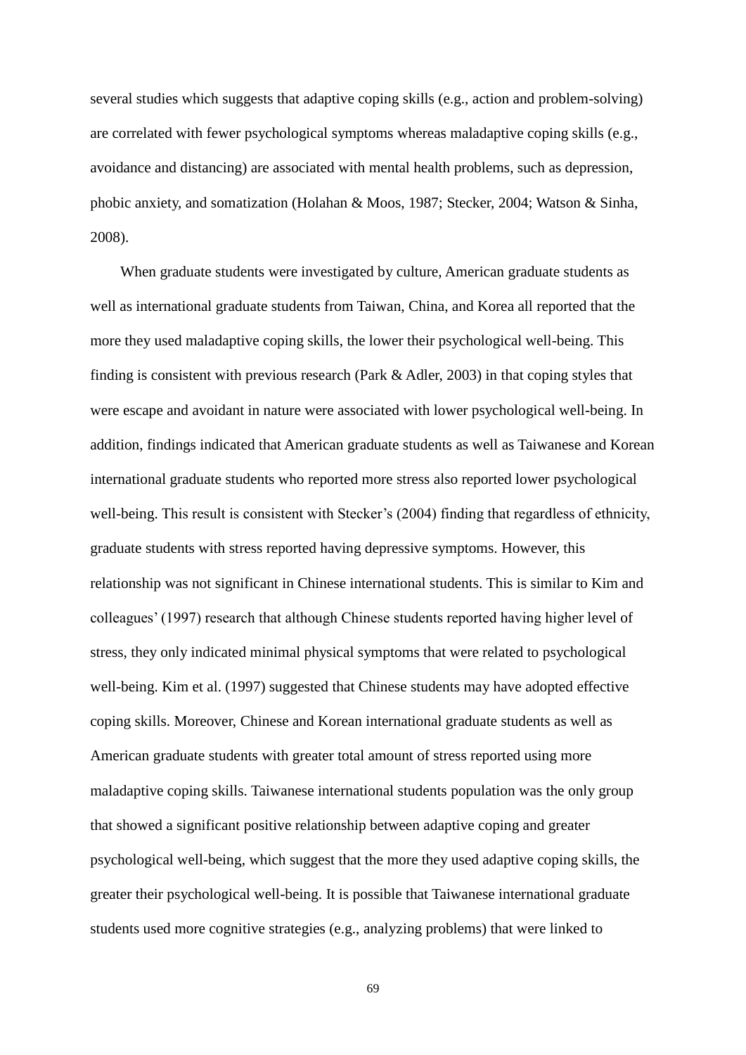several studies which suggests that adaptive coping skills (e.g., action and problem-solving) are correlated with fewer psychological symptoms whereas maladaptive coping skills (e.g., avoidance and distancing) are associated with mental health problems, such as depression, phobic anxiety, and somatization (Holahan & Moos, 1987; Stecker, 2004; Watson & Sinha, 2008).

When graduate students were investigated by culture, American graduate students as well as international graduate students from Taiwan, China, and Korea all reported that the more they used maladaptive coping skills, the lower their psychological well-being. This finding is consistent with previous research (Park & Adler, 2003) in that coping styles that were escape and avoidant in nature were associated with lower psychological well-being. In addition, findings indicated that American graduate students as well as Taiwanese and Korean international graduate students who reported more stress also reported lower psychological well-being. This result is consistent with Stecker's (2004) finding that regardless of ethnicity, graduate students with stress reported having depressive symptoms. However, this relationship was not significant in Chinese international students. This is similar to Kim and colleagues' (1997) research that although Chinese students reported having higher level of stress, they only indicated minimal physical symptoms that were related to psychological well-being. Kim et al. (1997) suggested that Chinese students may have adopted effective coping skills. Moreover, Chinese and Korean international graduate students as well as American graduate students with greater total amount of stress reported using more maladaptive coping skills. Taiwanese international students population was the only group that showed a significant positive relationship between adaptive coping and greater psychological well-being, which suggest that the more they used adaptive coping skills, the greater their psychological well-being. It is possible that Taiwanese international graduate students used more cognitive strategies (e.g., analyzing problems) that were linked to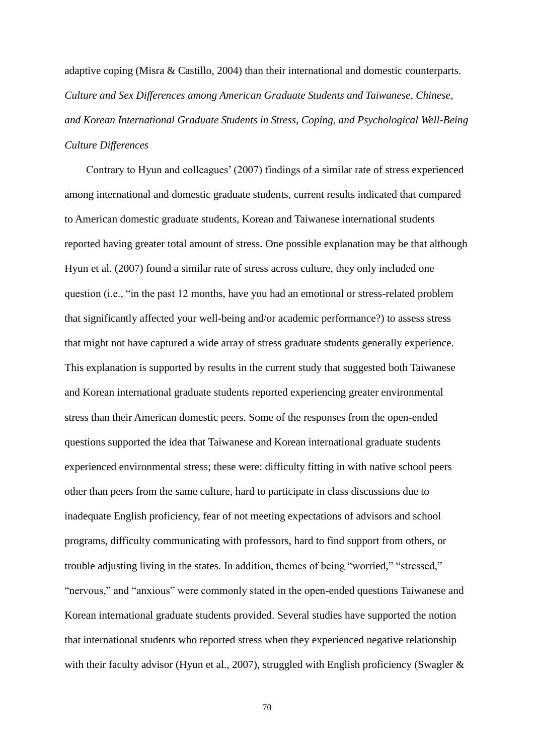adaptive coping (Misra & Castillo, 2004) than their international and domestic counterparts.

### *Culture and Sex Differences among American Graduate Students and Taiwanese, Chinese, and Korean International Graduate Students in Stress, Coping, and Psychological Well-Being*

#### *Culture Differences*

Contrary to Hyun and colleagues' (2007) findings of a similar rate of stress experienced among international and domestic graduate students, current results indicated that compared to American domestic graduate students, Korean and Taiwanese international students reported having greater total amount of stress. One possible explanation may be that although Hyun et al. (2007) found a similar rate of stress across culture, they only included one question (i.e., "in the past 12 months, have you had an emotional or stress-related problem that significantly affected your well-being and/or academic performance?) to assess stress that might not have captured a wide array of stress graduate students generally experience. This explanation is supported by results in the current study that suggested both Taiwanese and Korean international graduate students reported experiencing greater environmental stress than their American domestic peers. Some of the responses from the open-ended questions supported the idea that Taiwanese and Korean international graduate students experienced environmental stress; these were: difficulty fitting in with native school peers other than peers from the same culture, hard to participate in class discussions due to inadequate English proficiency, fear of not meeting expectations of advisors and school programs, difficulty communicating with professors, hard to find support from others, or trouble adjusting living in the states. In addition, themes of being "worried," "stressed," "nervous," and "anxious" were commonly stated in the open-ended questions Taiwanese and Korean international graduate students provided. Several studies have supported the notion that international students who reported stress when they experienced negative relationship with their faculty advisor (Hyun et al., 2007), struggled with English proficiency (Swagler &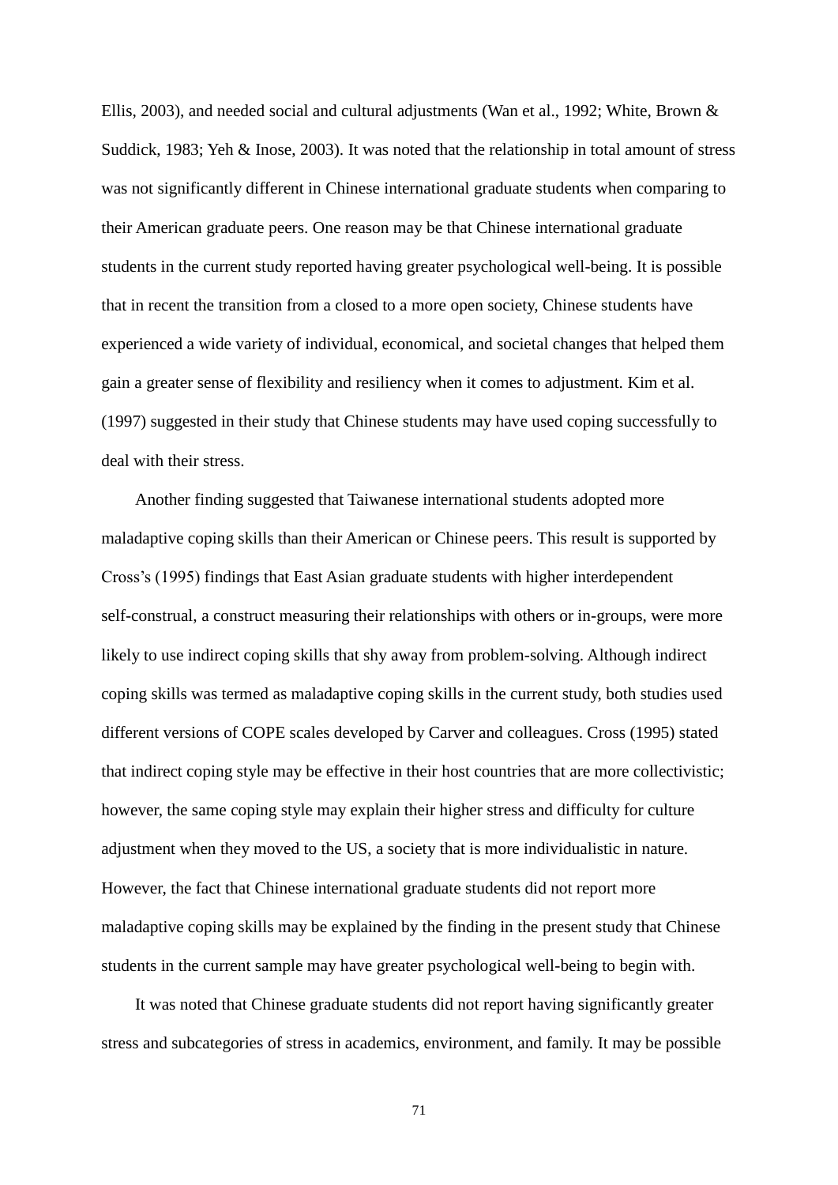Ellis, 2003), and needed social and cultural adjustments (Wan et al., 1992; White, Brown & Suddick, 1983; Yeh & Inose, 2003). It was noted that the relationship in total amount of stress was not significantly different in Chinese international graduate students when comparing to their American graduate peers. One reason may be that Chinese international graduate students in the current study reported having greater psychological well-being. It is possible that in recent the transition from a closed to a more open society, Chinese students have experienced a wide variety of individual, economical, and societal changes that helped them gain a greater sense of flexibility and resiliency when it comes to adjustment. Kim et al. (1997) suggested in their study that Chinese students may have used coping successfully to deal with their stress.

Another finding suggested that Taiwanese international students adopted more maladaptive coping skills than their American or Chinese peers. This result is supported by Cross's (1995) findings that East Asian graduate students with higher interdependent self-construal, a construct measuring their relationships with others or in-groups, were more likely to use indirect coping skills that shy away from problem-solving. Although indirect coping skills was termed as maladaptive coping skills in the current study, both studies used different versions of COPE scales developed by Carver and colleagues. Cross (1995) stated that indirect coping style may be effective in their host countries that are more collectivistic; however, the same coping style may explain their higher stress and difficulty for culture adjustment when they moved to the US, a society that is more individualistic in nature. However, the fact that Chinese international graduate students did not report more maladaptive coping skills may be explained by the finding in the present study that Chinese students in the current sample may have greater psychological well-being to begin with.

It was noted that Chinese graduate students did not report having significantly greater stress and subcategories of stress in academics, environment, and family. It may be possible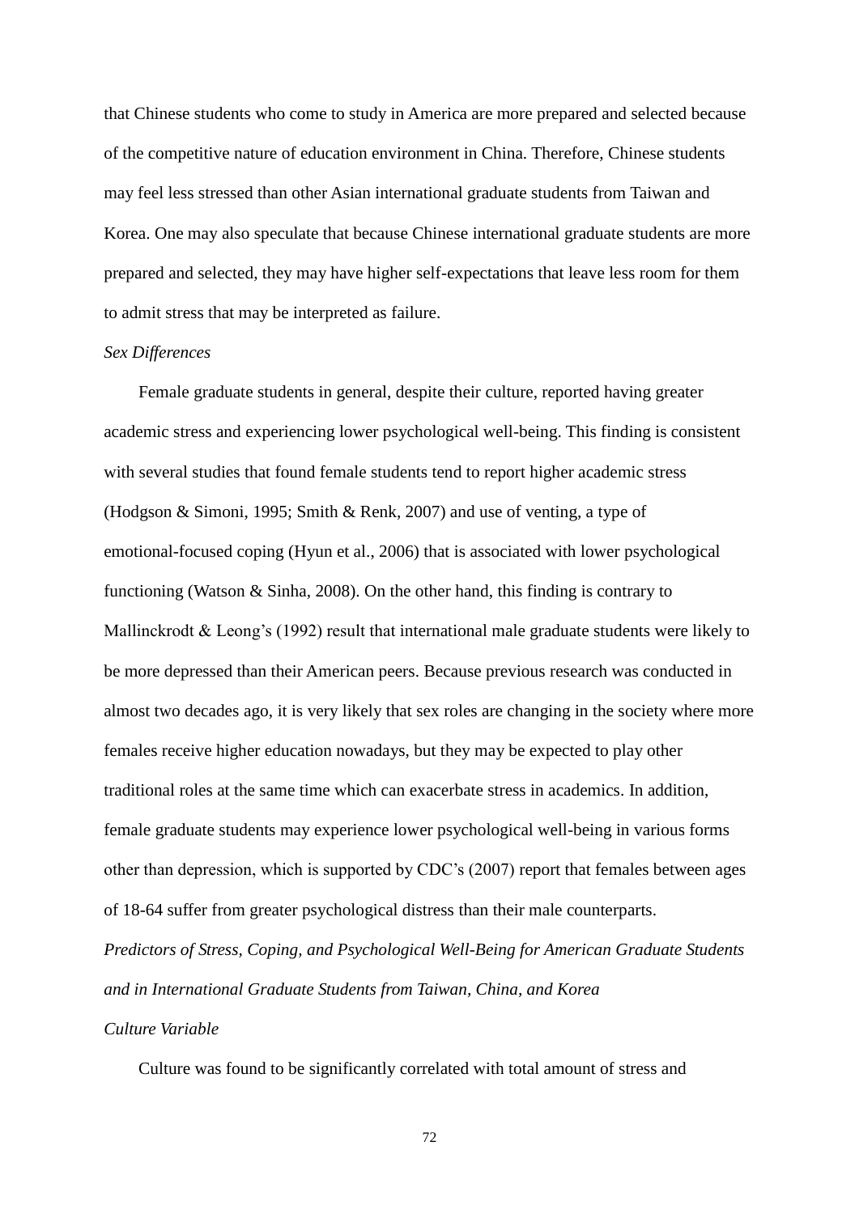that Chinese students who come to study in America are more prepared and selected because of the competitive nature of education environment in China. Therefore, Chinese students may feel less stressed than other Asian international graduate students from Taiwan and Korea. One may also speculate that because Chinese international graduate students are more prepared and selected, they may have higher self-expectations that leave less room for them to admit stress that may be interpreted as failure.

*Sex Differences*

Female graduate students in general, despite their culture, reported having greater academic stress and experiencing lower psychological well-being. This finding is consistent with several studies that found female students tend to report higher academic stress (Hodgson & Simoni, 1995; Smith & Renk, 2007) and use of venting, a type of emotional-focused coping (Hyun et al., 2006) that is associated with lower psychological functioning (Watson & Sinha, 2008). On the other hand, this finding is contrary to Mallinckrodt & Leong's (1992) result that international male graduate students were likely to be more depressed than their American peers. Because previous research was conducted in almost two decades ago, it is very likely that sex roles are changing in the society where more females receive higher education nowadays, but they may be expected to play other traditional roles at the same time which can exacerbate stress in academics. In addition, female graduate students may experience lower psychological well-being in various forms other than depression, which is supported by CDC's (2007) report that females between ages of 18-64 suffer from greater psychological distress than their male counterparts.

*Predictors of Stress, Coping, and Psychological Well-Being for American Graduate Students and in International Graduate Students from Taiwan, China, and Korea*

*Culture Variable*

Culture was found to be significantly correlated with total amount of stress and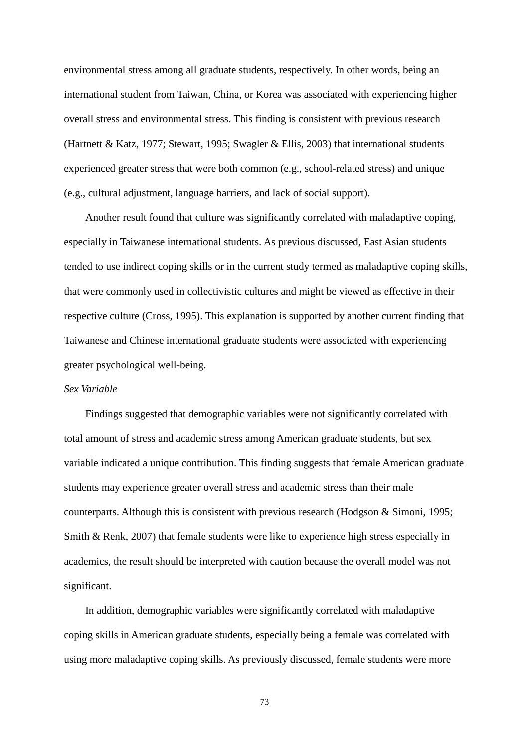environmental stress among all graduate students, respectively. In other words, being an international student from Taiwan, China, or Korea was associated with experiencing higher overall stress and environmental stress. This finding is consistent with previous research (Hartnett & Katz, 1977; Stewart, 1995; Swagler & Ellis, 2003) that international students experienced greater stress that were both common (e.g., school-related stress) and unique (e.g., cultural adjustment, language barriers, and lack of social support).

Another result found that culture was significantly correlated with maladaptive coping, especially in Taiwanese international students. As previous discussed, East Asian students tended to use indirect coping skills or in the current study termed as maladaptive coping skills, that were commonly used in collectivistic cultures and might be viewed as effective in their respective culture (Cross, 1995). This explanation is supported by another current finding that Taiwanese and Chinese international graduate students were associated with experiencing greater psychological well-being.

*Sex Variable*

Findings suggested that demographic variables were not significantly correlated with total amount of stress and academic stress among American graduate students, but sex variable indicated a unique contribution. This finding suggests that female American graduate students may experience greater overall stress and academic stress than their male counterparts. Although this is consistent with previous research (Hodgson & Simoni, 1995; Smith & Renk, 2007) that female students were like to experience high stress especially in academics, the result should be interpreted with caution because the overall model was not significant.

In addition, demographic variables were significantly correlated with maladaptive coping skills in American graduate students, especially being a female was correlated with using more maladaptive coping skills. As previously discussed, female students were more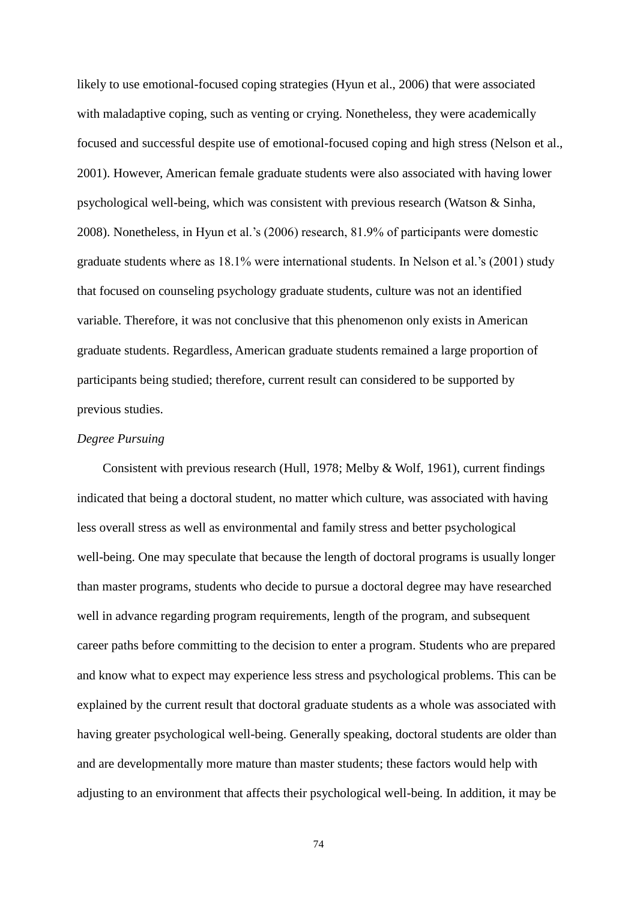likely to use emotional-focused coping strategies (Hyun et al., 2006) that were associated with maladaptive coping, such as venting or crying. Nonetheless, they were academically focused and successful despite use of emotional-focused coping and high stress (Nelson et al., 2001). However, American female graduate students were also associated with having lower psychological well-being, which was consistent with previous research (Watson & Sinha, 2008). Nonetheless, in Hyun et al.'s (2006) research, 81.9% of participants were domestic graduate students where as 18.1% were international students. In Nelson et al.'s (2001) study that focused on counseling psychology graduate students, culture was not an identified variable. Therefore, it was not conclusive that this phenomenon only exists in American graduate students. Regardless, American graduate students remained a large proportion of participants being studied; therefore, current result can considered to be supported by previous studies.

*Degree Pursuing*

Consistent with previous research (Hull, 1978; Melby & Wolf, 1961), current findings indicated that being a doctoral student, no matter which culture, was associated with having less overall stress as well as environmental and family stress and better psychological well-being. One may speculate that because the length of doctoral programs is usually longer than master programs, students who decide to pursue a doctoral degree may have researched well in advance regarding program requirements, length of the program, and subsequent career paths before committing to the decision to enter a program. Students who are prepared and know what to expect may experience less stress and psychological problems. This can be explained by the current result that doctoral graduate students as a whole was associated with having greater psychological well-being. Generally speaking, doctoral students are older than and are developmentally more mature than master students; these factors would help with adjusting to an environment that affects their psychological well-being. In addition, it may be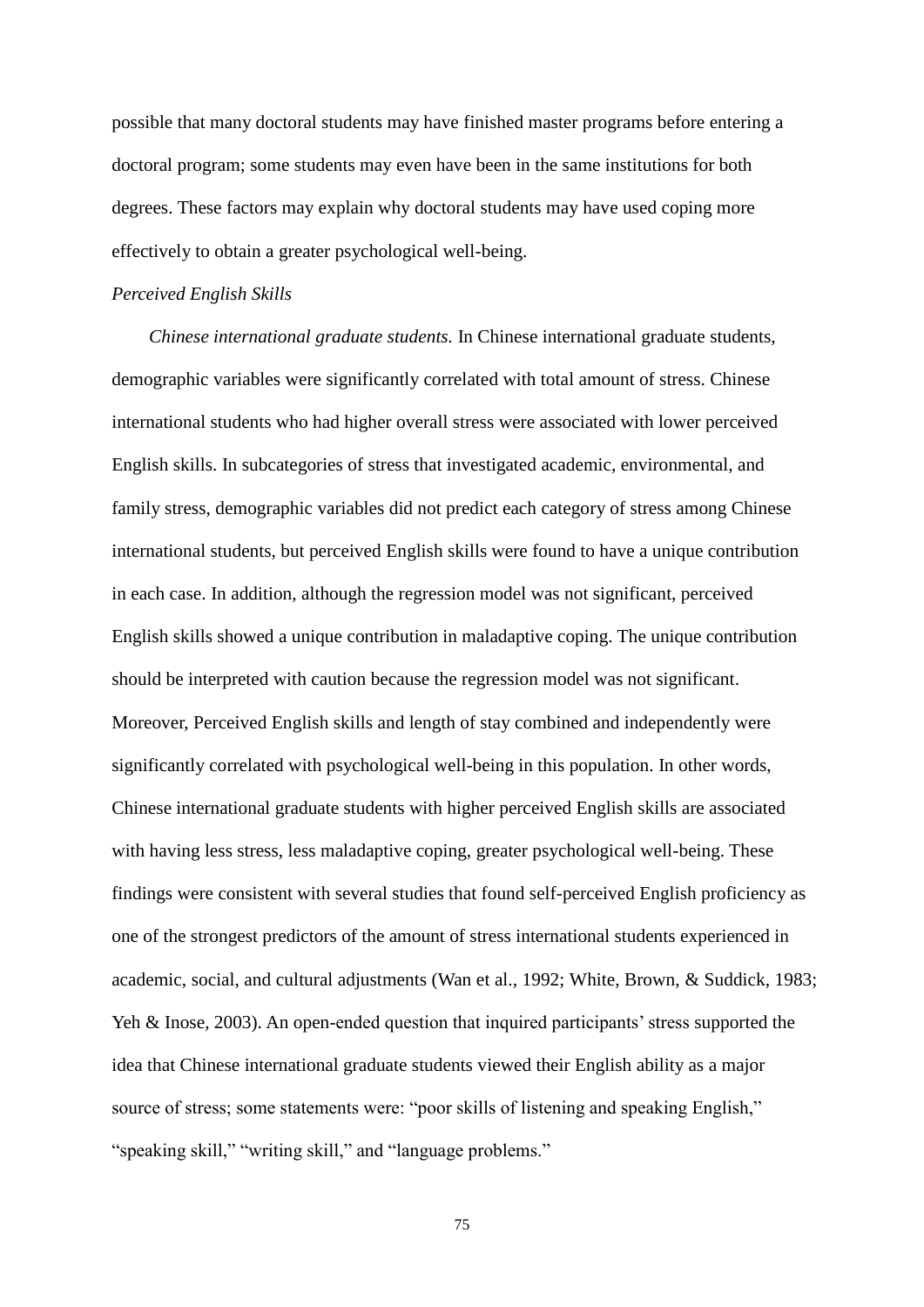possible that many doctoral students may have finished master programs before entering a doctoral program; some students may even have been in the same institutions for both degrees. These factors may explain why doctoral students may have used coping more effectively to obtain a greater psychological well-being.

*Perceived English Skills*

*Chinese international graduate students.* In Chinese international graduate students, demographic variables were significantly correlated with total amount of stress. Chinese international students who had higher overall stress were associated with lower perceived English skills. In subcategories of stress that investigated academic, environmental, and family stress, demographic variables did not predict each category of stress among Chinese international students, but perceived English skills were found to have a unique contribution in each case. In addition, although the regression model was not significant, perceived English skills showed a unique contribution in maladaptive coping. The unique contribution should be interpreted with caution because the regression model was not significant. Moreover, Perceived English skills and length of stay combined and independently were significantly correlated with psychological well-being in this population. In other words, Chinese international graduate students with higher perceived English skills are associated with having less stress, less maladaptive coping, greater psychological well-being. These findings were consistent with several studies that found self-perceived English proficiency as one of the strongest predictors of the amount of stress international students experienced in academic, social, and cultural adjustments (Wan et al., 1992; White, Brown, & Suddick, 1983; Yeh & Inose, 2003). An open-ended question that inquired participants' stress supported the idea that Chinese international graduate students viewed their English ability as a major source of stress; some statements were: "poor skills of listening and speaking English," "speaking skill," "writing skill," and "language problems."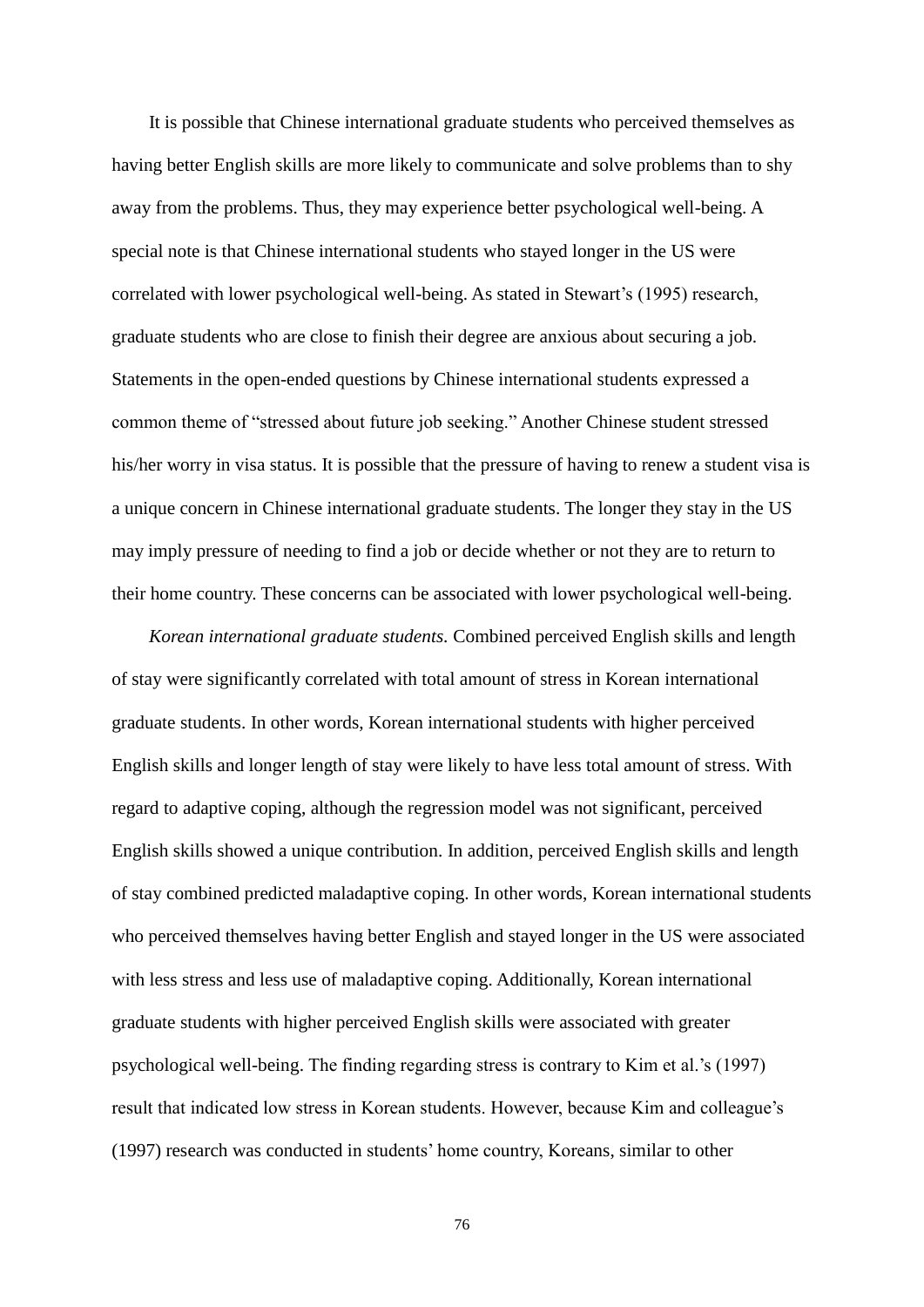It is possible that Chinese international graduate students who perceived themselves as having better English skills are more likely to communicate and solve problems than to shy away from the problems. Thus, they may experience better psychological well-being. A special note is that Chinese international students who stayed longer in the US were correlated with lower psychological well-being. As stated in Stewart's (1995) research, graduate students who are close to finish their degree are anxious about securing a job. Statements in the open-ended questions by Chinese international students expressed a common theme of "stressed about future job seeking." Another Chinese student stressed his/her worry in visa status. It is possible that the pressure of having to renew a student visa is a unique concern in Chinese international graduate students. The longer they stay in the US may imply pressure of needing to find a job or decide whether or not they are to return to their home country. These concerns can be associated with lower psychological well-being.

*Korean international graduate students.* Combined perceived English skills and length of stay were significantly correlated with total amount of stress in Korean international graduate students. In other words, Korean international students with higher perceived English skills and longer length of stay were likely to have less total amount of stress. With regard to adaptive coping, although the regression model was not significant, perceived English skills showed a unique contribution. In addition, perceived English skills and length of stay combined predicted maladaptive coping. In other words, Korean international students who perceived themselves having better English and stayed longer in the US were associated with less stress and less use of maladaptive coping. Additionally, Korean international graduate students with higher perceived English skills were associated with greater psychological well-being. The finding regarding stress is contrary to Kim et al.'s (1997) result that indicated low stress in Korean students. However, because Kim and colleague's (1997) research was conducted in students' home country, Koreans, similar to other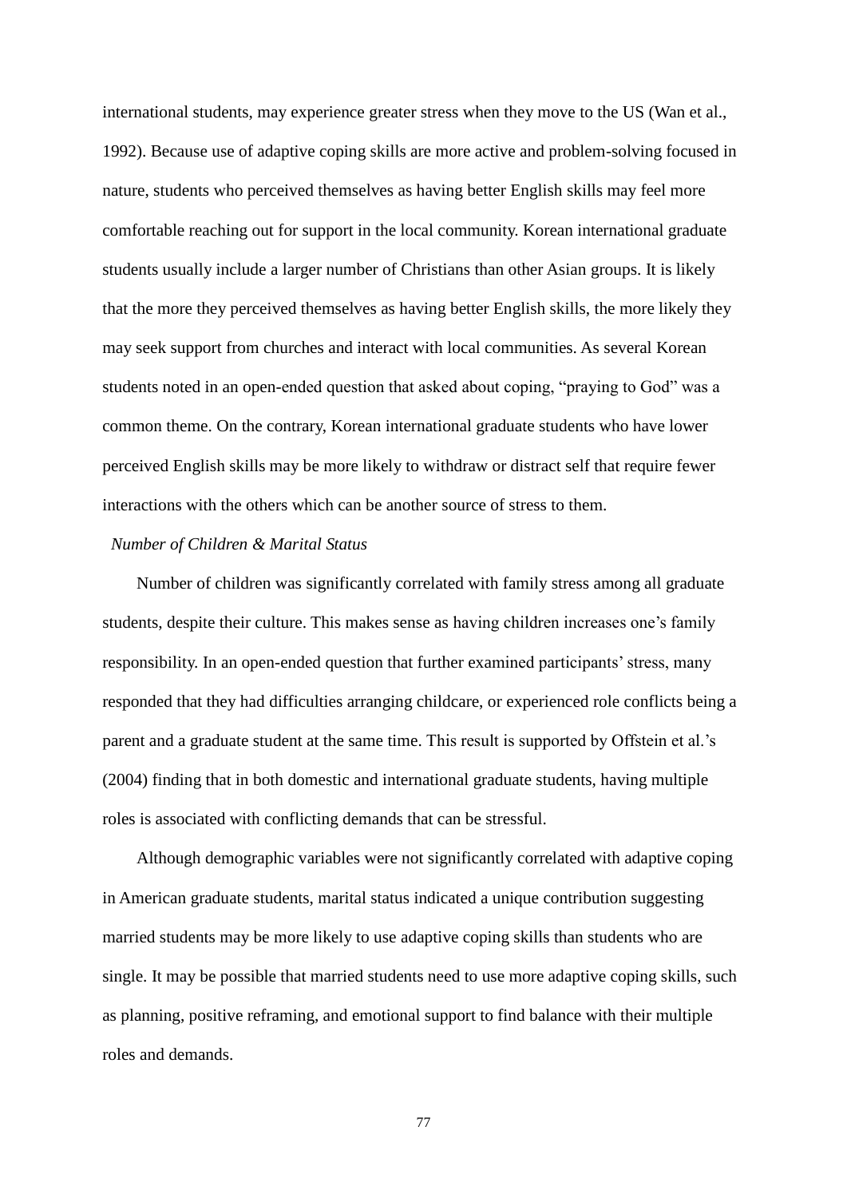international students, may experience greater stress when they move to the US (Wan et al., 1992). Because use of adaptive coping skills are more active and problem-solving focused in nature, students who perceived themselves as having better English skills may feel more comfortable reaching out for support in the local community. Korean international graduate students usually include a larger number of Christians than other Asian groups. It is likely that the more they perceived themselves as having better English skills, the more likely they may seek support from churches and interact with local communities. As several Korean students noted in an open-ended question that asked about coping, "praying to God" was a common theme. On the contrary, Korean international graduate students who have lower perceived English skills may be more likely to withdraw or distract self that require fewer interactions with the others which can be another source of stress to them.

*Number of Children & Marital Status*

Number of children was significantly correlated with family stress among all graduate students, despite their culture. This makes sense as having children increases one's family responsibility. In an open-ended question that further examined participants' stress, many responded that they had difficulties arranging childcare, or experienced role conflicts being a parent and a graduate student at the same time. This result is supported by Offstein et al.'s (2004) finding that in both domestic and international graduate students, having multiple roles is associated with conflicting demands that can be stressful.

Although demographic variables were not significantly correlated with adaptive coping in American graduate students, marital status indicated a unique contribution suggesting married students may be more likely to use adaptive coping skills than students who are single. It may be possible that married students need to use more adaptive coping skills, such as planning, positive reframing, and emotional support to find balance with their multiple roles and demands.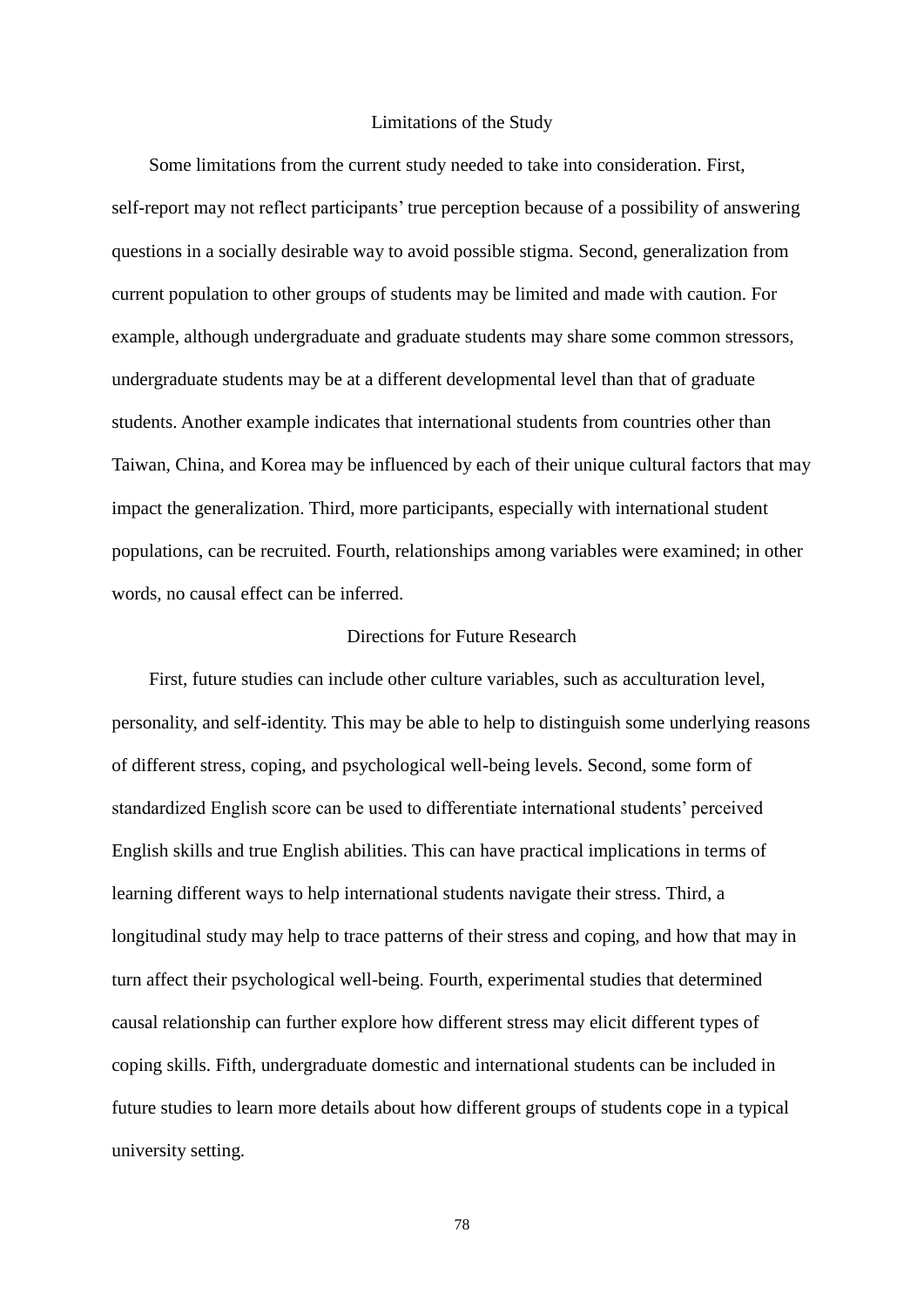## Limitations of the Study

Some limitations from the current study needed to take into consideration. First, self-report may not reflect participants' true perception because of a possibility of answering questions in a socially desirable way to avoid possible stigma. Second, generalization from current population to other groups of students may be limited and made with caution. For example, although undergraduate and graduate students may share some common stressors, undergraduate students may be at a different developmental level than that of graduate students. Another example indicates that international students from countries other than Taiwan, China, and Korea may be influenced by each of their unique cultural factors that may impact the generalization. Third, more participants, especially with international student populations, can be recruited. Fourth, relationships among variables were examined; in other words, no causal effect can be inferred.

## Directions for Future Research

First, future studies can include other culture variables, such as acculturation level, personality, and self-identity. This may be able to help to distinguish some underlying reasons of different stress, coping, and psychological well-being levels. Second, some form of standardized English score can be used to differentiate international students' perceived English skills and true English abilities. This can have practical implications in terms of learning different ways to help international students navigate their stress. Third, a longitudinal study may help to trace patterns of their stress and coping, and how that may in turn affect their psychological well-being. Fourth, experimental studies that determined causal relationship can further explore how different stress may elicit different types of coping skills. Fifth, undergraduate domestic and international students can be included in future studies to learn more details about how different groups of students cope in a typical university setting.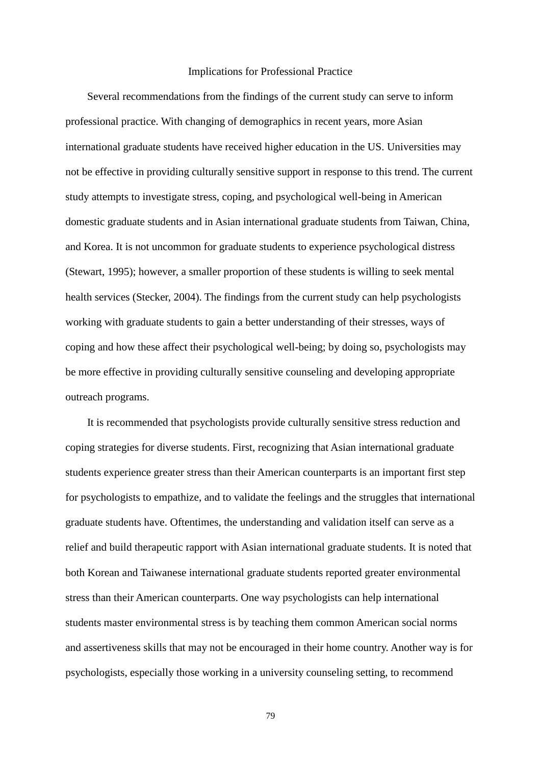## Implications for Professional Practice

Several recommendations from the findings of the current study can serve to inform professional practice. With changing of demographics in recent years, more Asian international graduate students have received higher education in the US. Universities may not be effective in providing culturally sensitive support in response to this trend. The current study attempts to investigate stress, coping, and psychological well-being in American domestic graduate students and in Asian international graduate students from Taiwan, China, and Korea. It is not uncommon for graduate students to experience psychological distress (Stewart, 1995); however, a smaller proportion of these students is willing to seek mental health services (Stecker, 2004). The findings from the current study can help psychologists working with graduate students to gain a better understanding of their stresses, ways of coping and how these affect their psychological well-being; by doing so, psychologists may be more effective in providing culturally sensitive counseling and developing appropriate outreach programs.

It is recommended that psychologists provide culturally sensitive stress reduction and coping strategies for diverse students. First, recognizing that Asian international graduate students experience greater stress than their American counterparts is an important first step for psychologists to empathize, and to validate the feelings and the struggles that international graduate students have. Oftentimes, the understanding and validation itself can serve as a relief and build therapeutic rapport with Asian international graduate students. It is noted that both Korean and Taiwanese international graduate students reported greater environmental stress than their American counterparts. One way psychologists can help international students master environmental stress is by teaching them common American social norms and assertiveness skills that may not be encouraged in their home country. Another way is for psychologists, especially those working in a university counseling setting, to recommend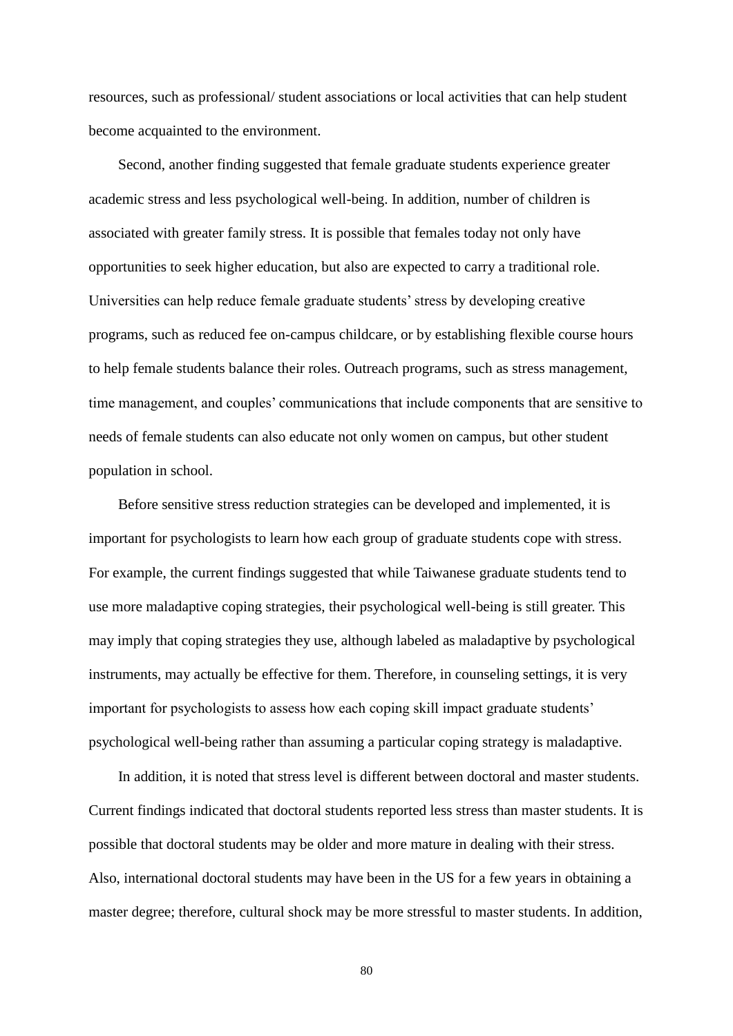resources, such as professional/ student associations or local activities that can help student become acquainted to the environment.

Second, another finding suggested that female graduate students experience greater academic stress and less psychological well-being. In addition, number of children is associated with greater family stress. It is possible that females today not only have opportunities to seek higher education, but also are expected to carry a traditional role. Universities can help reduce female graduate students' stress by developing creative programs, such as reduced fee on-campus childcare, or by establishing flexible course hours to help female students balance their roles. Outreach programs, such as stress management, time management, and couples' communications that include components that are sensitive to needs of female students can also educate not only women on campus, but other student population in school.

Before sensitive stress reduction strategies can be developed and implemented, it is important for psychologists to learn how each group of graduate students cope with stress. For example, the current findings suggested that while Taiwanese graduate students tend to use more maladaptive coping strategies, their psychological well-being is still greater. This may imply that coping strategies they use, although labeled as maladaptive by psychological instruments, may actually be effective for them. Therefore, in counseling settings, it is very important for psychologists to assess how each coping skill impact graduate students' psychological well-being rather than assuming a particular coping strategy is maladaptive.

In addition, it is noted that stress level is different between doctoral and master students. Current findings indicated that doctoral students reported less stress than master students. It is possible that doctoral students may be older and more mature in dealing with their stress. Also, international doctoral students may have been in the US for a few years in obtaining a master degree; therefore, cultural shock may be more stressful to master students. In addition,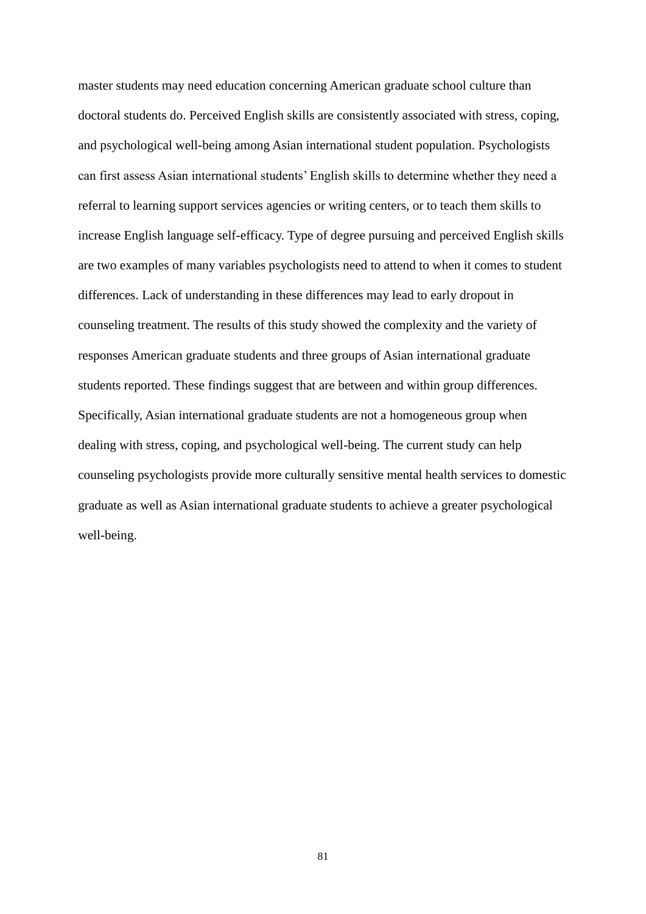master students may need education concerning American graduate school culture than doctoral students do. Perceived English skills are consistently associated with stress, coping, and psychological well-being among Asian international student population. Psychologists can first assess Asian international students' English skills to determine whether they need a referral to learning support services agencies or writing centers, or to teach them skills to increase English language self-efficacy. Type of degree pursuing and perceived English skills are two examples of many variables psychologists need to attend to when it comes to student differences. Lack of understanding in these differences may lead to early dropout in counseling treatment. The results of this study showed the complexity and the variety of responses American graduate students and three groups of Asian international graduate students reported. These findings suggest that are between and within group differences. Specifically, Asian international graduate students are not a homogeneous group when dealing with stress, coping, and psychological well-being. The current study can help counseling psychologists provide more culturally sensitive mental health services to domestic graduate as well as Asian international graduate students to achieve a greater psychological well-being.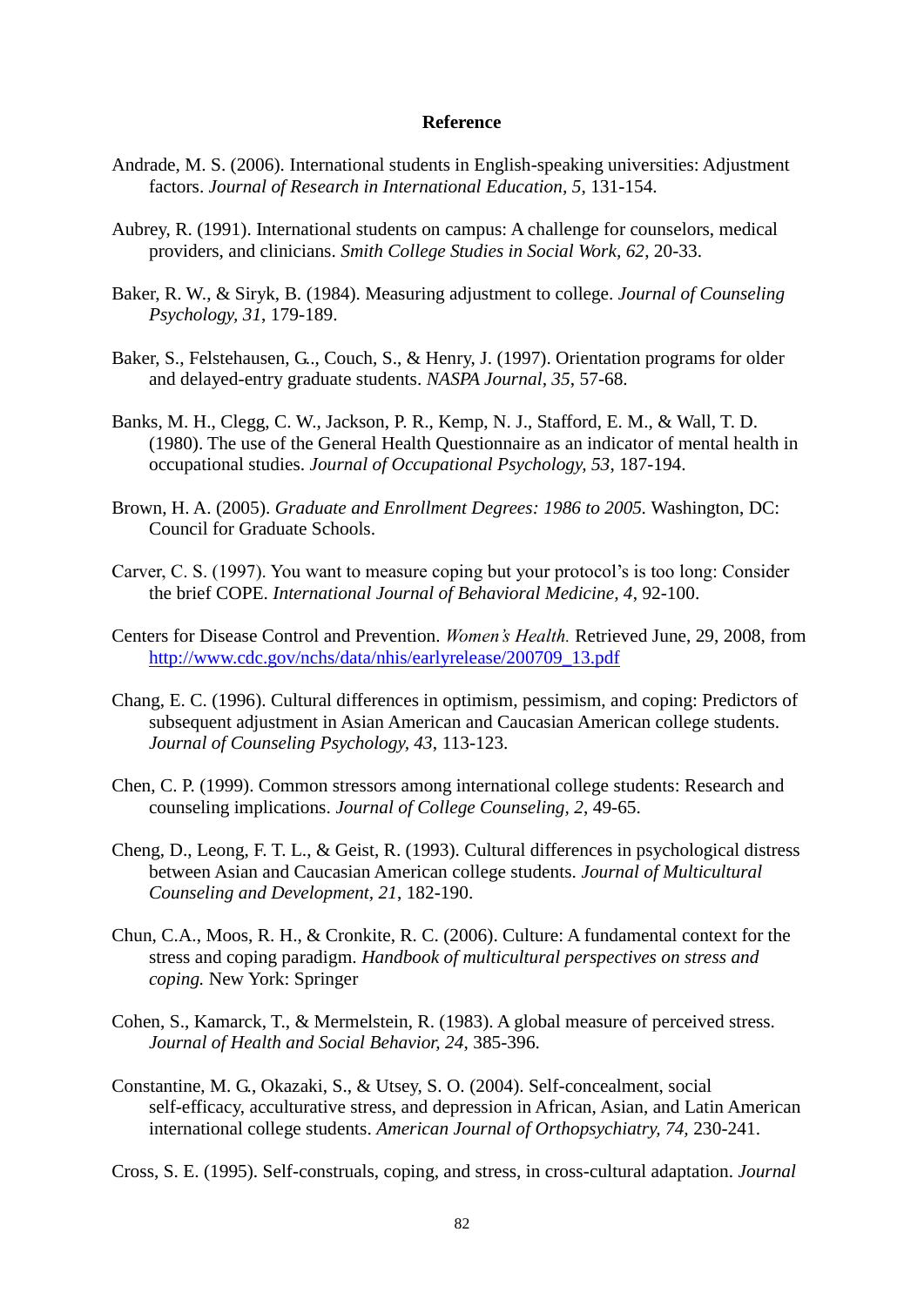**Reference**

Andrade, M. S. (2006). International students in English-speaking universities: Adjustment factors. *Journal of Research in International Education, 5*, 131-154.

Aubrey, R. (1991). International students on campus: A challenge for counselors, medical providers, and clinicians. *Smith College Studies in Social Work, 62*, 20-33.

Baker, R. W., & Siryk, B. (1984). Measuring adjustment to college. *Journal of Counseling Psychology, 31*, 179-189.

Baker, S., Felstehausen, G.., Couch, S., & Henry, J. (1997). Orientation programs for older and delayed-entry graduate students. *NASPA Journal, 35*, 57-68.

Banks, M. H., Clegg, C. W., Jackson, P. R., Kemp, N. J., Stafford, E. M., & Wall, T. D. (1980). The use of the General Health Questionnaire as an indicator of mental health in occupational studies. *Journal of Occupational Psychology, 53*, 187-194.

Brown, H. A. (2005). *Graduate and Enrollment Degrees: 1986 to 2005.* Washington, DC: Council for Graduate Schools.

Carver, C. S. (1997). You want to measure coping but your protocol's is too long: Consider the brief COPE. *International Journal of Behavioral Medicine, 4*, 92-100.

Centers for Disease Control and Prevention. *Women's Health.* Retrieved June, 29, 2008, from http://www.cdc.gov/nchs/data/nhis/earlyrelease/200709_13.pdf

Chang, E. C. (1996). Cultural differences in optimism, pessimism, and coping: Predictors of subsequent adjustment in Asian American and Caucasian American college students. *Journal of Counseling Psychology, 43*, 113-123.

Chen, C. P. (1999). Common stressors among international college students: Research and counseling implications. *Journal of College Counseling, 2*, 49-65.

Cheng, D., Leong, F. T. L., & Geist, R. (1993). Cultural differences in psychological distress between Asian and Caucasian American college students. *Journal of Multicultural Counseling and Development, 21*, 182-190.

Chun, C.A., Moos, R. H., & Cronkite, R. C. (2006). Culture: A fundamental context for the stress and coping paradigm. *Handbook of multicultural perspectives on stress and coping.* New York: Springer

Cohen, S., Kamarck, T., & Mermelstein, R. (1983). A global measure of perceived stress. *Journal of Health and Social Behavior, 24*, 385-396.

Constantine, M. G., Okazaki, S., & Utsey, S. O. (2004). Self-concealment, social self-efficacy, acculturative stress, and depression in African, Asian, and Latin American international college students. *American Journal of Orthopsychiatry, 74*, 230-241.

Cross, S. E. (1995). Self-construals, coping, and stress, in cross-cultural adaptation. *Journal*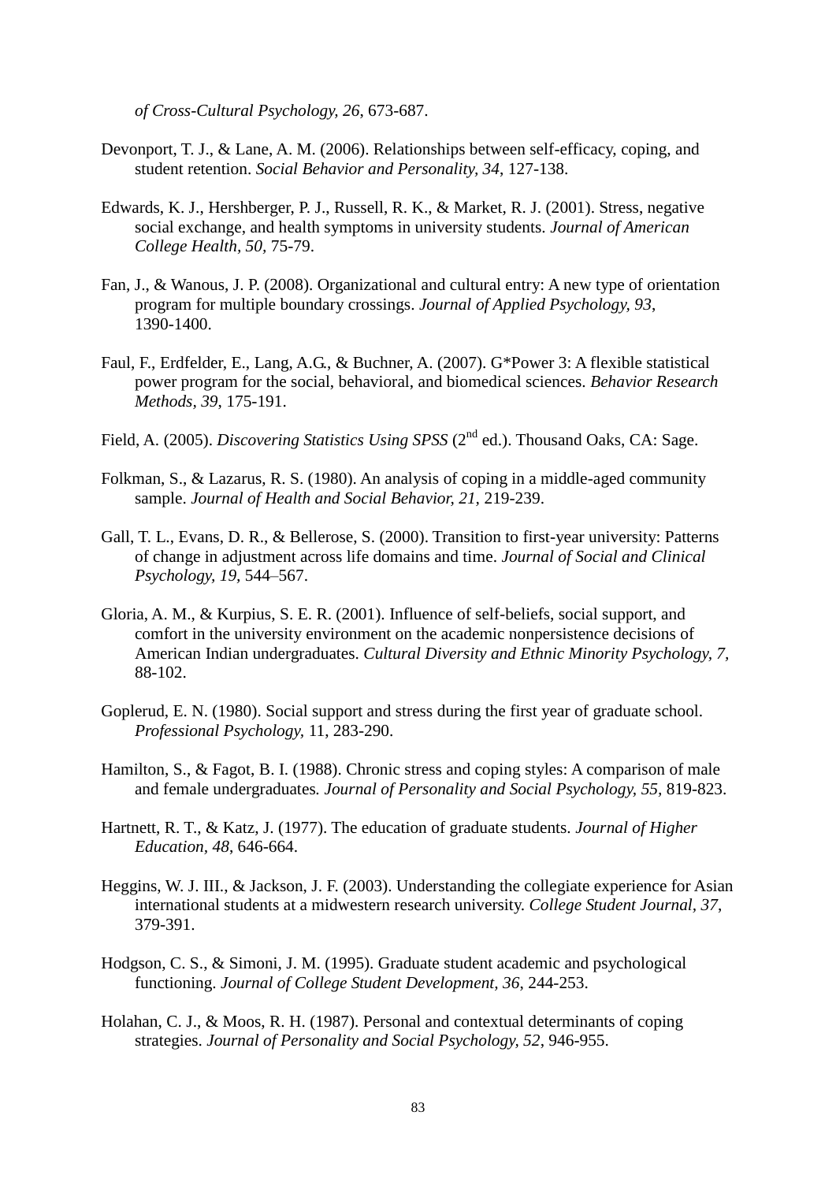*of Cross-Cultural Psychology, 26*, 673-687.

Devonport, T. J., & Lane, A. M. (2006). Relationships between self-efficacy, coping, and student retention. *Social Behavior and Personality, 34*, 127-138.

Edwards, K. J., Hershberger, P. J., Russell, R. K., & Market, R. J. (2001). Stress, negative social exchange, and health symptoms in university students. *Journal of American College Health, 50*, 75-79.

Fan, J., & Wanous, J. P. (2008). Organizational and cultural entry: A new type of orientation program for multiple boundary crossings. *Journal of Applied Psychology, 93*, 1390-1400.

Faul, F., Erdfelder, E., Lang, A.G., & Buchner, A. (2007). G*Power 3: A flexible statistical power program for the social, behavioral, and biomedical sciences. *Behavior Research Methods, 39*, 175-191.

Field, A. (2005). *Discovering Statistics Using SPSS* (2nd ed.). Thousand Oaks, CA: Sage.

Folkman, S., & Lazarus, R. S. (1980). An analysis of coping in a middle-aged community sample. *Journal of Health and Social Behavior, 21*, 219-239.

Gall, T. L., Evans, D. R., & Bellerose, S. (2000). Transition to first-year university: Patterns of change in adjustment across life domains and time. *Journal of Social and Clinical Psychology, 19*, 544–567.

Gloria, A. M., & Kurpius, S. E. R. (2001). Influence of self-beliefs, social support, and comfort in the university environment on the academic nonpersistence decisions of American Indian undergraduates. *Cultural Diversity and Ethnic Minority Psychology, 7*, 88-102.

Goplerud, E. N. (1980). Social support and stress during the first year of graduate school. *Professional Psychology*, 11, 283-290.

Hamilton, S., & Fagot, B. I. (1988). Chronic stress and coping styles: A comparison of male and female undergraduates. *Journal of Personality and Social Psychology, 55*, 819-823.

Hartnett, R. T., & Katz, J. (1977). The education of graduate students. *Journal of Higher Education, 48*, 646-664.

Heggins, W. J. III., & Jackson, J. F. (2003). Understanding the collegiate experience for Asian international students at a midwestern research university. *College Student Journal, 37*, 379-391.

Hodgson, C. S., & Simoni, J. M. (1995). Graduate student academic and psychological functioning. *Journal of College Student Development, 36*, 244-253.

Holahan, C. J., & Moos, R. H. (1987). Personal and contextual determinants of coping strategies. *Journal of Personality and Social Psychology, 52*, 946-955.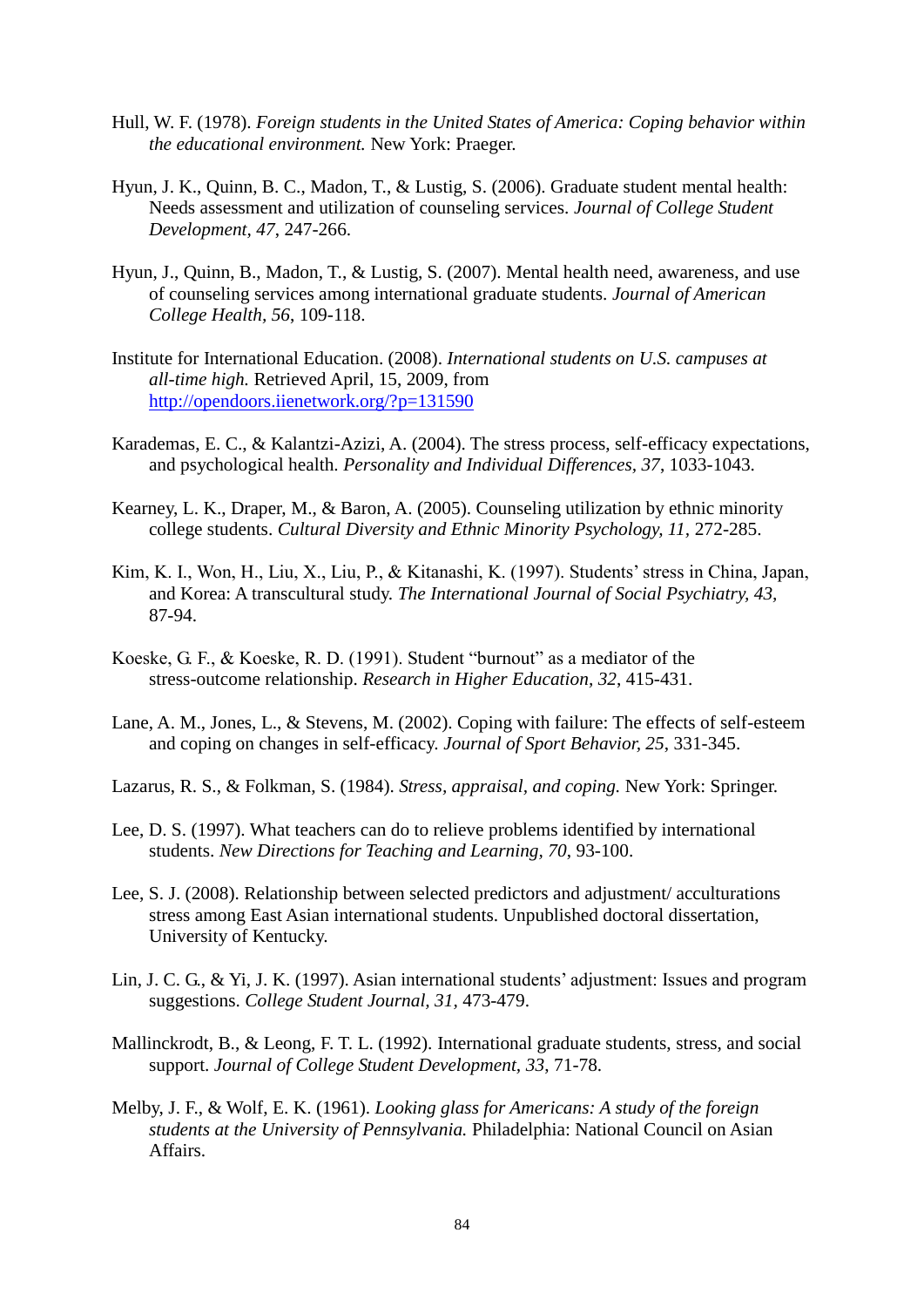Hull, W. F. (1978). *Foreign students in the United States of America: Coping behavior within the educational environment.* New York: Praeger.

Hyun, J. K., Quinn, B. C., Madon, T., & Lustig, S. (2006). Graduate student mental health: Needs assessment and utilization of counseling services. *Journal of College Student Development, 47*, 247-266.

Hyun, J., Quinn, B., Madon, T., & Lustig, S. (2007). Mental health need, awareness, and use of counseling services among international graduate students. *Journal of American College Health, 56*, 109-118.

Institute for International Education. (2008). *International students on U.S. campuses at all-time high.* Retrieved April, 15, 2009, from http://opendoors.iienetwork.org/?p=131590

Karademas, E. C., & Kalantzi-Azizi, A. (2004). The stress process, self-efficacy expectations, and psychological health. *Personality and Individual Differences, 37*, 1033-1043.

Kearney, L. K., Draper, M., & Baron, A. (2005). Counseling utilization by ethnic minority college students. *Cultural Diversity and Ethnic Minority Psychology, 11*, 272-285.

Kim, K. I., Won, H., Liu, X., Liu, P., & Kitanashi, K. (1997). Students' stress in China, Japan, and Korea: A transcultural study. *The International Journal of Social Psychiatry, 43*, 87-94.

Koeske, G. F., & Koeske, R. D. (1991). Student "burnout" as a mediator of the stress-outcome relationship. *Research in Higher Education, 32*, 415-431.

Lane, A. M., Jones, L., & Stevens, M. (2002). Coping with failure: The effects of self-esteem and coping on changes in self-efficacy. *Journal of Sport Behavior, 25*, 331-345.

Lazarus, R. S., & Folkman, S. (1984). *Stress, appraisal, and coping.* New York: Springer.

Lee, D. S. (1997). What teachers can do to relieve problems identified by international students. *New Directions for Teaching and Learning, 70*, 93-100.

Lee, S. J. (2008). Relationship between selected predictors and adjustment/ acculturations stress among East Asian international students. Unpublished doctoral dissertation, University of Kentucky.

Lin, J. C. G., & Yi, J. K. (1997). Asian international students' adjustment: Issues and program suggestions. *College Student Journal, 31*, 473-479.

Mallinckrodt, B., & Leong, F. T. L. (1992). International graduate students, stress, and social support. *Journal of College Student Development, 33*, 71-78.

Melby, J. F., & Wolf, E. K. (1961). *Looking glass for Americans: A study of the foreign students at the University of Pennsylvania.* Philadelphia: National Council on Asian Affairs.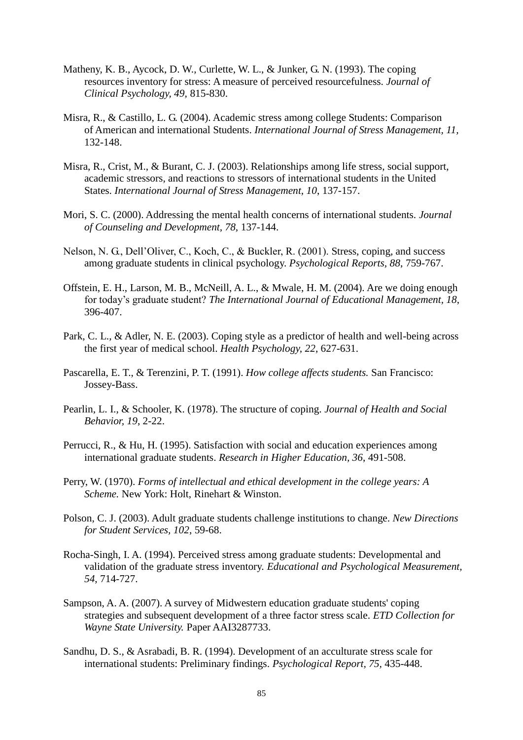Matheny, K. B., Aycock, D. W., Curlette, W. L., & Junker, G. N. (1993). The coping resources inventory for stress: A measure of perceived resourcefulness. *Journal of Clinical Psychology, 49*, 815-830.

Misra, R., & Castillo, L. G. (2004). Academic stress among college Students: Comparison of American and international Students. *International Journal of Stress Management, 11*, 132-148.

Misra, R., Crist, M., & Burant, C. J. (2003). Relationships among life stress, social support, academic stressors, and reactions to stressors of international students in the United States. *International Journal of Stress Management, 10*, 137-157.

Mori, S. C. (2000). Addressing the mental health concerns of international students. *Journal of Counseling and Development, 78*, 137-144.

Nelson, N. G., Dell'Oliver, C., Koch, C., & Buckler, R. (2001). Stress, coping, and success among graduate students in clinical psychology. *Psychological Reports, 88*, 759-767.

Offstein, E. H., Larson, M. B., McNeill, A. L., & Mwale, H. M. (2004). Are we doing enough for today's graduate student? *The International Journal of Educational Management, 18*, 396-407.

Park, C. L., & Adler, N. E. (2003). Coping style as a predictor of health and well-being across the first year of medical school. *Health Psychology, 22*, 627-631.

Pascarella, E. T., & Terenzini, P. T. (1991). *How college affects students.* San Francisco: Jossey-Bass.

Pearlin, L. I., & Schooler, K. (1978). The structure of coping. *Journal of Health and Social Behavior, 19*, 2-22.

Perrucci, R., & Hu, H. (1995). Satisfaction with social and education experiences among international graduate students. *Research in Higher Education, 36*, 491-508.

Perry, W. (1970). *Forms of intellectual and ethical development in the college years: A Scheme.* New York: Holt, Rinehart & Winston.

Polson, C. J. (2003). Adult graduate students challenge institutions to change. *New Directions for Student Services, 102*, 59-68.

Rocha-Singh, I. A. (1994). Perceived stress among graduate students: Developmental and validation of the graduate stress inventory. *Educational and Psychological Measurement, 54*, 714-727.

Sampson, A. A. (2007). A survey of Midwestern education graduate students' coping strategies and subsequent development of a three factor stress scale. *ETD Collection for Wayne State University.* Paper AAI3287733.

Sandhu, D. S., & Asrabadi, B. R. (1994). Development of an acculturate stress scale for international students: Preliminary findings. *Psychological Report, 75*, 435-448.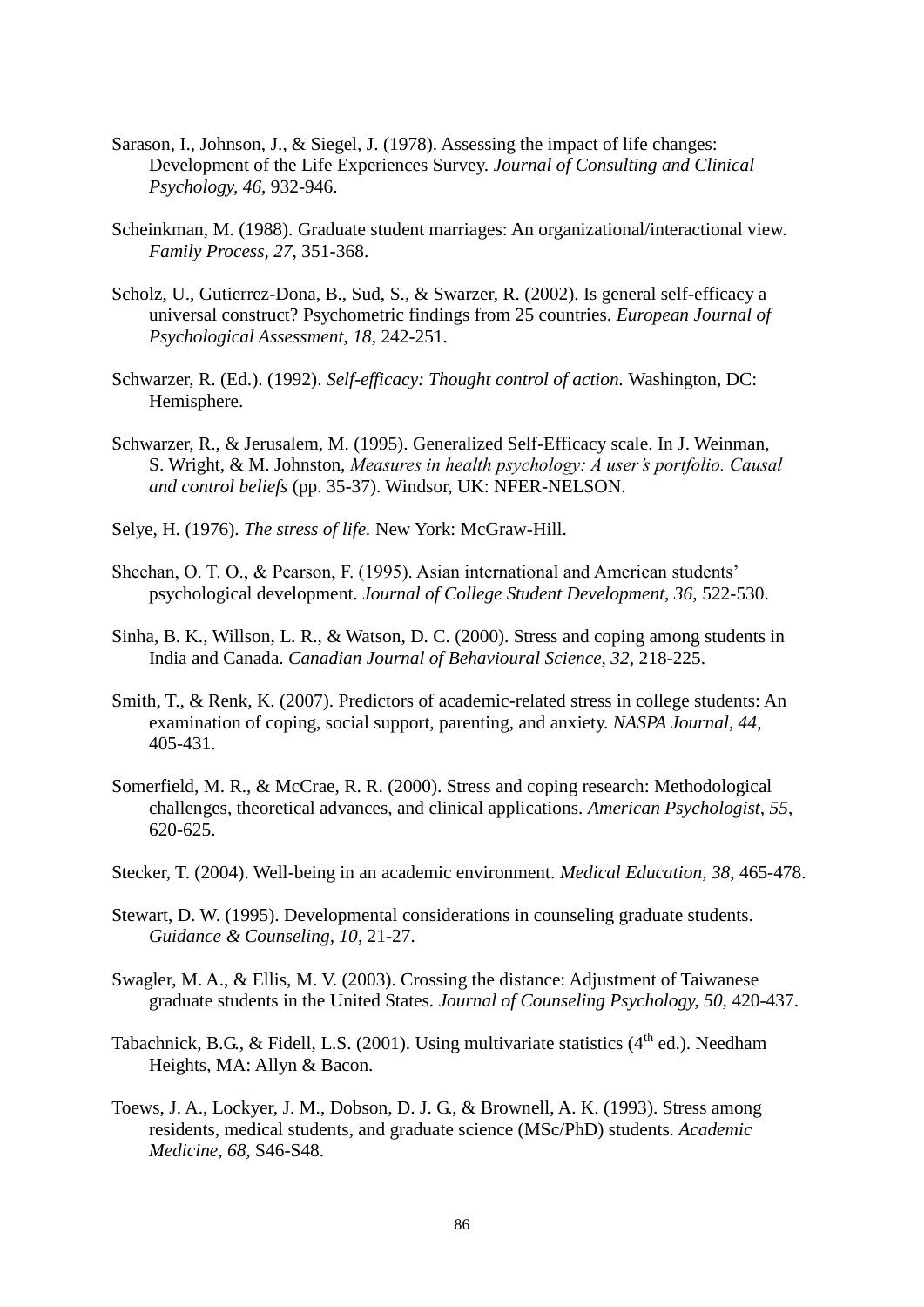Sarason, I., Johnson, J., & Siegel, J. (1978). Assessing the impact of life changes: Development of the Life Experiences Survey. *Journal of Consulting and Clinical Psychology, 46*, 932-946.

Scheinkman, M. (1988). Graduate student marriages: An organizational/interactional view. *Family Process, 27*, 351-368.

Scholz, U., Gutierrez-Dona, B., Sud, S., & Swarzer, R. (2002). Is general self-efficacy a universal construct? Psychometric findings from 25 countries. *European Journal of Psychological Assessment, 18*, 242-251.

Schwarzer, R. (Ed.). (1992). *Self-efficacy: Thought control of action.* Washington, DC: Hemisphere.

Schwarzer, R., & Jerusalem, M. (1995). Generalized Self-Efficacy scale. In J. Weinman, S. Wright, & M. Johnston, *Measures in health psychology: A user's portfolio. Causal and control beliefs* (pp. 35-37). Windsor, UK: NFER-NELSON.

Selye, H. (1976). *The stress of life.* New York: McGraw-Hill.

Sheehan, O. T. O., & Pearson, F. (1995). Asian international and American students' psychological development. *Journal of College Student Development, 36*, 522-530.

Sinha, B. K., Willson, L. R., & Watson, D. C. (2000). Stress and coping among students in India and Canada. *Canadian Journal of Behavioural Science, 32*, 218-225.

Smith, T., & Renk, K. (2007). Predictors of academic-related stress in college students: An examination of coping, social support, parenting, and anxiety. *NASPA Journal, 44*, 405-431.

Somerfield, M. R., & McCrae, R. R. (2000). Stress and coping research: Methodological challenges, theoretical advances, and clinical applications. *American Psychologist, 55*, 620-625.

Stecker, T. (2004). Well-being in an academic environment. *Medical Education, 38*, 465-478.

Stewart, D. W. (1995). Developmental considerations in counseling graduate students. *Guidance & Counseling, 10*, 21-27.

Swagler, M. A., & Ellis, M. V. (2003). Crossing the distance: Adjustment of Taiwanese graduate students in the United States. *Journal of Counseling Psychology, 50,* 420-437.

Tabachnick, B.G., & Fidell, L.S. (2001). Using multivariate statistics (4th ed.). Needham Heights, MA: Allyn & Bacon.

Toews, J. A., Lockyer, J. M., Dobson, D. J. G., & Brownell, A. K. (1993). Stress among residents, medical students, and graduate science (MSc/PhD) students. *Academic Medicine, 68*, S46-S48.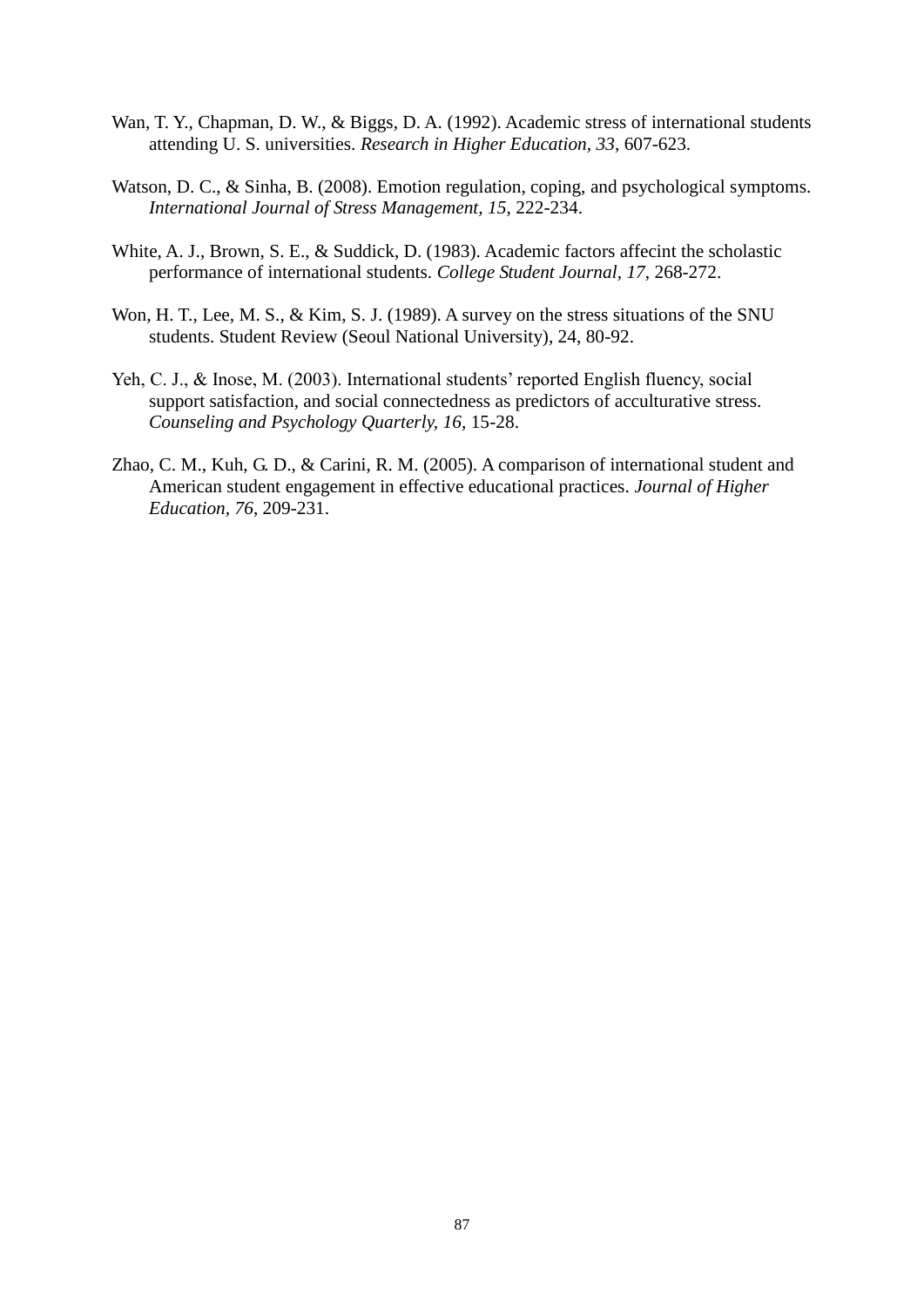Wan, T. Y., Chapman, D. W., & Biggs, D. A. (1992). Academic stress of international students attending U. S. universities. *Research in Higher Education, 33*, 607-623.

Watson, D. C., & Sinha, B. (2008). Emotion regulation, coping, and psychological symptoms. *International Journal of Stress Management, 15*, 222-234.

White, A. J., Brown, S. E., & Suddick, D. (1983). Academic factors affecint the scholastic performance of international students. *College Student Journal, 17*, 268-272.

Won, H. T., Lee, M. S., & Kim, S. J. (1989). A survey on the stress situations of the SNU students. Student Review (Seoul National University), 24, 80-92.

Yeh, C. J., & Inose, M. (2003). International students' reported English fluency, social support satisfaction, and social connectedness as predictors of acculturative stress. *Counseling and Psychology Quarterly, 16*, 15-28.

Zhao, C. M., Kuh, G. D., & Carini, R. M. (2005). A comparison of international student and American student engagement in effective educational practices. *Journal of Higher Education, 76*, 209-231.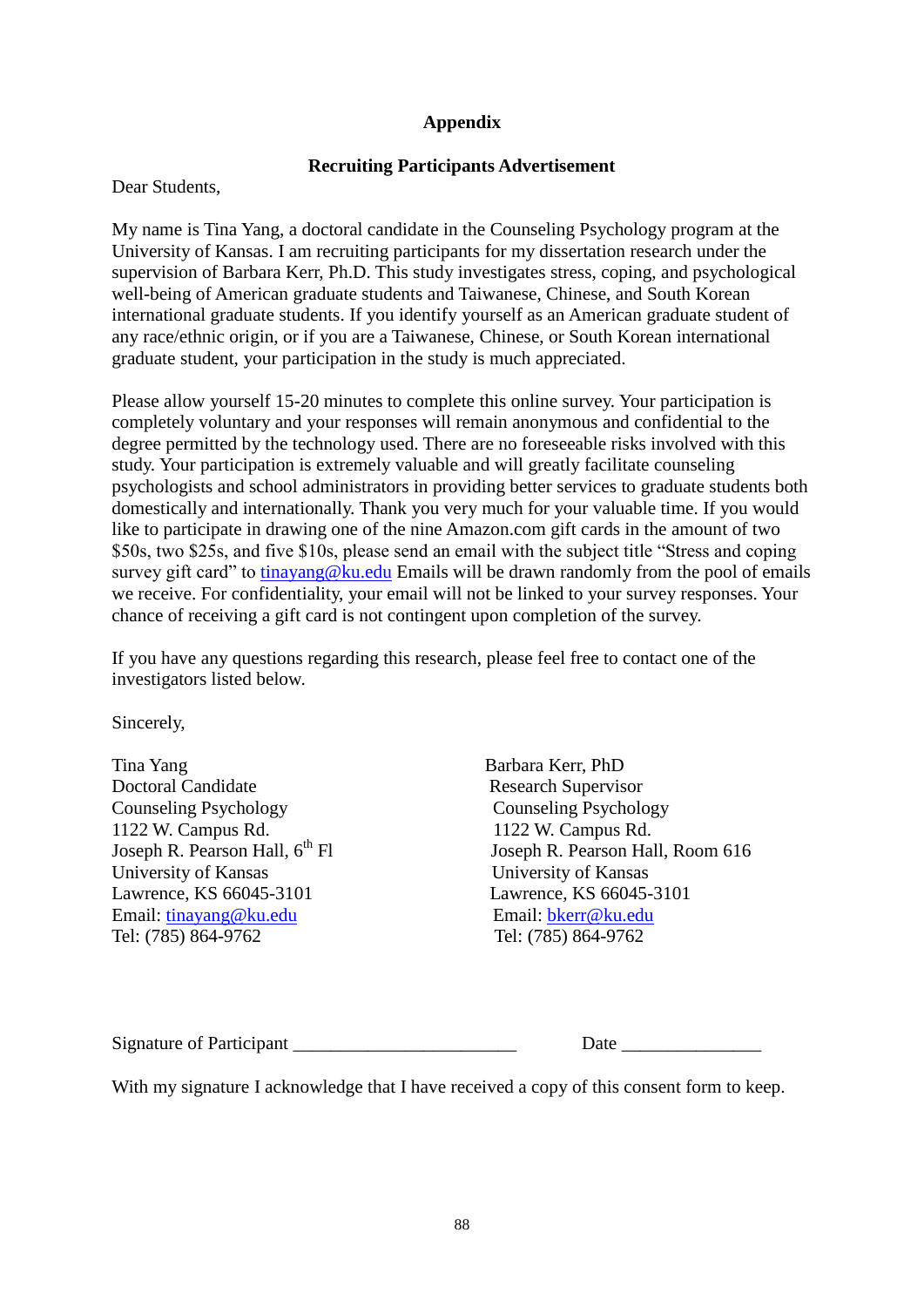# Appendix

## Recruiting Participants Advertisement

Dear Students,

My name is Tina Yang, a doctoral candidate in the Counseling Psychology program at the University of Kansas. I am recruiting participants for my dissertation research under the supervision of Barbara Kerr, Ph.D. This study investigates stress, coping, and psychological well-being of American graduate students and Taiwanese, Chinese, and South Korean international graduate students. If you identify yourself as an American graduate student of any race/ethnic origin, or if you are a Taiwanese, Chinese, or South Korean international graduate student, your participation in the study is much appreciated.

Please allow yourself 15-20 minutes to complete this online survey. Your participation is completely voluntary and your responses will remain anonymous and confidential to the degree permitted by the technology used. There are no foreseeable risks involved with this study. Your participation is extremely valuable and will greatly facilitate counseling psychologists and school administrators in providing better services to graduate students both domestically and internationally. Thank you very much for your valuable time. If you would like to participate in drawing one of the nine Amazon.com gift cards in the amount of two $50s, two $25s, and five $10s, please send an email with the subject title "Stress and coping survey gift card" to tinayang@ku.edu Emails will be drawn randomly from the pool of emails we receive. For confidentiality, your email will not be linked to your survey responses. Your chance of receiving a gift card is not contingent upon completion of the survey.

If you have any questions regarding this research, please feel free to contact one of the investigators listed below.

Sincerely,

Tina Yang
Doctoral Candidate
Counseling Psychology
1122 W. Campus Rd.
Joseph R. Pearson Hall, 6th Fl
University of Kansas
Lawrence, KS 66045-3101
Email: tinayang@ku.edu
Tel: (785) 864-9762

Barbara Kerr, PhD
Research Supervisor
Counseling Psychology
1122 W. Campus Rd.
Joseph R. Pearson Hall, Room 616
University of Kansas
Lawrence, KS 66045-3101
Email: bkerr@ku.edu
Tel: (785) 864-9762

Signature of Participant ________________________ Date _______________

With my signature I acknowledge that I have received a copy of this consent form to keep.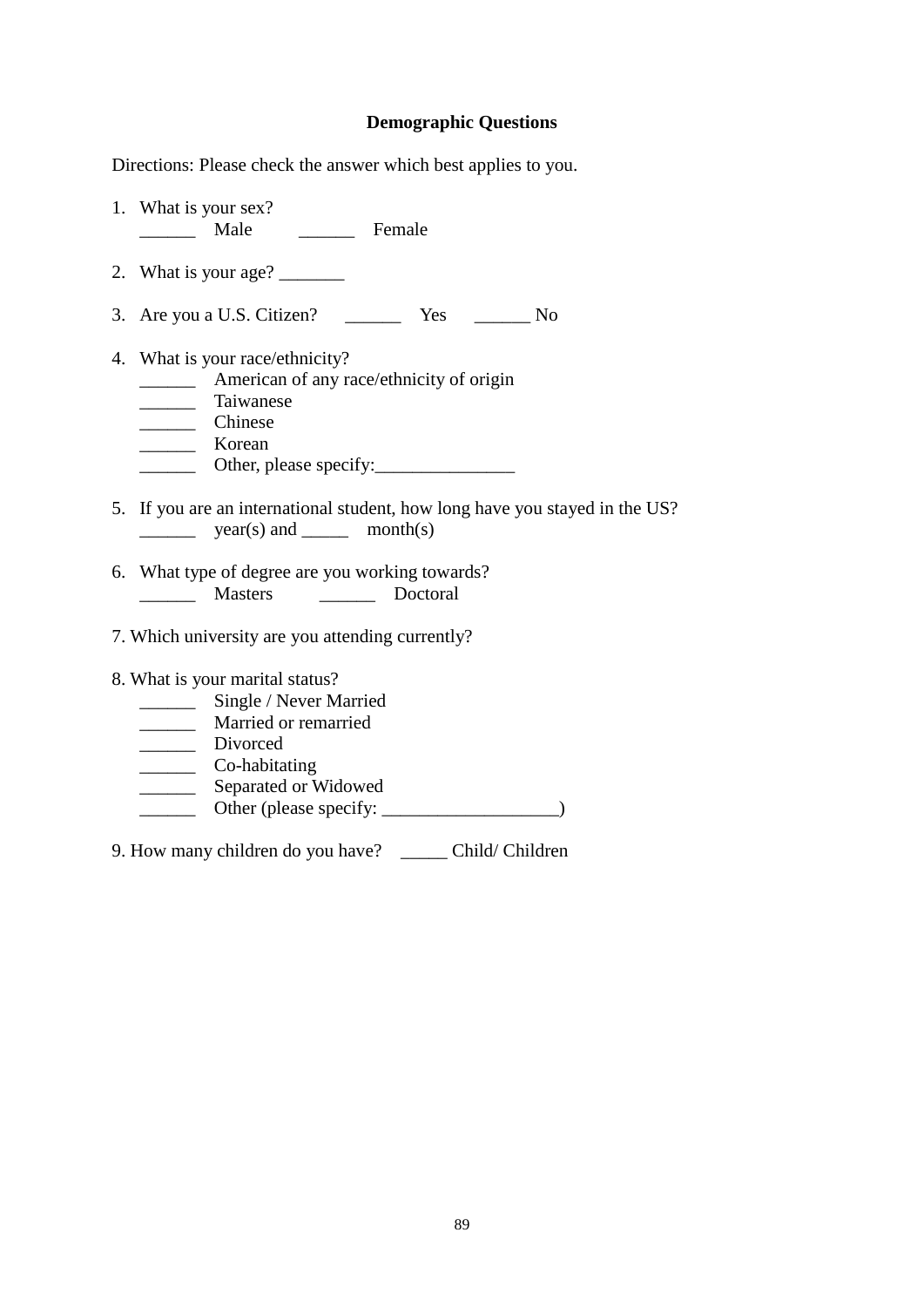## Demographic Questions

Directions: Please check the answer which best applies to you.

1. What is your sex?
   ______ Male ______ Female

2. What is your age? _______

3. Are you a U.S. Citizen? ______ Yes ______ No

4. What is your race/ethnicity?
   ______ American of any race/ethnicity of origin
   ______ Taiwanese
   ______ Chinese
   ______ Korean
   ______ Other, please specify:_______________

5. If you are an international student, how long have you stayed in the US?
   ______ year(s) and _____ month(s)

6. What type of degree are you working towards?
   ______ Masters ______ Doctoral

7. Which university are you attending currently?

8. What is your marital status?
   ______ Single / Never Married
   ______ Married or remarried
   ______ Divorced
   ______ Co-habitating
   ______ Separated or Widowed
   ______ Other (please specify: ___________________)

9. How many children do you have? _____ Child/ Children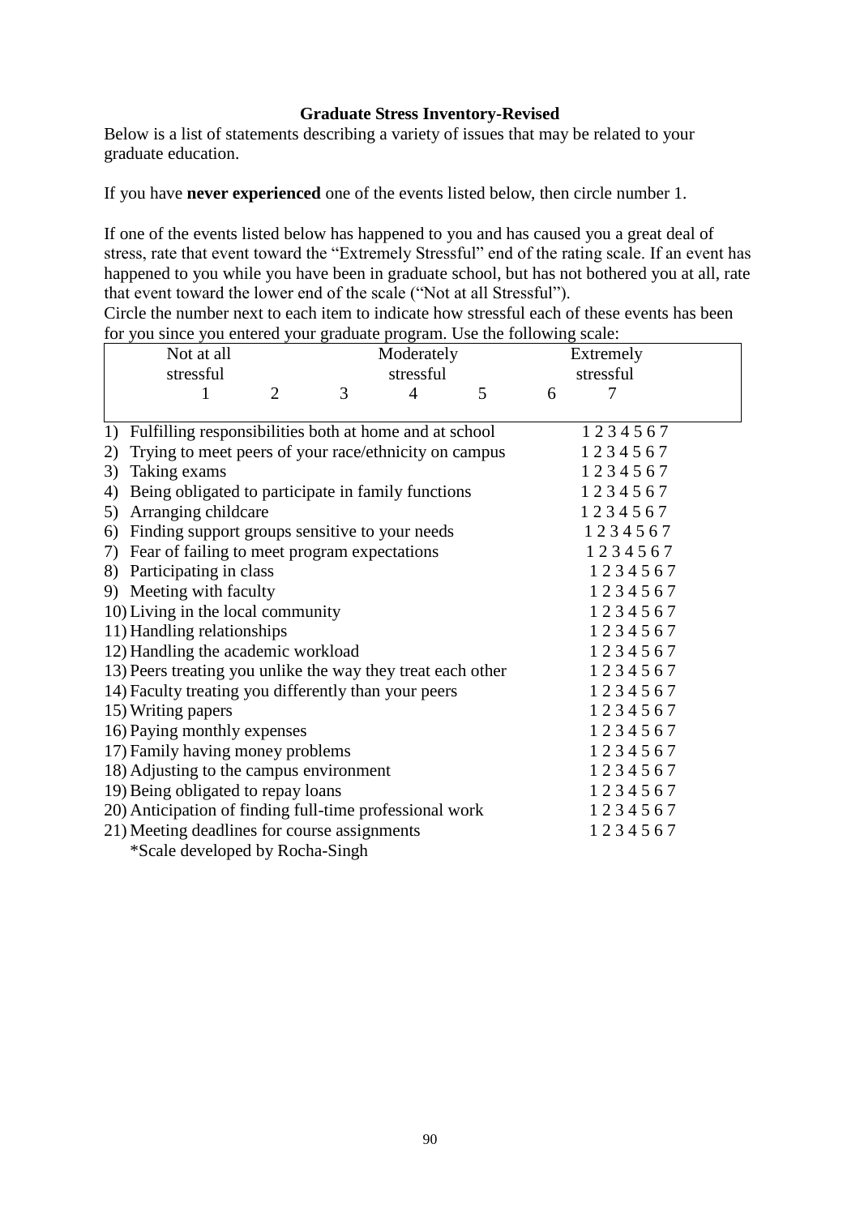**Graduate Stress Inventory-Revised**

Below is a list of statements describing a variety of issues that may be related to your graduate education.

If you have **never experienced** one of the events listed below, then circle number 1.

If one of the events listed below has happened to you and has caused you a great deal of stress, rate that event toward the "Extremely Stressful" end of the rating scale. If an event has happened to you while you have been in graduate school, but has not bothered you at all, rate that event toward the lower end of the scale ("Not at all Stressful").

Circle the number next to each item to indicate how stressful each of these events has been for you since you entered your graduate program. Use the following scale:

| Not at all stressful | | | Moderately stressful | | | Extremely stressful |
|---|---|---|---|---|---|---|
| 1 | 2 | 3 | 4 | 5 | 6 | 7 |

| Item | Rating |
|---|---|
| 1) Fulfilling responsibilities both at home and at school | 1 2 3 4 5 6 7 |
| 2) Trying to meet peers of your race/ethnicity on campus | 1 2 3 4 5 6 7 |
| 3) Taking exams | 1 2 3 4 5 6 7 |
| 4) Being obligated to participate in family functions | 1 2 3 4 5 6 7 |
| 5) Arranging childcare | 1 2 3 4 5 6 7 |
| 6) Finding support groups sensitive to your needs | 1 2 3 4 5 6 7 |
| 7) Fear of failing to meet program expectations | 1 2 3 4 5 6 7 |
| 8) Participating in class | 1 2 3 4 5 6 7 |
| 9) Meeting with faculty | 1 2 3 4 5 6 7 |
| 10) Living in the local community | 1 2 3 4 5 6 7 |
| 11) Handling relationships | 1 2 3 4 5 6 7 |
| 12) Handling the academic workload | 1 2 3 4 5 6 7 |
| 13) Peers treating you unlike the way they treat each other | 1 2 3 4 5 6 7 |
| 14) Faculty treating you differently than your peers | 1 2 3 4 5 6 7 |
| 15) Writing papers | 1 2 3 4 5 6 7 |
| 16) Paying monthly expenses | 1 2 3 4 5 6 7 |
| 17) Family having money problems | 1 2 3 4 5 6 7 |
| 18) Adjusting to the campus environment | 1 2 3 4 5 6 7 |
| 19) Being obligated to repay loans | 1 2 3 4 5 6 7 |
| 20) Anticipation of finding full-time professional work | 1 2 3 4 5 6 7 |
| 21) Meeting deadlines for course assignments | 1 2 3 4 5 6 7 |

*Scale developed by Rocha-Singh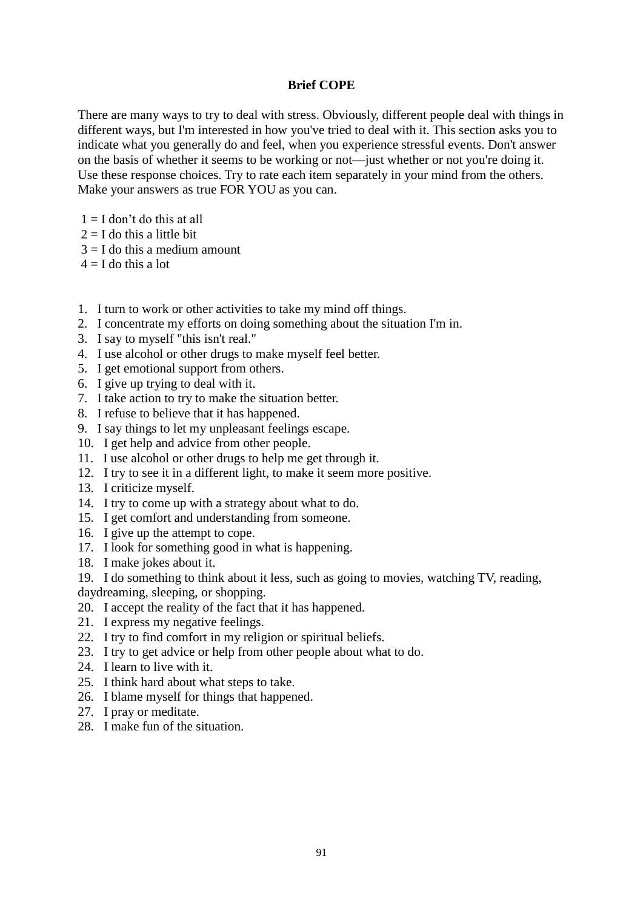**Brief COPE**

There are many ways to try to deal with stress. Obviously, different people deal with things in different ways, but I'm interested in how you've tried to deal with it. This section asks you to indicate what you generally do and feel, when you experience stressful events. Don't answer on the basis of whether it seems to be working or not—just whether or not you're doing it. Use these response choices. Try to rate each item separately in your mind from the others. Make your answers as true FOR YOU as you can.

1 = I don't do this at all
2 = I do this a little bit
3 = I do this a medium amount
4 = I do this a lot

1. I turn to work or other activities to take my mind off things.
2. I concentrate my efforts on doing something about the situation I'm in.
3. I say to myself "this isn't real."
4. I use alcohol or other drugs to make myself feel better.
5. I get emotional support from others.
6. I give up trying to deal with it.
7. I take action to try to make the situation better.
8. I refuse to believe that it has happened.
9. I say things to let my unpleasant feelings escape.
10. I get help and advice from other people.
11. I use alcohol or other drugs to help me get through it.
12. I try to see it in a different light, to make it seem more positive.
13. I criticize myself.
14. I try to come up with a strategy about what to do.
15. I get comfort and understanding from someone.
16. I give up the attempt to cope.
17. I look for something good in what is happening.
18. I make jokes about it.
19. I do something to think about it less, such as going to movies, watching TV, reading, daydreaming, sleeping, or shopping.
20. I accept the reality of the fact that it has happened.
21. I express my negative feelings.
22. I try to find comfort in my religion or spiritual beliefs.
23. I try to get advice or help from other people about what to do.
24. I learn to live with it.
25. I think hard about what steps to take.
26. I blame myself for things that happened.
27. I pray or meditate.
28. I make fun of the situation.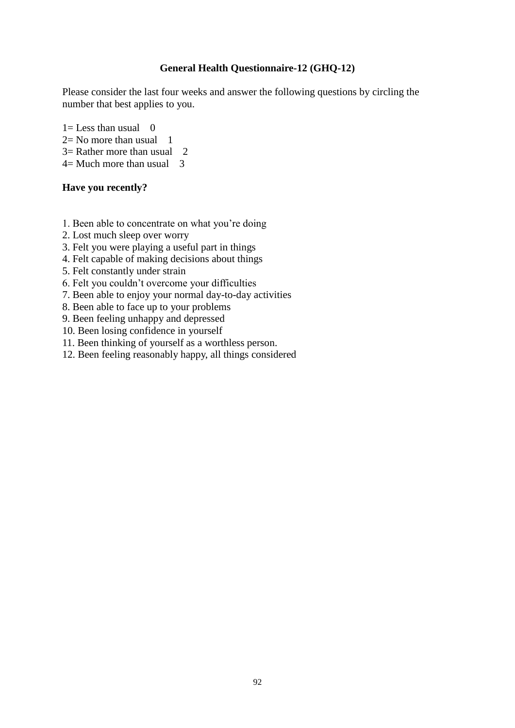**General Health Questionnaire-12 (GHQ-12)**

Please consider the last four weeks and answer the following questions by circling the number that best applies to you.

1= Less than usual 0
2= No more than usual 1
3= Rather more than usual 2
4= Much more than usual 3

**Have you recently?**

1. Been able to concentrate on what you're doing
2. Lost much sleep over worry
3. Felt you were playing a useful part in things
4. Felt capable of making decisions about things
5. Felt constantly under strain
6. Felt you couldn't overcome your difficulties
7. Been able to enjoy your normal day-to-day activities
8. Been able to face up to your problems
9. Been feeling unhappy and depressed
10. Been losing confidence in yourself
11. Been thinking of yourself as a worthless person.
12. Been feeling reasonably happy, all things considered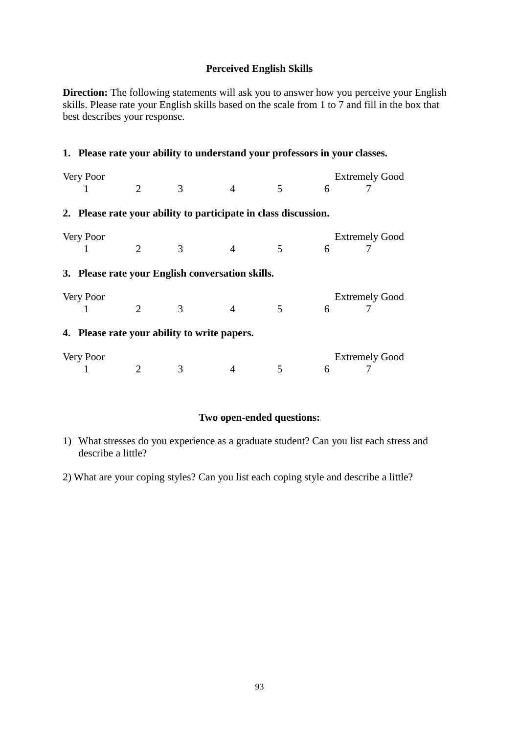**Perceived English Skills**

**Direction:** The following statements will ask you to answer how you perceive your English skills. Please rate your English skills based on the scale from 1 to 7 and fill in the box that best describes your response.

**1. Please rate your ability to understand your professors in your classes.**

Very Poor                                                                                   Extremely Good
1          2          3          4          5          6          7

**2. Please rate your ability to participate in class discussion.**

Very Poor                                                                                   Extremely Good
1          2          3          4          5          6          7

**3. Please rate your English conversation skills.**

Very Poor                                                                                   Extremely Good
1          2          3          4          5          6          7

**4. Please rate your ability to write papers.**

Very Poor                                                                                   Extremely Good
1          2          3          4          5          6          7

**Two open-ended questions:**

1) What stresses do you experience as a graduate student? Can you list each stress and describe a little?

2) What are your coping styles? Can you list each coping style and describe a little?